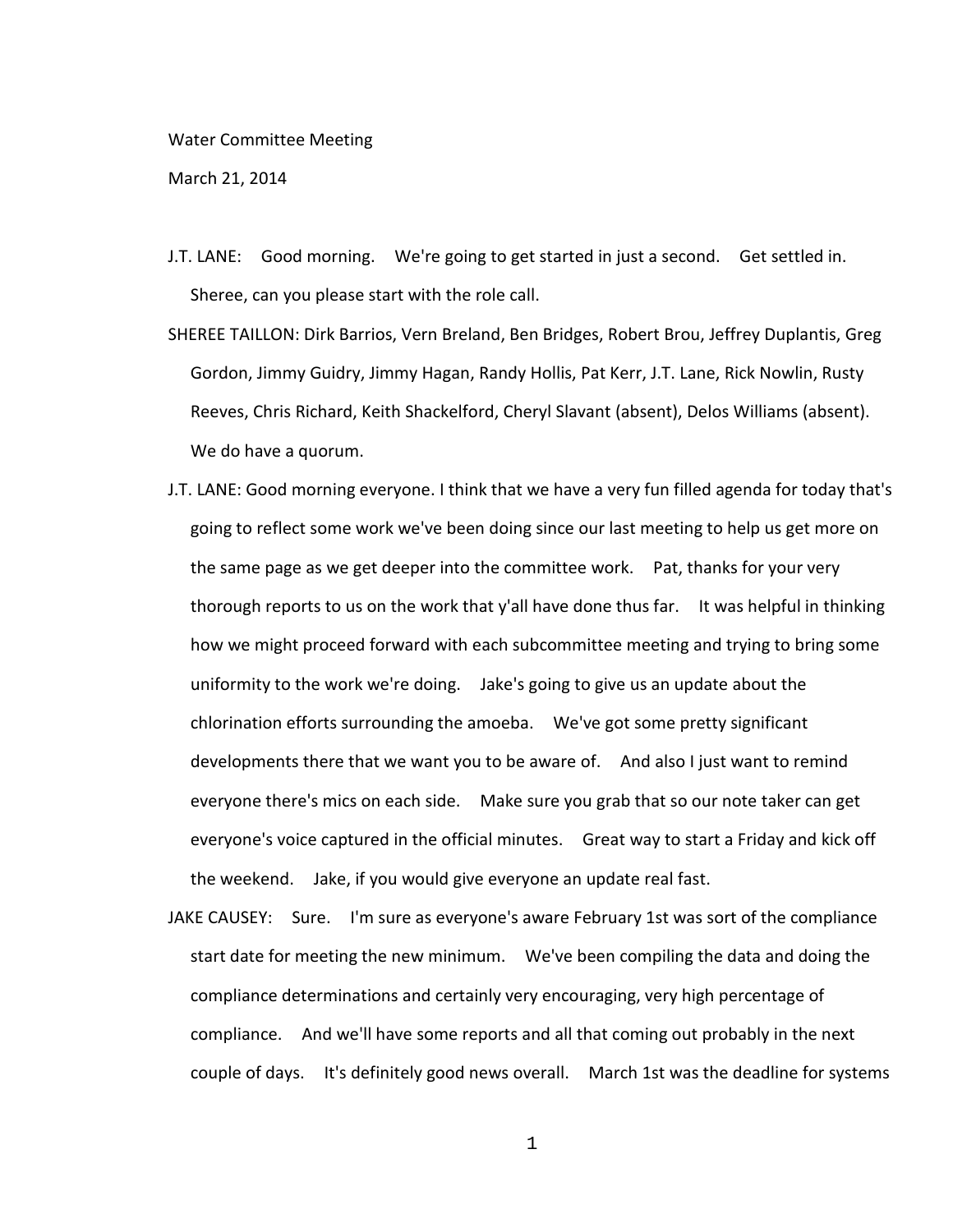Water Committee Meeting

March 21, 2014

J.T. LANE: Good morning. We're going to get started in just a second. Get settled in. Sheree, can you please start with the role call.

SHEREE TAILLON: Dirk Barrios, Vern Breland, Ben Bridges, Robert Brou, Jeffrey Duplantis, Greg Gordon, Jimmy Guidry, Jimmy Hagan, Randy Hollis, Pat Kerr, J.T. Lane, Rick Nowlin, Rusty Reeves, Chris Richard, Keith Shackelford, Cheryl Slavant (absent), Delos Williams (absent). We do have a quorum.

J.T. LANE: Good morning everyone. I think that we have a very fun filled agenda for today that's going to reflect some work we've been doing since our last meeting to help us get more on the same page as we get deeper into the committee work. Pat, thanks for your very thorough reports to us on the work that y'all have done thus far. It was helpful in thinking how we might proceed forward with each subcommittee meeting and trying to bring some uniformity to the work we're doing. Jake's going to give us an update about the chlorination efforts surrounding the amoeba. We've got some pretty significant developments there that we want you to be aware of. And also I just want to remind everyone there's mics on each side. Make sure you grab that so our note taker can get everyone's voice captured in the official minutes. Great way to start a Friday and kick off the weekend. Jake, if you would give everyone an update real fast.

JAKE CAUSEY: Sure. I'm sure as everyone's aware February 1st was sort of the compliance start date for meeting the new minimum. We've been compiling the data and doing the compliance determinations and certainly very encouraging, very high percentage of compliance. And we'll have some reports and all that coming out probably in the next couple of days. It's definitely good news overall. March 1st was the deadline for systems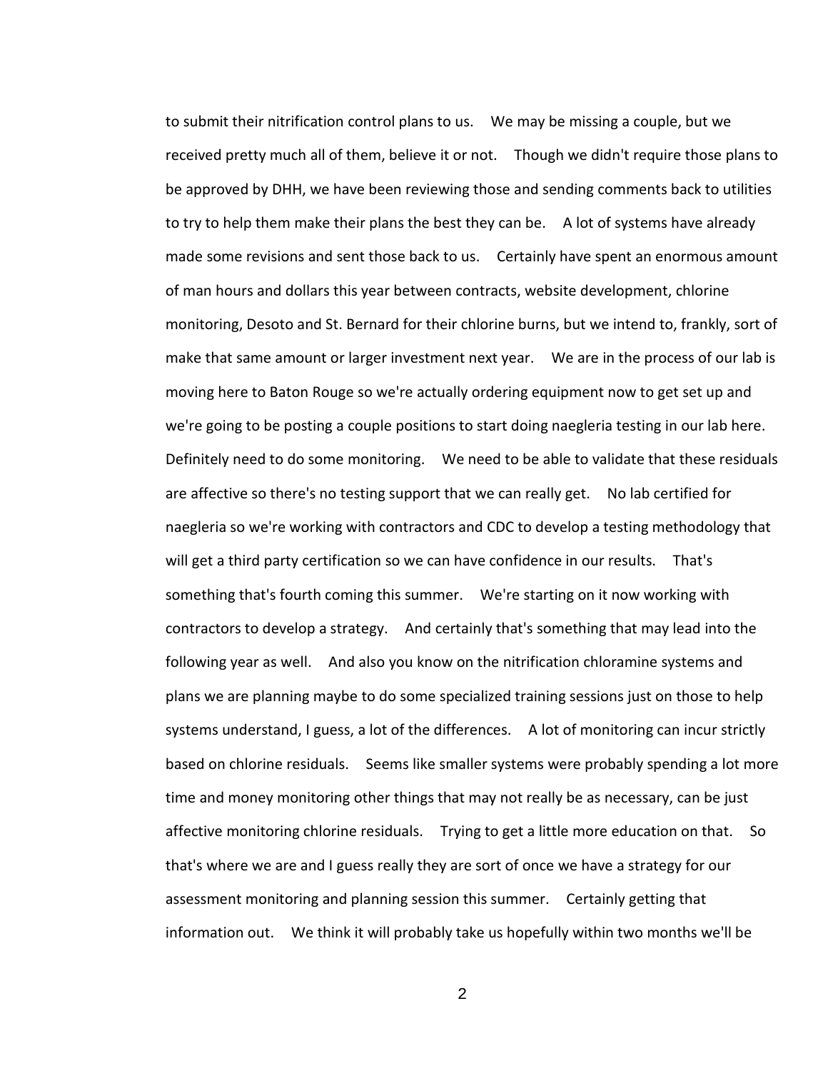to submit their nitrification control plans to us. We may be missing a couple, but we received pretty much all of them, believe it or not. Though we didn't require those plans to be approved by DHH, we have been reviewing those and sending comments back to utilities to try to help them make their plans the best they can be. A lot of systems have already made some revisions and sent those back to us. Certainly have spent an enormous amount of man hours and dollars this year between contracts, website development, chlorine monitoring, Desoto and St. Bernard for their chlorine burns, but we intend to, frankly, sort of make that same amount or larger investment next year. We are in the process of our lab is moving here to Baton Rouge so we're actually ordering equipment now to get set up and we're going to be posting a couple positions to start doing naegleria testing in our lab here. Definitely need to do some monitoring. We need to be able to validate that these residuals are affective so there's no testing support that we can really get. No lab certified for naegleria so we're working with contractors and CDC to develop a testing methodology that will get a third party certification so we can have confidence in our results. That's something that's fourth coming this summer. We're starting on it now working with contractors to develop a strategy. And certainly that's something that may lead into the following year as well. And also you know on the nitrification chloramine systems and plans we are planning maybe to do some specialized training sessions just on those to help systems understand, I guess, a lot of the differences. A lot of monitoring can incur strictly based on chlorine residuals. Seems like smaller systems were probably spending a lot more time and money monitoring other things that may not really be as necessary, can be just affective monitoring chlorine residuals. Trying to get a little more education on that. So that's where we are and I guess really they are sort of once we have a strategy for our assessment monitoring and planning session this summer. Certainly getting that information out. We think it will probably take us hopefully within two months we'll be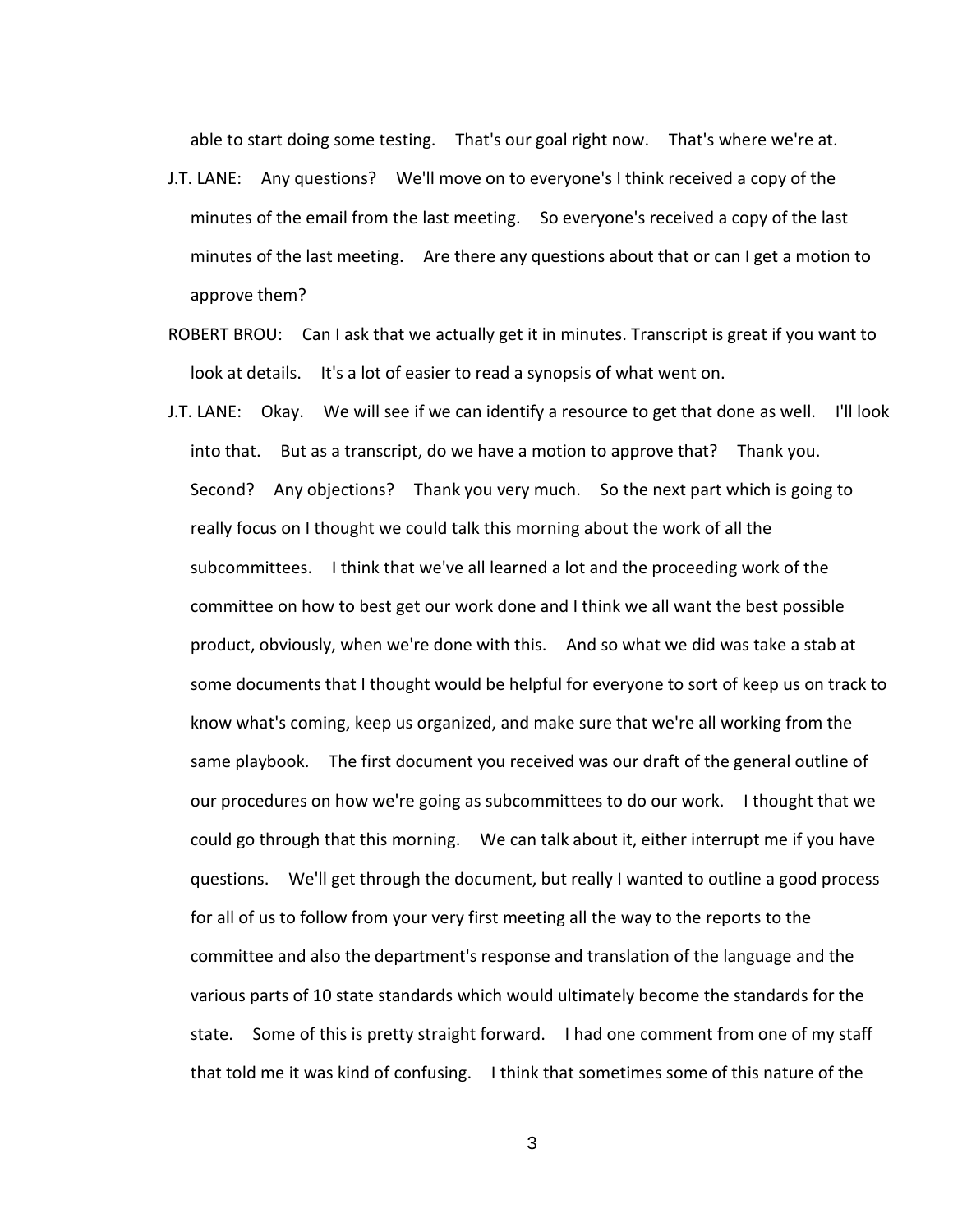able to start doing some testing. That's our goal right now. That's where we're at.

J.T. LANE: Any questions? We'll move on to everyone's I think received a copy of the minutes of the email from the last meeting. So everyone's received a copy of the last minutes of the last meeting. Are there any questions about that or can I get a motion to approve them?

ROBERT BROU: Can I ask that we actually get it in minutes. Transcript is great if you want to look at details. It's a lot of easier to read a synopsis of what went on.

J.T. LANE: Okay. We will see if we can identify a resource to get that done as well. I'll look into that. But as a transcript, do we have a motion to approve that? Thank you. Second? Any objections? Thank you very much. So the next part which is going to really focus on I thought we could talk this morning about the work of all the subcommittees. I think that we've all learned a lot and the proceeding work of the committee on how to best get our work done and I think we all want the best possible product, obviously, when we're done with this. And so what we did was take a stab at some documents that I thought would be helpful for everyone to sort of keep us on track to know what's coming, keep us organized, and make sure that we're all working from the same playbook. The first document you received was our draft of the general outline of our procedures on how we're going as subcommittees to do our work. I thought that we could go through that this morning. We can talk about it, either interrupt me if you have questions. We'll get through the document, but really I wanted to outline a good process for all of us to follow from your very first meeting all the way to the reports to the committee and also the department's response and translation of the language and the various parts of 10 state standards which would ultimately become the standards for the state. Some of this is pretty straight forward. I had one comment from one of my staff that told me it was kind of confusing. I think that sometimes some of this nature of the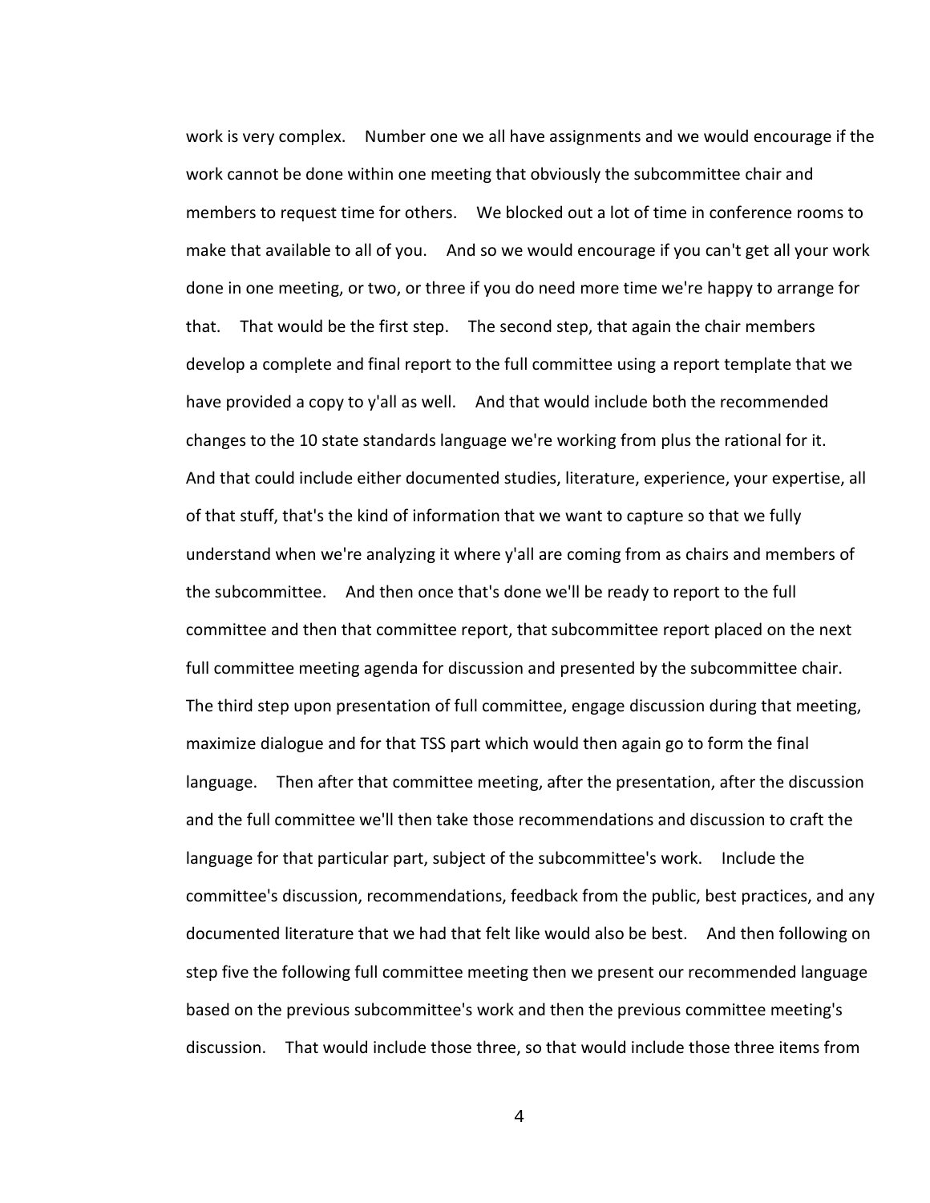work is very complex. Number one we all have assignments and we would encourage if the work cannot be done within one meeting that obviously the subcommittee chair and members to request time for others. We blocked out a lot of time in conference rooms to make that available to all of you. And so we would encourage if you can't get all your work done in one meeting, or two, or three if you do need more time we're happy to arrange for that. That would be the first step. The second step, that again the chair members develop a complete and final report to the full committee using a report template that we have provided a copy to y'all as well. And that would include both the recommended changes to the 10 state standards language we're working from plus the rational for it. And that could include either documented studies, literature, experience, your expertise, all of that stuff, that's the kind of information that we want to capture so that we fully understand when we're analyzing it where y'all are coming from as chairs and members of the subcommittee. And then once that's done we'll be ready to report to the full committee and then that committee report, that subcommittee report placed on the next full committee meeting agenda for discussion and presented by the subcommittee chair. The third step upon presentation of full committee, engage discussion during that meeting, maximize dialogue and for that TSS part which would then again go to form the final language. Then after that committee meeting, after the presentation, after the discussion and the full committee we'll then take those recommendations and discussion to craft the language for that particular part, subject of the subcommittee's work. Include the committee's discussion, recommendations, feedback from the public, best practices, and any documented literature that we had that felt like would also be best. And then following on step five the following full committee meeting then we present our recommended language based on the previous subcommittee's work and then the previous committee meeting's discussion. That would include those three, so that would include those three items from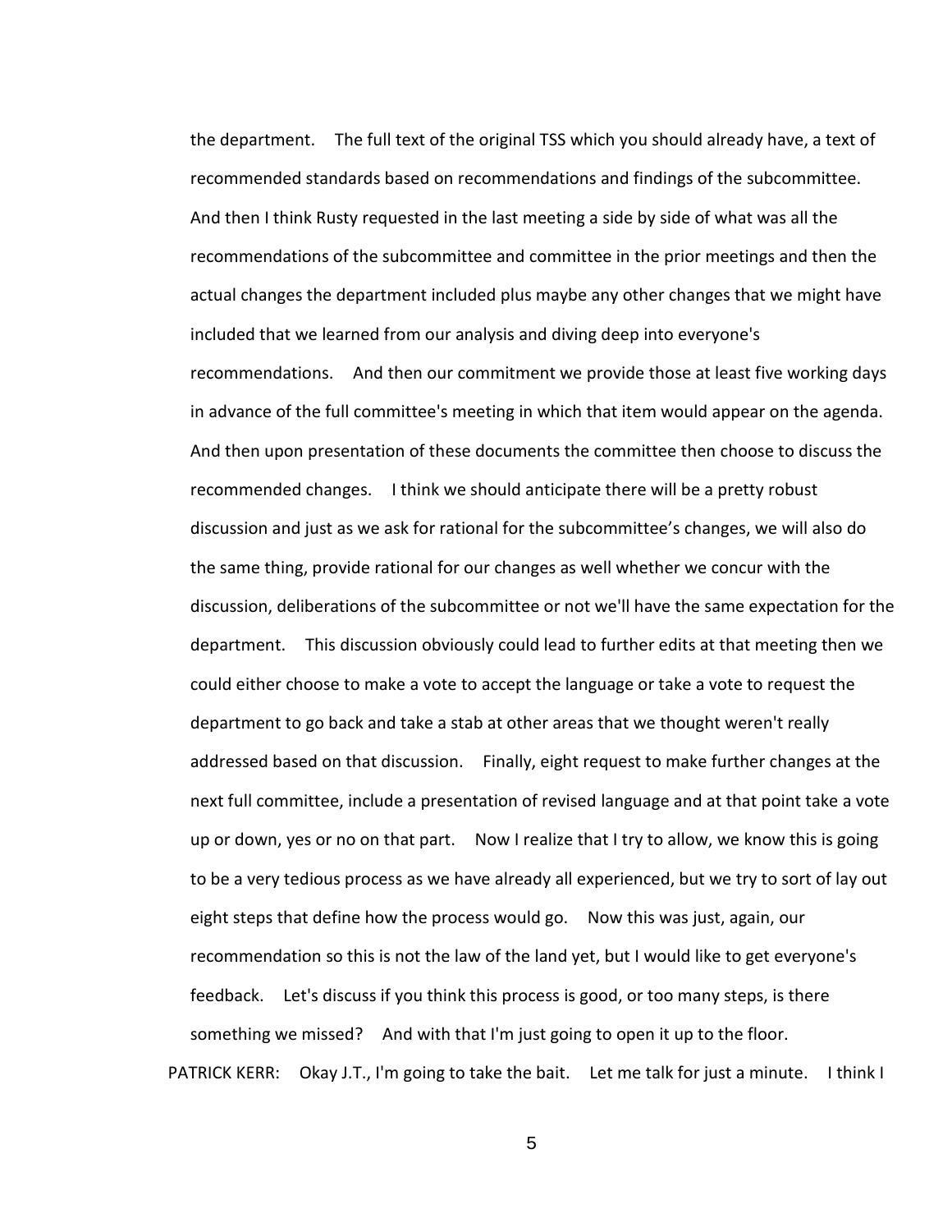the department. The full text of the original TSS which you should already have, a text of recommended standards based on recommendations and findings of the subcommittee. And then I think Rusty requested in the last meeting a side by side of what was all the recommendations of the subcommittee and committee in the prior meetings and then the actual changes the department included plus maybe any other changes that we might have included that we learned from our analysis and diving deep into everyone's recommendations. And then our commitment we provide those at least five working days in advance of the full committee's meeting in which that item would appear on the agenda. And then upon presentation of these documents the committee then choose to discuss the recommended changes. I think we should anticipate there will be a pretty robust discussion and just as we ask for rational for the subcommittee's changes, we will also do the same thing, provide rational for our changes as well whether we concur with the discussion, deliberations of the subcommittee or not we'll have the same expectation for the department. This discussion obviously could lead to further edits at that meeting then we could either choose to make a vote to accept the language or take a vote to request the department to go back and take a stab at other areas that we thought weren't really addressed based on that discussion. Finally, eight request to make further changes at the next full committee, include a presentation of revised language and at that point take a vote up or down, yes or no on that part. Now I realize that I try to allow, we know this is going to be a very tedious process as we have already all experienced, but we try to sort of lay out eight steps that define how the process would go. Now this was just, again, our recommendation so this is not the law of the land yet, but I would like to get everyone's feedback. Let's discuss if you think this process is good, or too many steps, is there something we missed? And with that I'm just going to open it up to the floor.

PATRICK KERR: Okay J.T., I'm going to take the bait. Let me talk for just a minute. I think I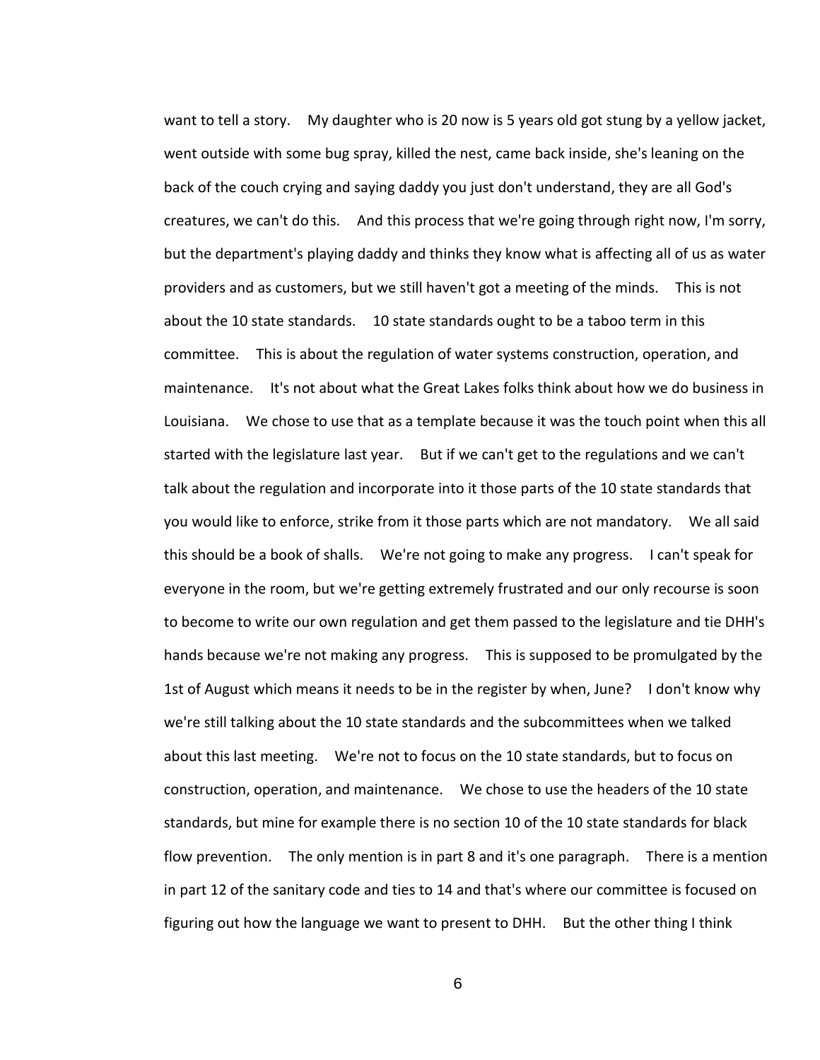want to tell a story. My daughter who is 20 now is 5 years old got stung by a yellow jacket, went outside with some bug spray, killed the nest, came back inside, she's leaning on the back of the couch crying and saying daddy you just don't understand, they are all God's creatures, we can't do this. And this process that we're going through right now, I'm sorry, but the department's playing daddy and thinks they know what is affecting all of us as water providers and as customers, but we still haven't got a meeting of the minds. This is not about the 10 state standards. 10 state standards ought to be a taboo term in this committee. This is about the regulation of water systems construction, operation, and maintenance. It's not about what the Great Lakes folks think about how we do business in Louisiana. We chose to use that as a template because it was the touch point when this all started with the legislature last year. But if we can't get to the regulations and we can't talk about the regulation and incorporate into it those parts of the 10 state standards that you would like to enforce, strike from it those parts which are not mandatory. We all said this should be a book of shalls. We're not going to make any progress. I can't speak for everyone in the room, but we're getting extremely frustrated and our only recourse is soon to become to write our own regulation and get them passed to the legislature and tie DHH's hands because we're not making any progress. This is supposed to be promulgated by the 1st of August which means it needs to be in the register by when, June? I don't know why we're still talking about the 10 state standards and the subcommittees when we talked about this last meeting. We're not to focus on the 10 state standards, but to focus on construction, operation, and maintenance. We chose to use the headers of the 10 state standards, but mine for example there is no section 10 of the 10 state standards for black flow prevention. The only mention is in part 8 and it's one paragraph. There is a mention in part 12 of the sanitary code and ties to 14 and that's where our committee is focused on figuring out how the language we want to present to DHH. But the other thing I think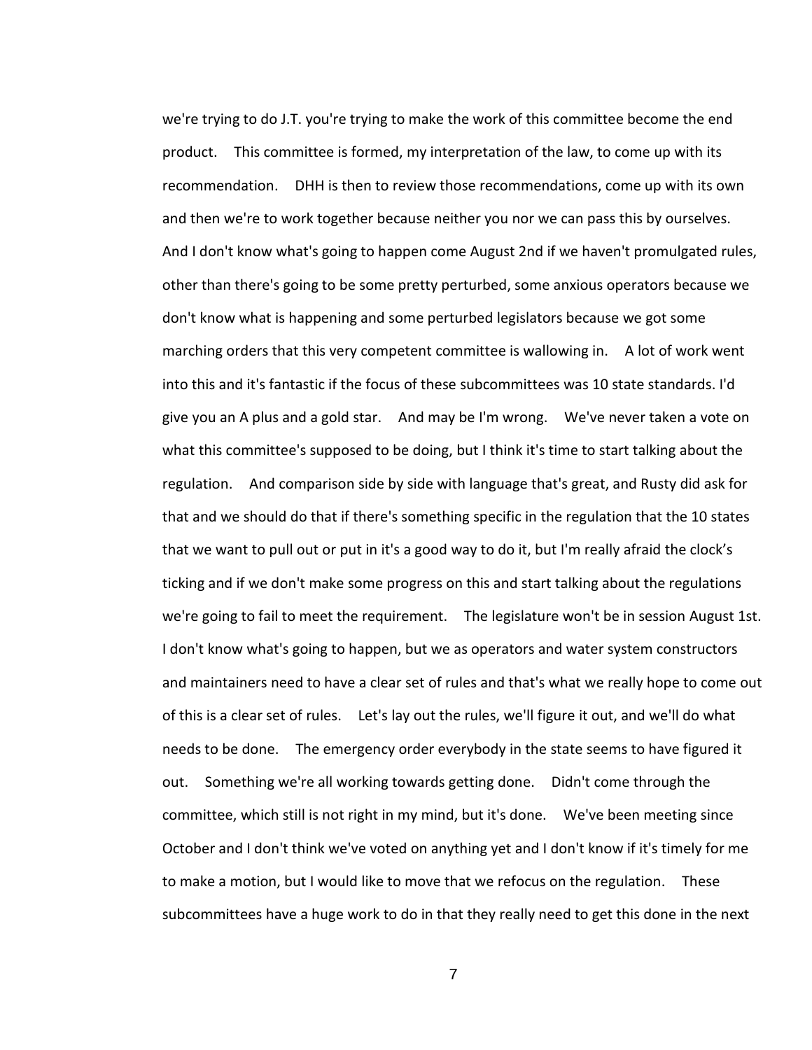we're trying to do J.T. you're trying to make the work of this committee become the end product. This committee is formed, my interpretation of the law, to come up with its recommendation. DHH is then to review those recommendations, come up with its own and then we're to work together because neither you nor we can pass this by ourselves. And I don't know what's going to happen come August 2nd if we haven't promulgated rules, other than there's going to be some pretty perturbed, some anxious operators because we don't know what is happening and some perturbed legislators because we got some marching orders that this very competent committee is wallowing in. A lot of work went into this and it's fantastic if the focus of these subcommittees was 10 state standards. I'd give you an A plus and a gold star. And may be I'm wrong. We've never taken a vote on what this committee's supposed to be doing, but I think it's time to start talking about the regulation. And comparison side by side with language that's great, and Rusty did ask for that and we should do that if there's something specific in the regulation that the 10 states that we want to pull out or put in it's a good way to do it, but I'm really afraid the clock's ticking and if we don't make some progress on this and start talking about the regulations we're going to fail to meet the requirement. The legislature won't be in session August 1st. I don't know what's going to happen, but we as operators and water system constructors and maintainers need to have a clear set of rules and that's what we really hope to come out of this is a clear set of rules. Let's lay out the rules, we'll figure it out, and we'll do what needs to be done. The emergency order everybody in the state seems to have figured it out. Something we're all working towards getting done. Didn't come through the committee, which still is not right in my mind, but it's done. We've been meeting since October and I don't think we've voted on anything yet and I don't know if it's timely for me to make a motion, but I would like to move that we refocus on the regulation. These subcommittees have a huge work to do in that they really need to get this done in the next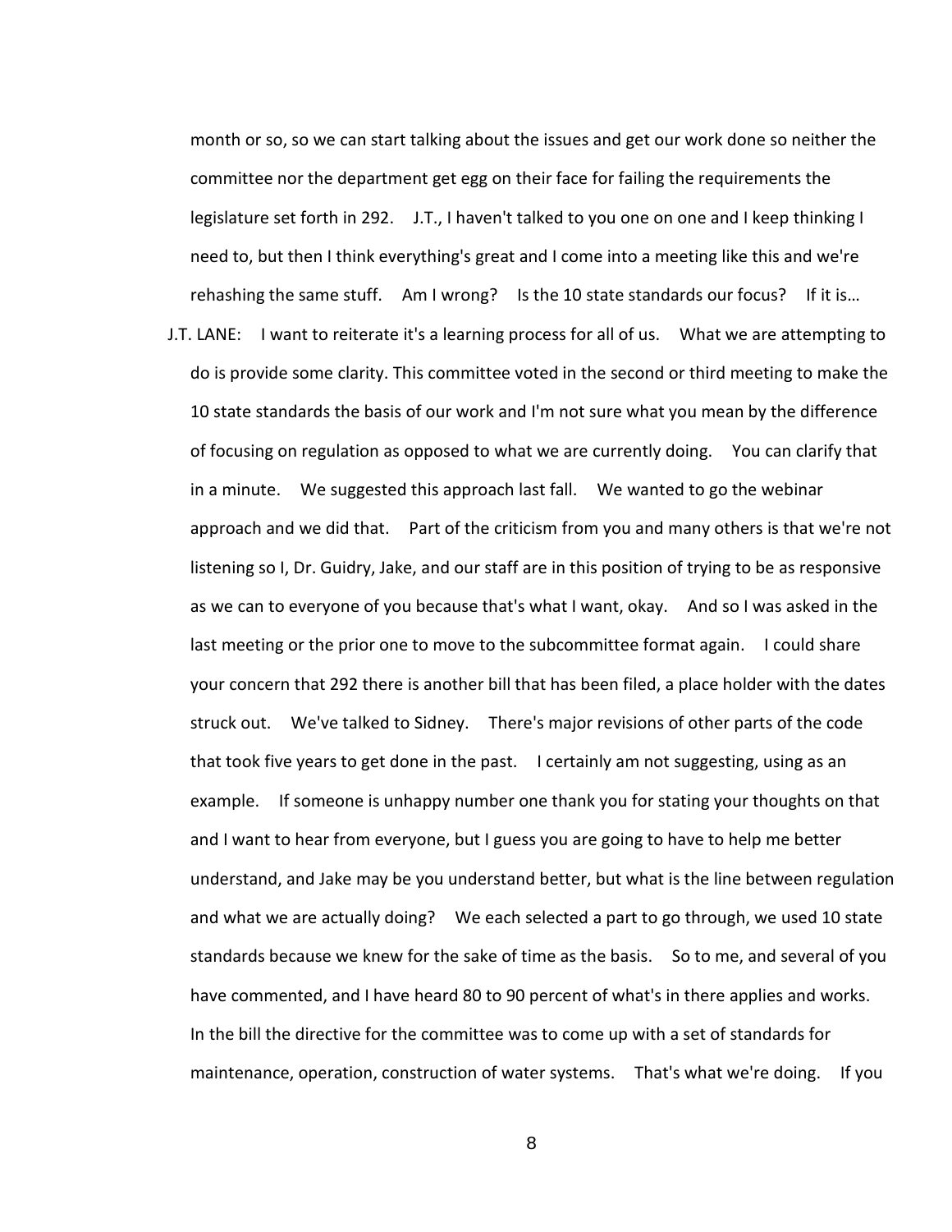month or so, so we can start talking about the issues and get our work done so neither the committee nor the department get egg on their face for failing the requirements the legislature set forth in 292. J.T., I haven't talked to you one on one and I keep thinking I need to, but then I think everything's great and I come into a meeting like this and we're rehashing the same stuff. Am I wrong? Is the 10 state standards our focus? If it is…

J.T. LANE: I want to reiterate it's a learning process for all of us. What we are attempting to do is provide some clarity. This committee voted in the second or third meeting to make the 10 state standards the basis of our work and I'm not sure what you mean by the difference of focusing on regulation as opposed to what we are currently doing. You can clarify that in a minute. We suggested this approach last fall. We wanted to go the webinar approach and we did that. Part of the criticism from you and many others is that we're not listening so I, Dr. Guidry, Jake, and our staff are in this position of trying to be as responsive as we can to everyone of you because that's what I want, okay. And so I was asked in the last meeting or the prior one to move to the subcommittee format again. I could share your concern that 292 there is another bill that has been filed, a place holder with the dates struck out. We've talked to Sidney. There's major revisions of other parts of the code that took five years to get done in the past. I certainly am not suggesting, using as an example. If someone is unhappy number one thank you for stating your thoughts on that and I want to hear from everyone, but I guess you are going to have to help me better understand, and Jake may be you understand better, but what is the line between regulation and what we are actually doing? We each selected a part to go through, we used 10 state standards because we knew for the sake of time as the basis. So to me, and several of you have commented, and I have heard 80 to 90 percent of what's in there applies and works. In the bill the directive for the committee was to come up with a set of standards for maintenance, operation, construction of water systems. That's what we're doing. If you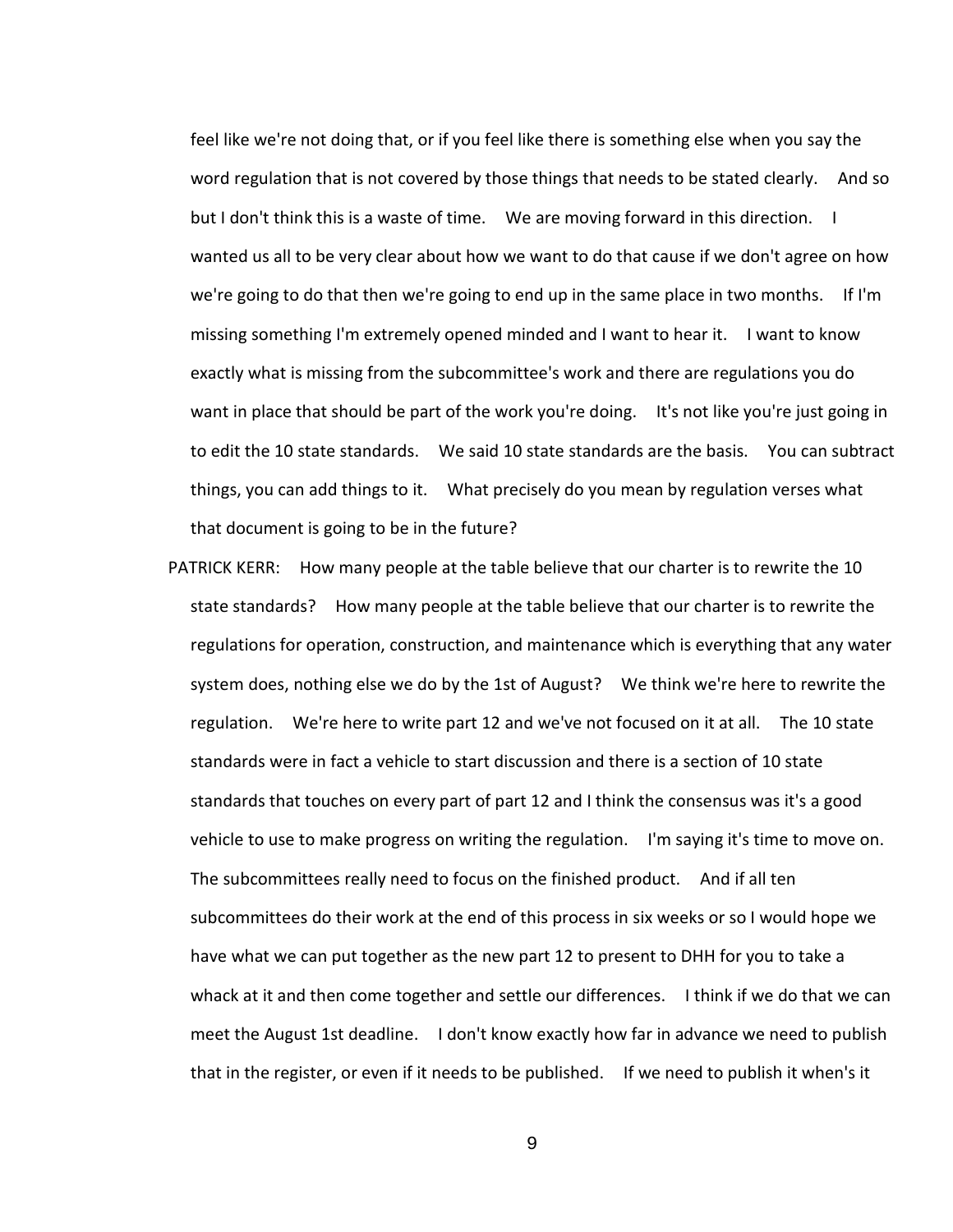feel like we're not doing that, or if you feel like there is something else when you say the word regulation that is not covered by those things that needs to be stated clearly. And so but I don't think this is a waste of time. We are moving forward in this direction. I wanted us all to be very clear about how we want to do that cause if we don't agree on how we're going to do that then we're going to end up in the same place in two months. If I'm missing something I'm extremely opened minded and I want to hear it. I want to know exactly what is missing from the subcommittee's work and there are regulations you do want in place that should be part of the work you're doing. It's not like you're just going in to edit the 10 state standards. We said 10 state standards are the basis. You can subtract things, you can add things to it. What precisely do you mean by regulation verses what that document is going to be in the future?

PATRICK KERR: How many people at the table believe that our charter is to rewrite the 10 state standards? How many people at the table believe that our charter is to rewrite the regulations for operation, construction, and maintenance which is everything that any water system does, nothing else we do by the 1st of August? We think we're here to rewrite the regulation. We're here to write part 12 and we've not focused on it at all. The 10 state standards were in fact a vehicle to start discussion and there is a section of 10 state standards that touches on every part of part 12 and I think the consensus was it's a good vehicle to use to make progress on writing the regulation. I'm saying it's time to move on. The subcommittees really need to focus on the finished product. And if all ten subcommittees do their work at the end of this process in six weeks or so I would hope we have what we can put together as the new part 12 to present to DHH for you to take a whack at it and then come together and settle our differences. I think if we do that we can meet the August 1st deadline. I don't know exactly how far in advance we need to publish that in the register, or even if it needs to be published. If we need to publish it when's it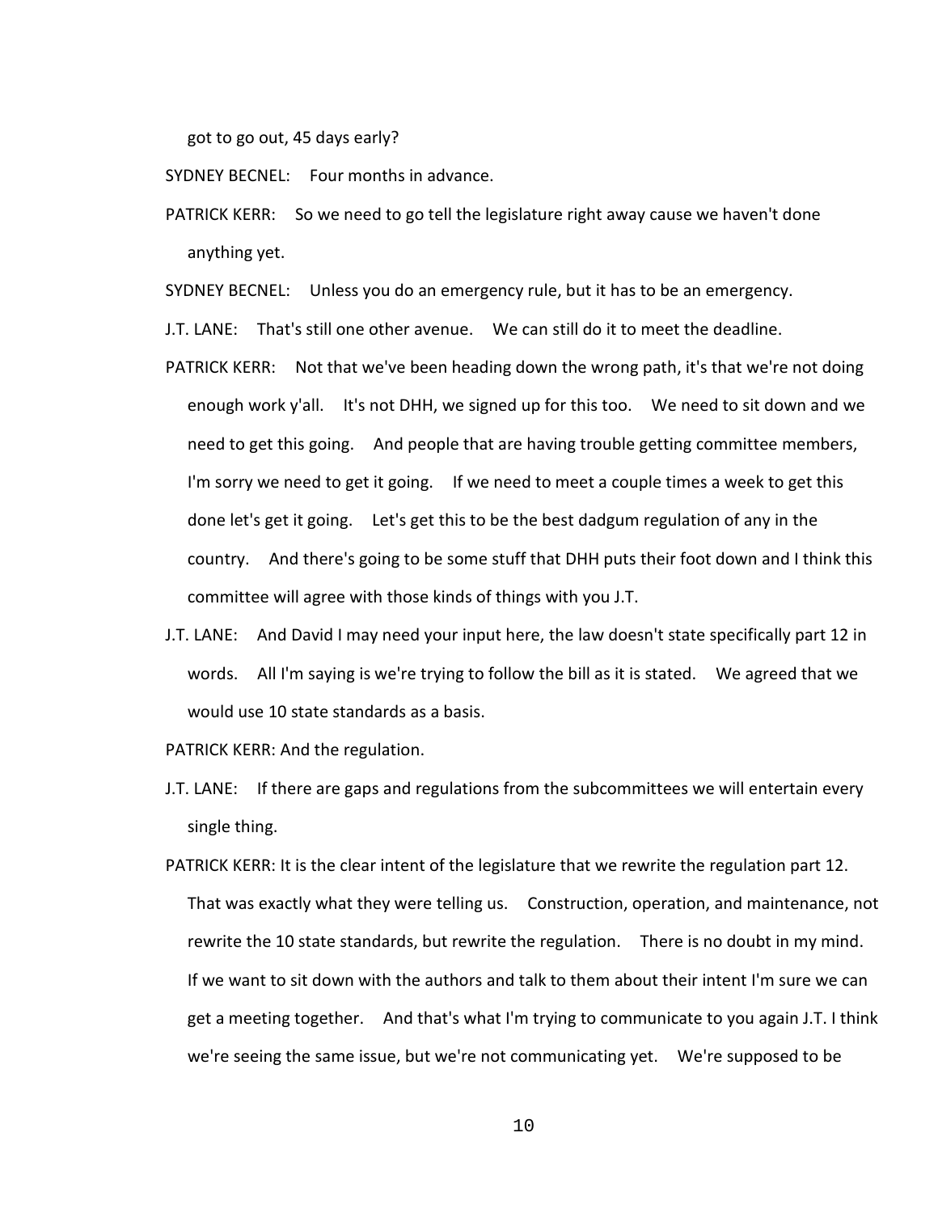got to go out, 45 days early?

SYDNEY BECNEL: Four months in advance.

PATRICK KERR: So we need to go tell the legislature right away cause we haven't done anything yet.

SYDNEY BECNEL: Unless you do an emergency rule, but it has to be an emergency.

J.T. LANE: That's still one other avenue. We can still do it to meet the deadline.

PATRICK KERR: Not that we've been heading down the wrong path, it's that we're not doing enough work y'all. It's not DHH, we signed up for this too. We need to sit down and we need to get this going. And people that are having trouble getting committee members, I'm sorry we need to get it going. If we need to meet a couple times a week to get this done let's get it going. Let's get this to be the best dadgum regulation of any in the country. And there's going to be some stuff that DHH puts their foot down and I think this committee will agree with those kinds of things with you J.T.

J.T. LANE: And David I may need your input here, the law doesn't state specifically part 12 in words. All I'm saying is we're trying to follow the bill as it is stated. We agreed that we would use 10 state standards as a basis.

PATRICK KERR: And the regulation.

J.T. LANE: If there are gaps and regulations from the subcommittees we will entertain every single thing.

PATRICK KERR: It is the clear intent of the legislature that we rewrite the regulation part 12. That was exactly what they were telling us. Construction, operation, and maintenance, not rewrite the 10 state standards, but rewrite the regulation. There is no doubt in my mind. If we want to sit down with the authors and talk to them about their intent I'm sure we can get a meeting together. And that's what I'm trying to communicate to you again J.T. I think we're seeing the same issue, but we're not communicating yet. We're supposed to be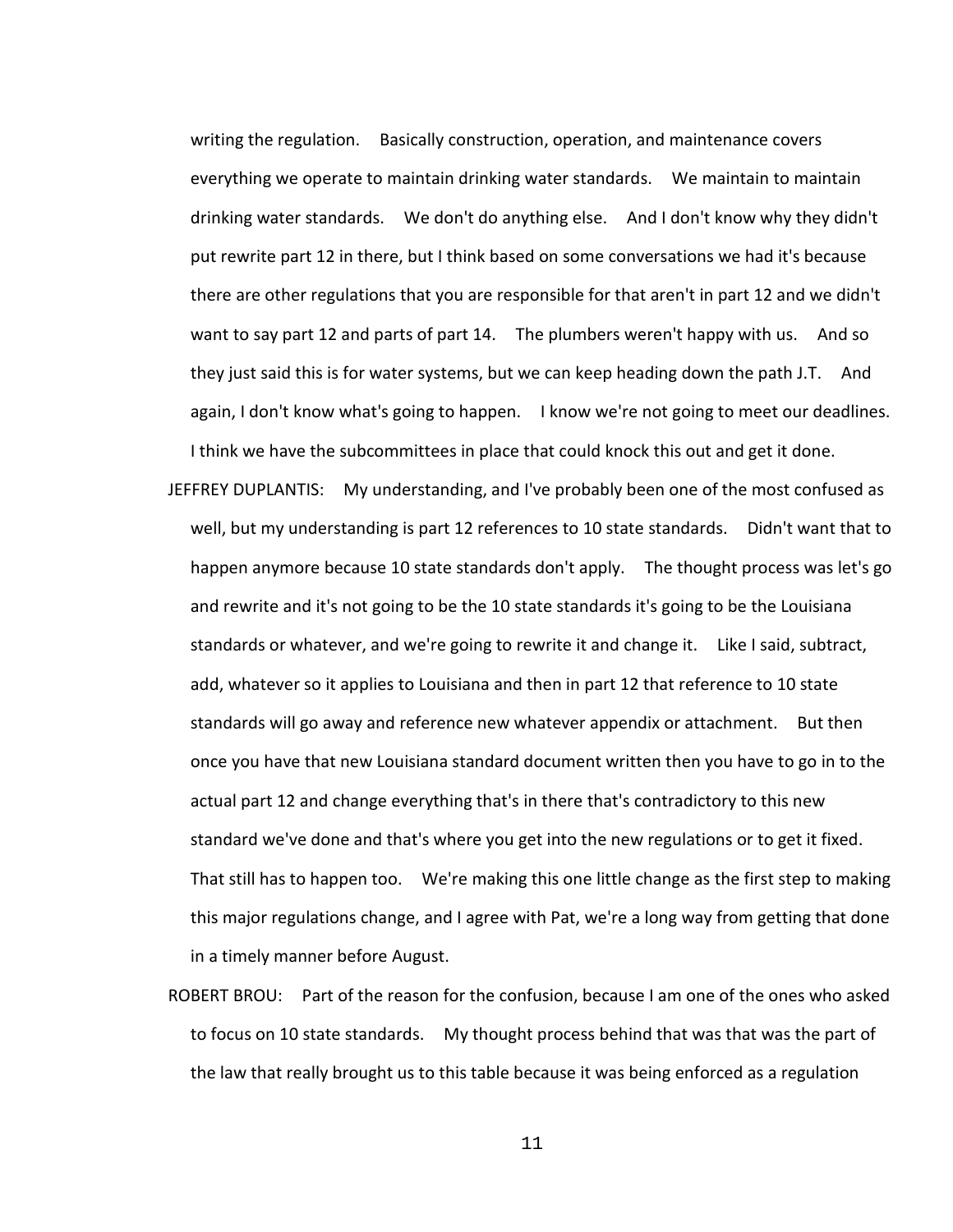writing the regulation. Basically construction, operation, and maintenance covers everything we operate to maintain drinking water standards. We maintain to maintain drinking water standards. We don't do anything else. And I don't know why they didn't put rewrite part 12 in there, but I think based on some conversations we had it's because there are other regulations that you are responsible for that aren't in part 12 and we didn't want to say part 12 and parts of part 14. The plumbers weren't happy with us. And so they just said this is for water systems, but we can keep heading down the path J.T. And again, I don't know what's going to happen. I know we're not going to meet our deadlines. I think we have the subcommittees in place that could knock this out and get it done.

JEFFREY DUPLANTIS: My understanding, and I've probably been one of the most confused as well, but my understanding is part 12 references to 10 state standards. Didn't want that to happen anymore because 10 state standards don't apply. The thought process was let's go and rewrite and it's not going to be the 10 state standards it's going to be the Louisiana standards or whatever, and we're going to rewrite it and change it. Like I said, subtract, add, whatever so it applies to Louisiana and then in part 12 that reference to 10 state standards will go away and reference new whatever appendix or attachment. But then once you have that new Louisiana standard document written then you have to go in to the actual part 12 and change everything that's in there that's contradictory to this new standard we've done and that's where you get into the new regulations or to get it fixed. That still has to happen too. We're making this one little change as the first step to making this major regulations change, and I agree with Pat, we're a long way from getting that done in a timely manner before August.

ROBERT BROU: Part of the reason for the confusion, because I am one of the ones who asked to focus on 10 state standards. My thought process behind that was that was the part of the law that really brought us to this table because it was being enforced as a regulation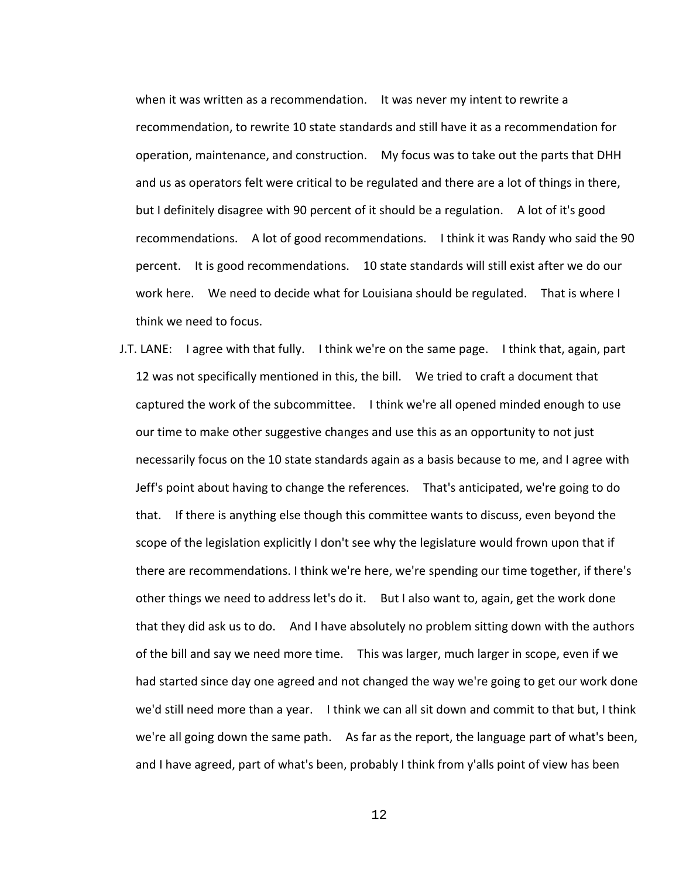when it was written as a recommendation. It was never my intent to rewrite a recommendation, to rewrite 10 state standards and still have it as a recommendation for operation, maintenance, and construction. My focus was to take out the parts that DHH and us as operators felt were critical to be regulated and there are a lot of things in there, but I definitely disagree with 90 percent of it should be a regulation. A lot of it's good recommendations. A lot of good recommendations. I think it was Randy who said the 90 percent. It is good recommendations. 10 state standards will still exist after we do our work here. We need to decide what for Louisiana should be regulated. That is where I think we need to focus.

J.T. LANE: I agree with that fully. I think we're on the same page. I think that, again, part 12 was not specifically mentioned in this, the bill. We tried to craft a document that captured the work of the subcommittee. I think we're all opened minded enough to use our time to make other suggestive changes and use this as an opportunity to not just necessarily focus on the 10 state standards again as a basis because to me, and I agree with Jeff's point about having to change the references. That's anticipated, we're going to do that. If there is anything else though this committee wants to discuss, even beyond the scope of the legislation explicitly I don't see why the legislature would frown upon that if there are recommendations. I think we're here, we're spending our time together, if there's other things we need to address let's do it. But I also want to, again, get the work done that they did ask us to do. And I have absolutely no problem sitting down with the authors of the bill and say we need more time. This was larger, much larger in scope, even if we had started since day one agreed and not changed the way we're going to get our work done we'd still need more than a year. I think we can all sit down and commit to that but, I think we're all going down the same path. As far as the report, the language part of what's been, and I have agreed, part of what's been, probably I think from y'alls point of view has been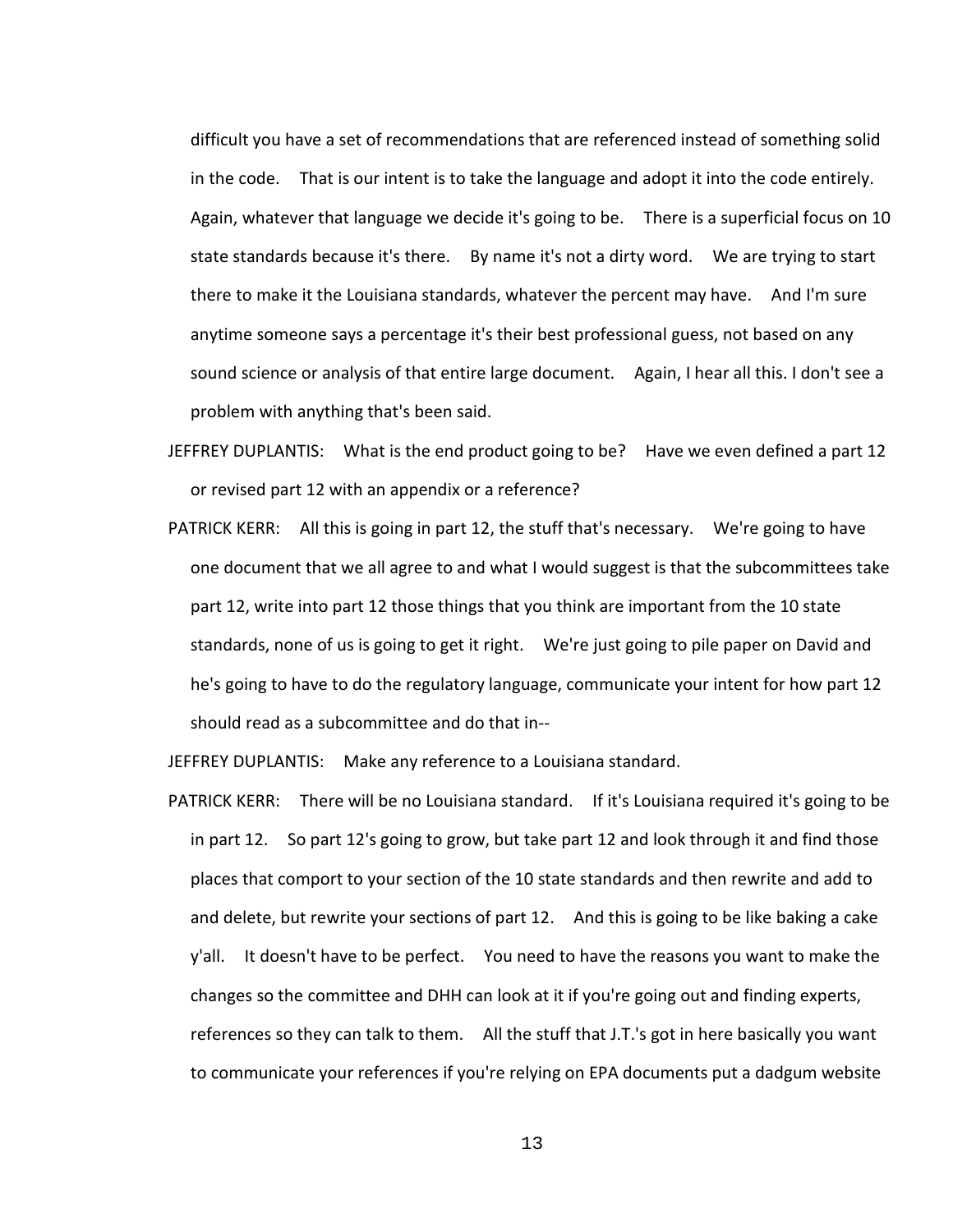difficult you have a set of recommendations that are referenced instead of something solid in the code. That is our intent is to take the language and adopt it into the code entirely. Again, whatever that language we decide it's going to be. There is a superficial focus on 10 state standards because it's there. By name it's not a dirty word. We are trying to start there to make it the Louisiana standards, whatever the percent may have. And I'm sure anytime someone says a percentage it's their best professional guess, not based on any sound science or analysis of that entire large document. Again, I hear all this. I don't see a problem with anything that's been said.

JEFFREY DUPLANTIS: What is the end product going to be? Have we even defined a part 12 or revised part 12 with an appendix or a reference?

PATRICK KERR: All this is going in part 12, the stuff that's necessary. We're going to have one document that we all agree to and what I would suggest is that the subcommittees take part 12, write into part 12 those things that you think are important from the 10 state standards, none of us is going to get it right. We're just going to pile paper on David and he's going to have to do the regulatory language, communicate your intent for how part 12 should read as a subcommittee and do that in--

JEFFREY DUPLANTIS: Make any reference to a Louisiana standard.

PATRICK KERR: There will be no Louisiana standard. If it's Louisiana required it's going to be in part 12. So part 12's going to grow, but take part 12 and look through it and find those places that comport to your section of the 10 state standards and then rewrite and add to and delete, but rewrite your sections of part 12. And this is going to be like baking a cake y'all. It doesn't have to be perfect. You need to have the reasons you want to make the changes so the committee and DHH can look at it if you're going out and finding experts, references so they can talk to them. All the stuff that J.T.'s got in here basically you want to communicate your references if you're relying on EPA documents put a dadgum website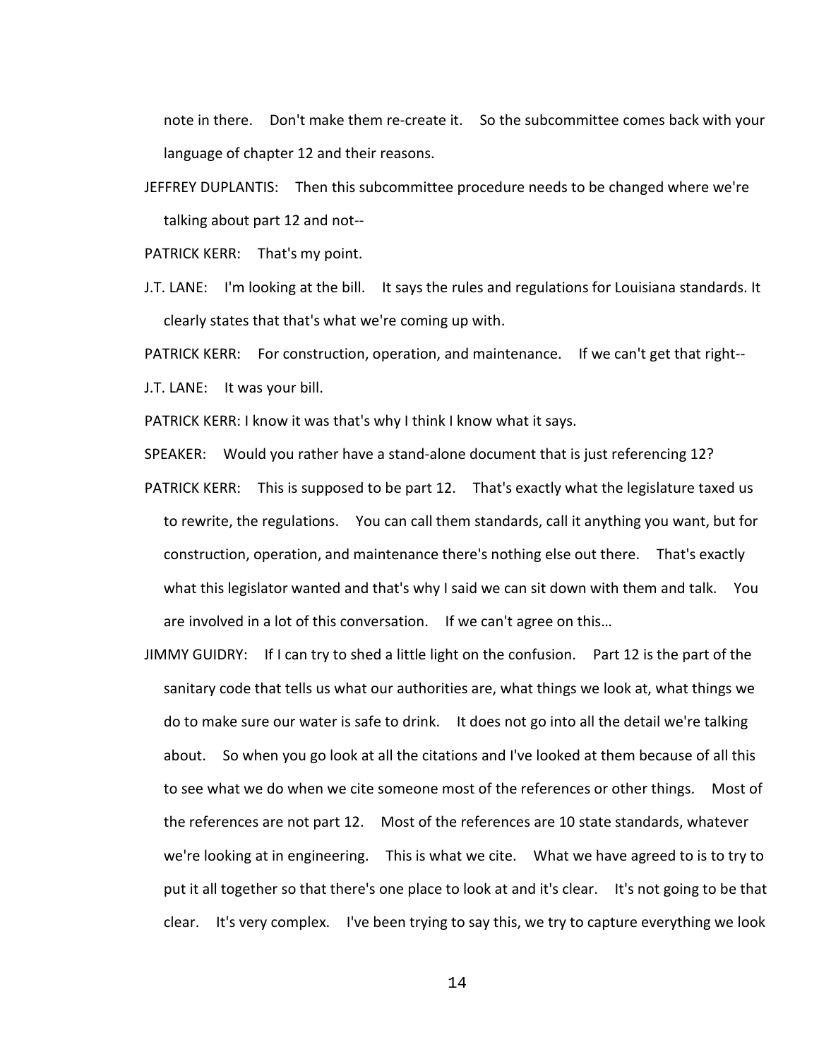note in there. Don't make them re-create it. So the subcommittee comes back with your language of chapter 12 and their reasons.

JEFFREY DUPLANTIS: Then this subcommittee procedure needs to be changed where we're talking about part 12 and not--

PATRICK KERR: That's my point.

J.T. LANE: I'm looking at the bill. It says the rules and regulations for Louisiana standards. It clearly states that that's what we're coming up with.

PATRICK KERR: For construction, operation, and maintenance. If we can't get that right--

J.T. LANE: It was your bill.

PATRICK KERR: I know it was that's why I think I know what it says.

SPEAKER: Would you rather have a stand-alone document that is just referencing 12?

PATRICK KERR: This is supposed to be part 12. That's exactly what the legislature taxed us to rewrite, the regulations. You can call them standards, call it anything you want, but for construction, operation, and maintenance there's nothing else out there. That's exactly what this legislator wanted and that's why I said we can sit down with them and talk. You are involved in a lot of this conversation. If we can't agree on this…

JIMMY GUIDRY: If I can try to shed a little light on the confusion. Part 12 is the part of the sanitary code that tells us what our authorities are, what things we look at, what things we do to make sure our water is safe to drink. It does not go into all the detail we're talking about. So when you go look at all the citations and I've looked at them because of all this to see what we do when we cite someone most of the references or other things. Most of the references are not part 12. Most of the references are 10 state standards, whatever we're looking at in engineering. This is what we cite. What we have agreed to is to try to put it all together so that there's one place to look at and it's clear. It's not going to be that clear. It's very complex. I've been trying to say this, we try to capture everything we look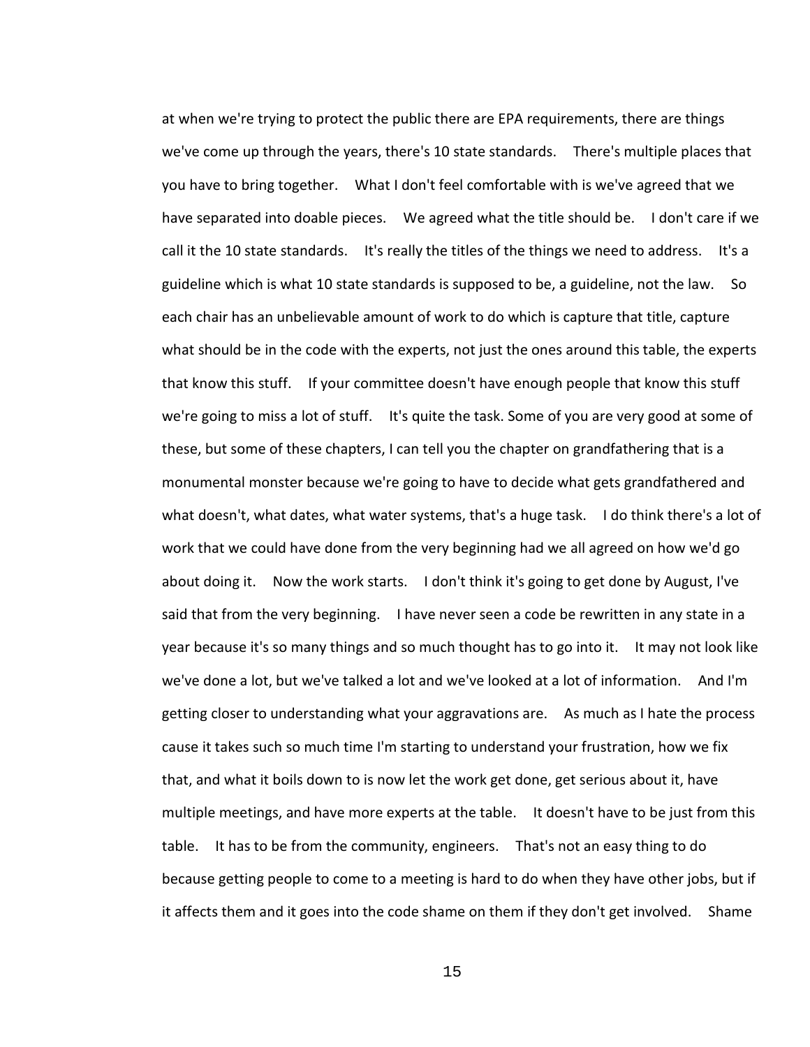at when we're trying to protect the public there are EPA requirements, there are things we've come up through the years, there's 10 state standards. There's multiple places that you have to bring together. What I don't feel comfortable with is we've agreed that we have separated into doable pieces. We agreed what the title should be. I don't care if we call it the 10 state standards. It's really the titles of the things we need to address. It's a guideline which is what 10 state standards is supposed to be, a guideline, not the law. So each chair has an unbelievable amount of work to do which is capture that title, capture what should be in the code with the experts, not just the ones around this table, the experts that know this stuff. If your committee doesn't have enough people that know this stuff we're going to miss a lot of stuff. It's quite the task. Some of you are very good at some of these, but some of these chapters, I can tell you the chapter on grandfathering that is a monumental monster because we're going to have to decide what gets grandfathered and what doesn't, what dates, what water systems, that's a huge task. I do think there's a lot of work that we could have done from the very beginning had we all agreed on how we'd go about doing it. Now the work starts. I don't think it's going to get done by August, I've said that from the very beginning. I have never seen a code be rewritten in any state in a year because it's so many things and so much thought has to go into it. It may not look like we've done a lot, but we've talked a lot and we've looked at a lot of information. And I'm getting closer to understanding what your aggravations are. As much as I hate the process cause it takes such so much time I'm starting to understand your frustration, how we fix that, and what it boils down to is now let the work get done, get serious about it, have multiple meetings, and have more experts at the table. It doesn't have to be just from this table. It has to be from the community, engineers. That's not an easy thing to do because getting people to come to a meeting is hard to do when they have other jobs, but if it affects them and it goes into the code shame on them if they don't get involved. Shame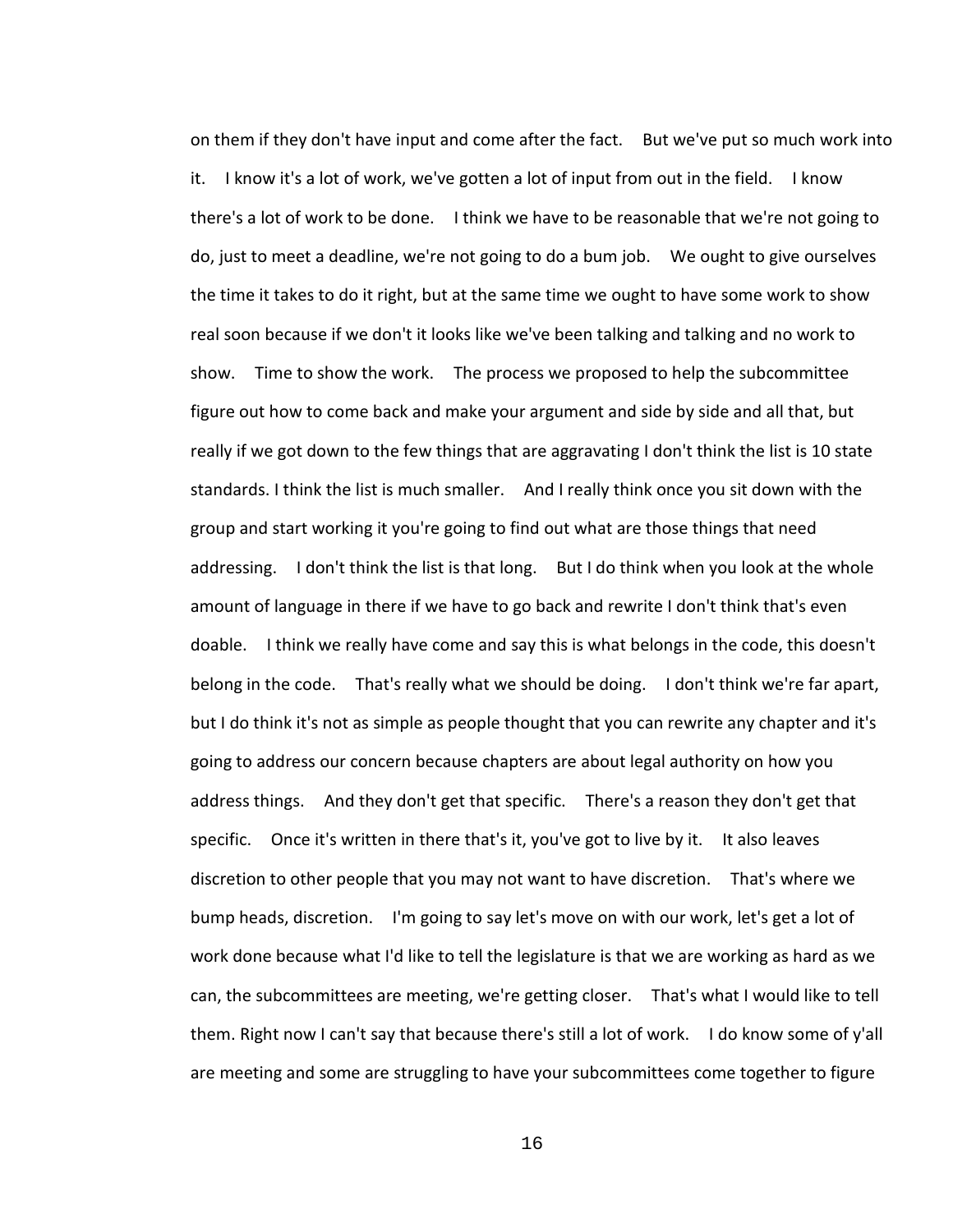on them if they don't have input and come after the fact. But we've put so much work into it. I know it's a lot of work, we've gotten a lot of input from out in the field. I know there's a lot of work to be done. I think we have to be reasonable that we're not going to do, just to meet a deadline, we're not going to do a bum job. We ought to give ourselves the time it takes to do it right, but at the same time we ought to have some work to show real soon because if we don't it looks like we've been talking and talking and no work to show. Time to show the work. The process we proposed to help the subcommittee figure out how to come back and make your argument and side by side and all that, but really if we got down to the few things that are aggravating I don't think the list is 10 state standards. I think the list is much smaller. And I really think once you sit down with the group and start working it you're going to find out what are those things that need addressing. I don't think the list is that long. But I do think when you look at the whole amount of language in there if we have to go back and rewrite I don't think that's even doable. I think we really have come and say this is what belongs in the code, this doesn't belong in the code. That's really what we should be doing. I don't think we're far apart, but I do think it's not as simple as people thought that you can rewrite any chapter and it's going to address our concern because chapters are about legal authority on how you address things. And they don't get that specific. There's a reason they don't get that specific. Once it's written in there that's it, you've got to live by it. It also leaves discretion to other people that you may not want to have discretion. That's where we bump heads, discretion. I'm going to say let's move on with our work, let's get a lot of work done because what I'd like to tell the legislature is that we are working as hard as we can, the subcommittees are meeting, we're getting closer. That's what I would like to tell them. Right now I can't say that because there's still a lot of work. I do know some of y'all are meeting and some are struggling to have your subcommittees come together to figure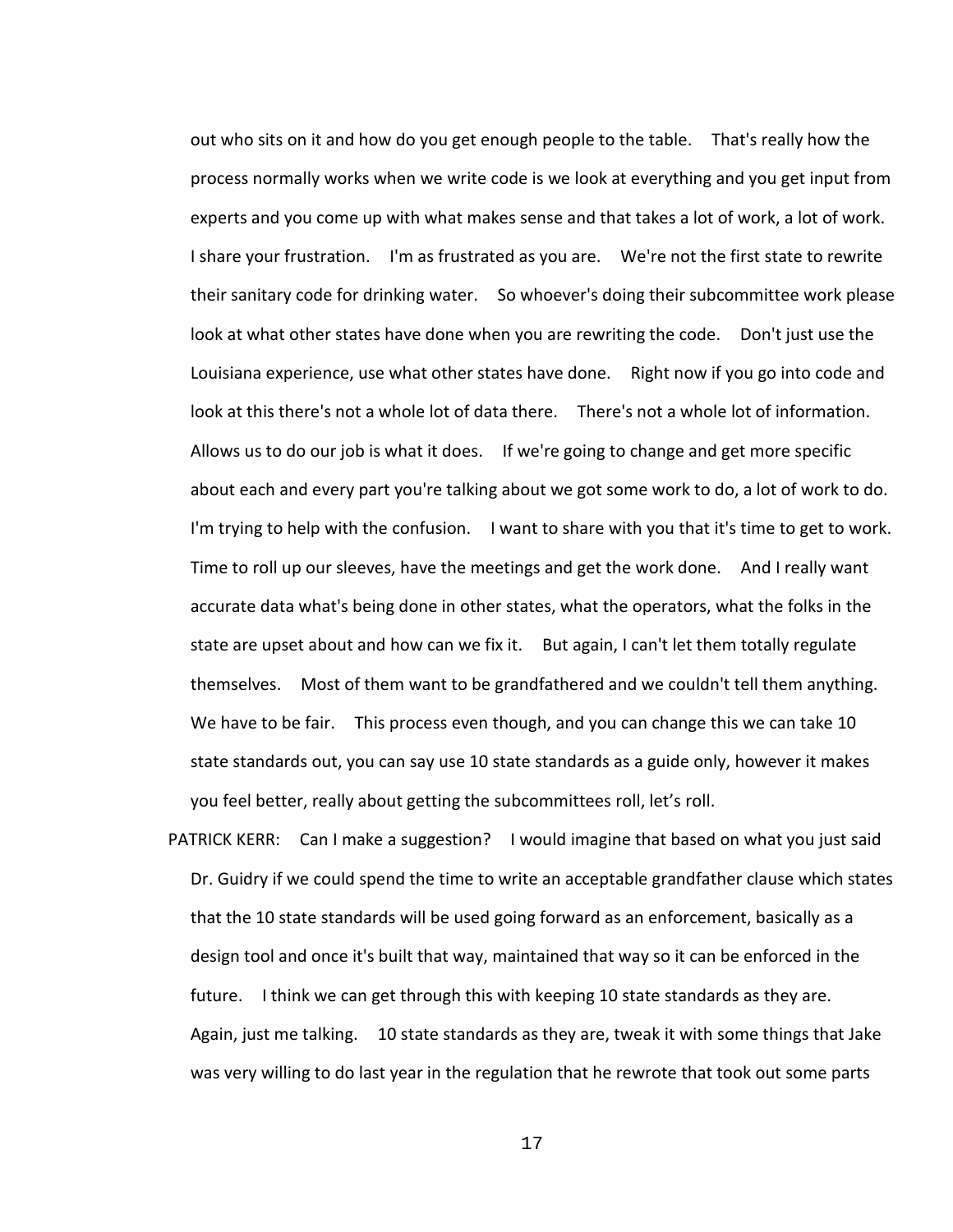out who sits on it and how do you get enough people to the table. That's really how the process normally works when we write code is we look at everything and you get input from experts and you come up with what makes sense and that takes a lot of work, a lot of work. I share your frustration. I'm as frustrated as you are. We're not the first state to rewrite their sanitary code for drinking water. So whoever's doing their subcommittee work please look at what other states have done when you are rewriting the code. Don't just use the Louisiana experience, use what other states have done. Right now if you go into code and look at this there's not a whole lot of data there. There's not a whole lot of information. Allows us to do our job is what it does. If we're going to change and get more specific about each and every part you're talking about we got some work to do, a lot of work to do. I'm trying to help with the confusion. I want to share with you that it's time to get to work. Time to roll up our sleeves, have the meetings and get the work done. And I really want accurate data what's being done in other states, what the operators, what the folks in the state are upset about and how can we fix it. But again, I can't let them totally regulate themselves. Most of them want to be grandfathered and we couldn't tell them anything. We have to be fair. This process even though, and you can change this we can take 10 state standards out, you can say use 10 state standards as a guide only, however it makes you feel better, really about getting the subcommittees roll, let's roll.

PATRICK KERR: Can I make a suggestion? I would imagine that based on what you just said Dr. Guidry if we could spend the time to write an acceptable grandfather clause which states that the 10 state standards will be used going forward as an enforcement, basically as a design tool and once it's built that way, maintained that way so it can be enforced in the future. I think we can get through this with keeping 10 state standards as they are. Again, just me talking. 10 state standards as they are, tweak it with some things that Jake was very willing to do last year in the regulation that he rewrote that took out some parts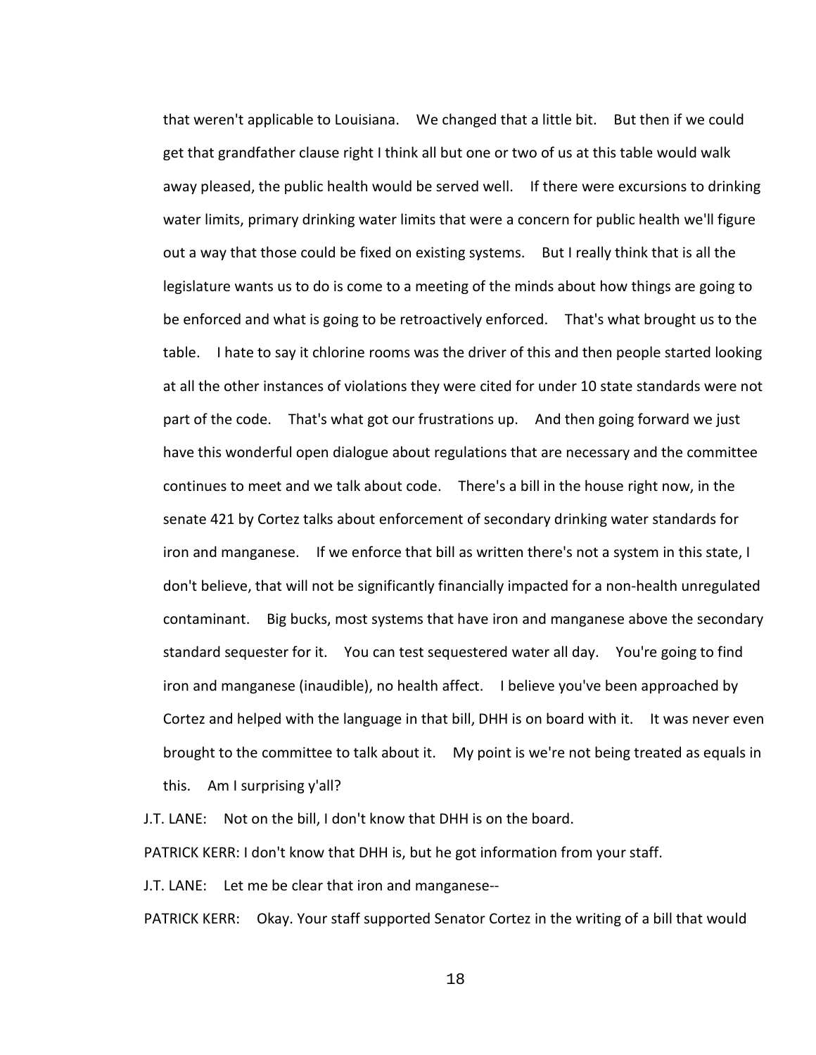that weren't applicable to Louisiana. We changed that a little bit. But then if we could get that grandfather clause right I think all but one or two of us at this table would walk away pleased, the public health would be served well. If there were excursions to drinking water limits, primary drinking water limits that were a concern for public health we'll figure out a way that those could be fixed on existing systems. But I really think that is all the legislature wants us to do is come to a meeting of the minds about how things are going to be enforced and what is going to be retroactively enforced. That's what brought us to the table. I hate to say it chlorine rooms was the driver of this and then people started looking at all the other instances of violations they were cited for under 10 state standards were not part of the code. That's what got our frustrations up. And then going forward we just have this wonderful open dialogue about regulations that are necessary and the committee continues to meet and we talk about code. There's a bill in the house right now, in the senate 421 by Cortez talks about enforcement of secondary drinking water standards for iron and manganese. If we enforce that bill as written there's not a system in this state, I don't believe, that will not be significantly financially impacted for a non-health unregulated contaminant. Big bucks, most systems that have iron and manganese above the secondary standard sequester for it. You can test sequestered water all day. You're going to find iron and manganese (inaudible), no health affect. I believe you've been approached by Cortez and helped with the language in that bill, DHH is on board with it. It was never even brought to the committee to talk about it. My point is we're not being treated as equals in this. Am I surprising y'all?

J.T. LANE: Not on the bill, I don't know that DHH is on the board.

PATRICK KERR: I don't know that DHH is, but he got information from your staff.

J.T. LANE: Let me be clear that iron and manganese--

PATRICK KERR: Okay. Your staff supported Senator Cortez in the writing of a bill that would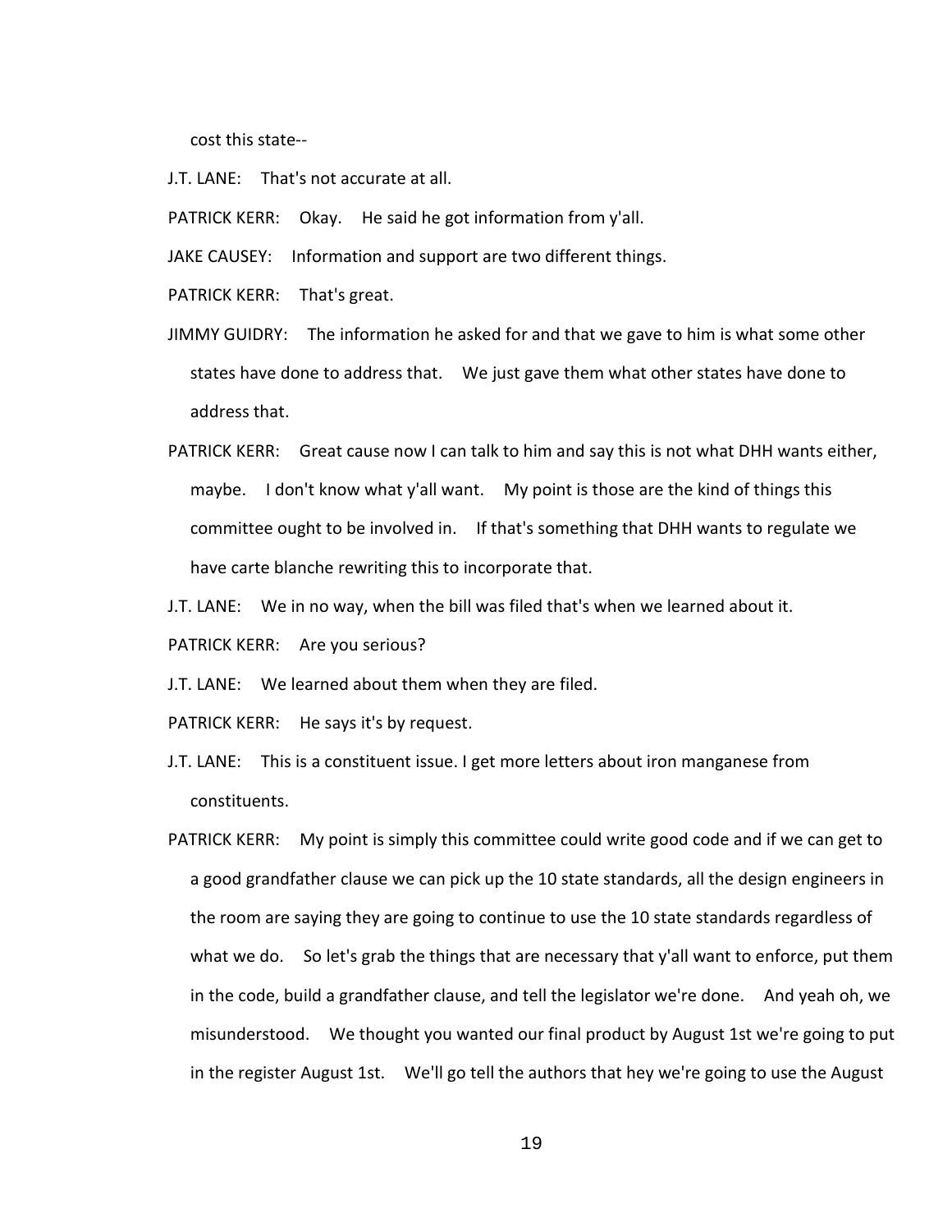cost this state--

J.T. LANE: That's not accurate at all.

PATRICK KERR: Okay. He said he got information from y'all.

JAKE CAUSEY: Information and support are two different things.

PATRICK KERR: That's great.

JIMMY GUIDRY: The information he asked for and that we gave to him is what some other states have done to address that. We just gave them what other states have done to address that.

PATRICK KERR: Great cause now I can talk to him and say this is not what DHH wants either, maybe. I don't know what y'all want. My point is those are the kind of things this committee ought to be involved in. If that's something that DHH wants to regulate we have carte blanche rewriting this to incorporate that.

J.T. LANE: We in no way, when the bill was filed that's when we learned about it.

PATRICK KERR: Are you serious?

J.T. LANE: We learned about them when they are filed.

PATRICK KERR: He says it's by request.

J.T. LANE: This is a constituent issue. I get more letters about iron manganese from constituents.

PATRICK KERR: My point is simply this committee could write good code and if we can get to a good grandfather clause we can pick up the 10 state standards, all the design engineers in the room are saying they are going to continue to use the 10 state standards regardless of what we do. So let's grab the things that are necessary that y'all want to enforce, put them in the code, build a grandfather clause, and tell the legislator we're done. And yeah oh, we misunderstood. We thought you wanted our final product by August 1st we're going to put in the register August 1st. We'll go tell the authors that hey we're going to use the August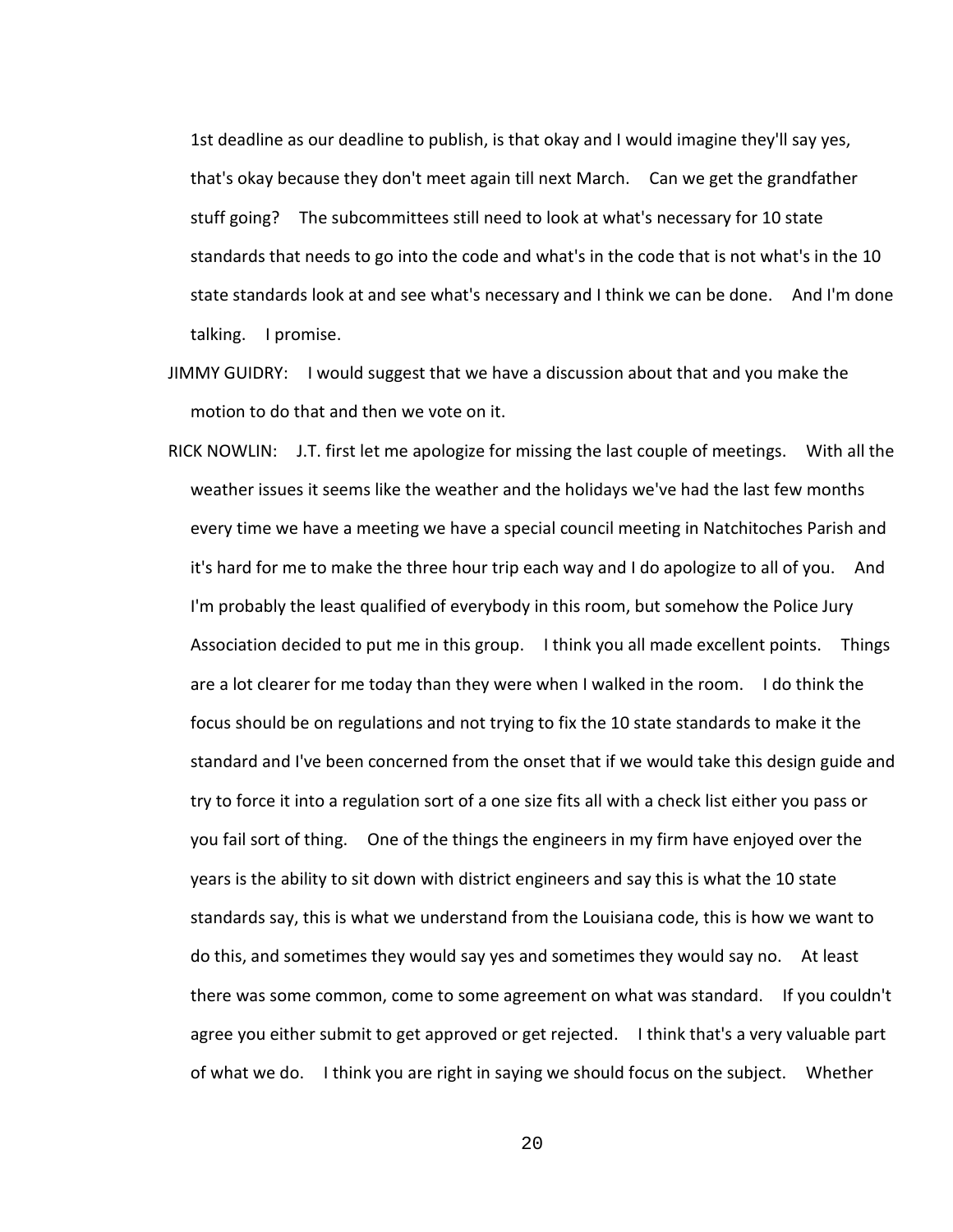1st deadline as our deadline to publish, is that okay and I would imagine they'll say yes, that's okay because they don't meet again till next March. Can we get the grandfather stuff going? The subcommittees still need to look at what's necessary for 10 state standards that needs to go into the code and what's in the code that is not what's in the 10 state standards look at and see what's necessary and I think we can be done. And I'm done talking. I promise.

JIMMY GUIDRY: I would suggest that we have a discussion about that and you make the motion to do that and then we vote on it.

RICK NOWLIN: J.T. first let me apologize for missing the last couple of meetings. With all the weather issues it seems like the weather and the holidays we've had the last few months every time we have a meeting we have a special council meeting in Natchitoches Parish and it's hard for me to make the three hour trip each way and I do apologize to all of you. And I'm probably the least qualified of everybody in this room, but somehow the Police Jury Association decided to put me in this group. I think you all made excellent points. Things are a lot clearer for me today than they were when I walked in the room. I do think the focus should be on regulations and not trying to fix the 10 state standards to make it the standard and I've been concerned from the onset that if we would take this design guide and try to force it into a regulation sort of a one size fits all with a check list either you pass or you fail sort of thing. One of the things the engineers in my firm have enjoyed over the years is the ability to sit down with district engineers and say this is what the 10 state standards say, this is what we understand from the Louisiana code, this is how we want to do this, and sometimes they would say yes and sometimes they would say no. At least there was some common, come to some agreement on what was standard. If you couldn't agree you either submit to get approved or get rejected. I think that's a very valuable part of what we do. I think you are right in saying we should focus on the subject. Whether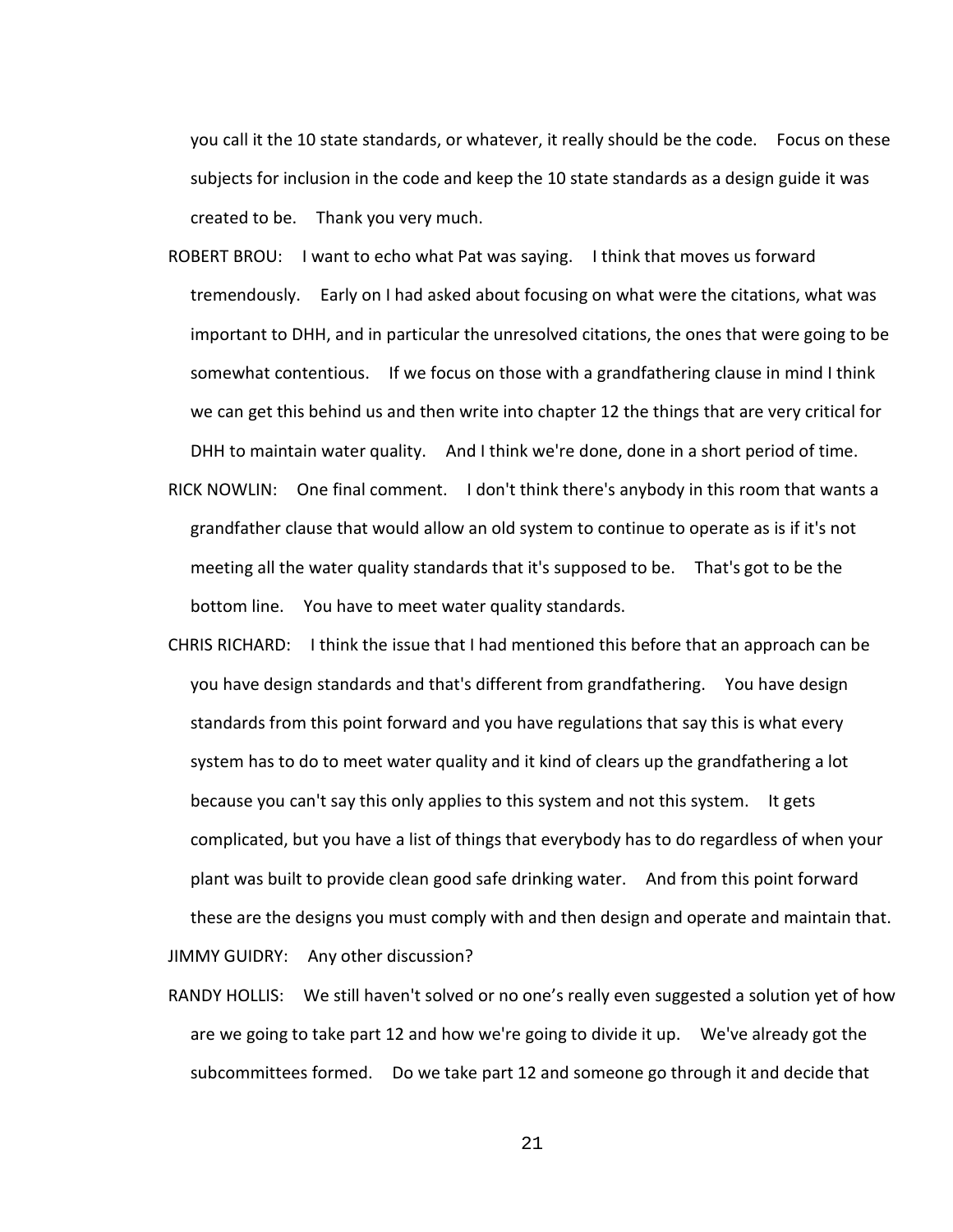you call it the 10 state standards, or whatever, it really should be the code. Focus on these subjects for inclusion in the code and keep the 10 state standards as a design guide it was created to be. Thank you very much.

ROBERT BROU: I want to echo what Pat was saying. I think that moves us forward tremendously. Early on I had asked about focusing on what were the citations, what was important to DHH, and in particular the unresolved citations, the ones that were going to be somewhat contentious. If we focus on those with a grandfathering clause in mind I think we can get this behind us and then write into chapter 12 the things that are very critical for DHH to maintain water quality. And I think we're done, done in a short period of time.

RICK NOWLIN: One final comment. I don't think there's anybody in this room that wants a grandfather clause that would allow an old system to continue to operate as is if it's not meeting all the water quality standards that it's supposed to be. That's got to be the bottom line. You have to meet water quality standards.

CHRIS RICHARD: I think the issue that I had mentioned this before that an approach can be you have design standards and that's different from grandfathering. You have design standards from this point forward and you have regulations that say this is what every system has to do to meet water quality and it kind of clears up the grandfathering a lot because you can't say this only applies to this system and not this system. It gets complicated, but you have a list of things that everybody has to do regardless of when your plant was built to provide clean good safe drinking water. And from this point forward these are the designs you must comply with and then design and operate and maintain that.

JIMMY GUIDRY: Any other discussion?

RANDY HOLLIS: We still haven't solved or no one's really even suggested a solution yet of how are we going to take part 12 and how we're going to divide it up. We've already got the subcommittees formed. Do we take part 12 and someone go through it and decide that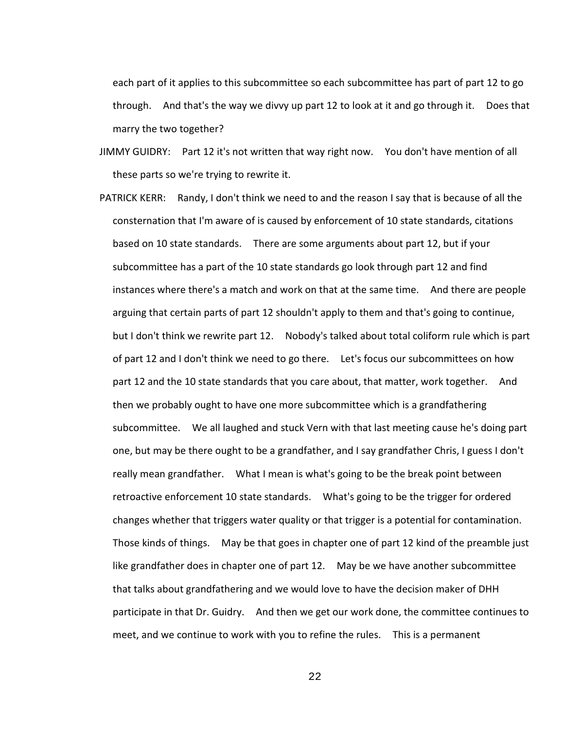each part of it applies to this subcommittee so each subcommittee has part of part 12 to go through. And that's the way we divvy up part 12 to look at it and go through it. Does that marry the two together?

JIMMY GUIDRY: Part 12 it's not written that way right now. You don't have mention of all these parts so we're trying to rewrite it.

PATRICK KERR: Randy, I don't think we need to and the reason I say that is because of all the consternation that I'm aware of is caused by enforcement of 10 state standards, citations based on 10 state standards. There are some arguments about part 12, but if your subcommittee has a part of the 10 state standards go look through part 12 and find instances where there's a match and work on that at the same time. And there are people arguing that certain parts of part 12 shouldn't apply to them and that's going to continue, but I don't think we rewrite part 12. Nobody's talked about total coliform rule which is part of part 12 and I don't think we need to go there. Let's focus our subcommittees on how part 12 and the 10 state standards that you care about, that matter, work together. And then we probably ought to have one more subcommittee which is a grandfathering subcommittee. We all laughed and stuck Vern with that last meeting cause he's doing part one, but may be there ought to be a grandfather, and I say grandfather Chris, I guess I don't really mean grandfather. What I mean is what's going to be the break point between retroactive enforcement 10 state standards. What's going to be the trigger for ordered changes whether that triggers water quality or that trigger is a potential for contamination. Those kinds of things. May be that goes in chapter one of part 12 kind of the preamble just like grandfather does in chapter one of part 12. May be we have another subcommittee that talks about grandfathering and we would love to have the decision maker of DHH participate in that Dr. Guidry. And then we get our work done, the committee continues to meet, and we continue to work with you to refine the rules. This is a permanent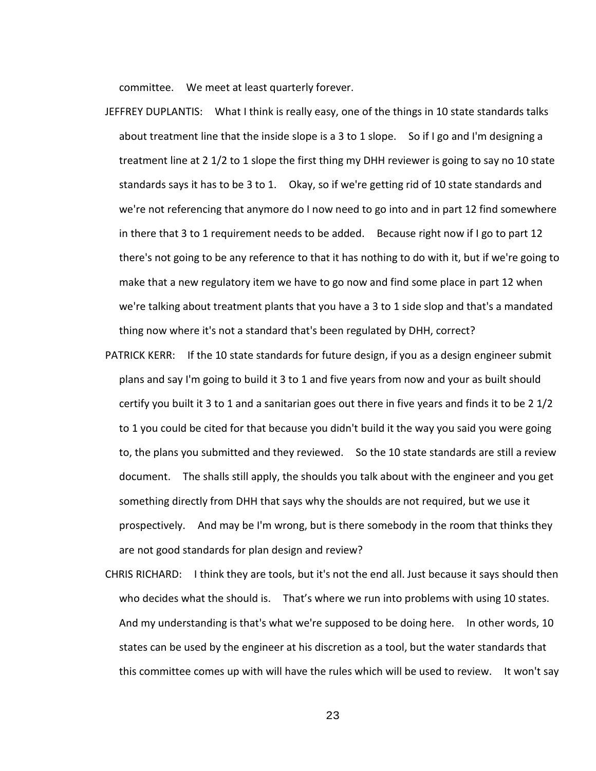committee. We meet at least quarterly forever.

JEFFREY DUPLANTIS: What I think is really easy, one of the things in 10 state standards talks about treatment line that the inside slope is a 3 to 1 slope. So if I go and I'm designing a treatment line at 2 1/2 to 1 slope the first thing my DHH reviewer is going to say no 10 state standards says it has to be 3 to 1. Okay, so if we're getting rid of 10 state standards and we're not referencing that anymore do I now need to go into and in part 12 find somewhere in there that 3 to 1 requirement needs to be added. Because right now if I go to part 12 there's not going to be any reference to that it has nothing to do with it, but if we're going to make that a new regulatory item we have to go now and find some place in part 12 when we're talking about treatment plants that you have a 3 to 1 side slop and that's a mandated thing now where it's not a standard that's been regulated by DHH, correct?

PATRICK KERR: If the 10 state standards for future design, if you as a design engineer submit plans and say I'm going to build it 3 to 1 and five years from now and your as built should certify you built it 3 to 1 and a sanitarian goes out there in five years and finds it to be 2 1/2 to 1 you could be cited for that because you didn't build it the way you said you were going to, the plans you submitted and they reviewed. So the 10 state standards are still a review document. The shalls still apply, the shoulds you talk about with the engineer and you get something directly from DHH that says why the shoulds are not required, but we use it prospectively. And may be I'm wrong, but is there somebody in the room that thinks they are not good standards for plan design and review?

CHRIS RICHARD: I think they are tools, but it's not the end all. Just because it says should then who decides what the should is. That's where we run into problems with using 10 states. And my understanding is that's what we're supposed to be doing here. In other words, 10 states can be used by the engineer at his discretion as a tool, but the water standards that this committee comes up with will have the rules which will be used to review. It won't say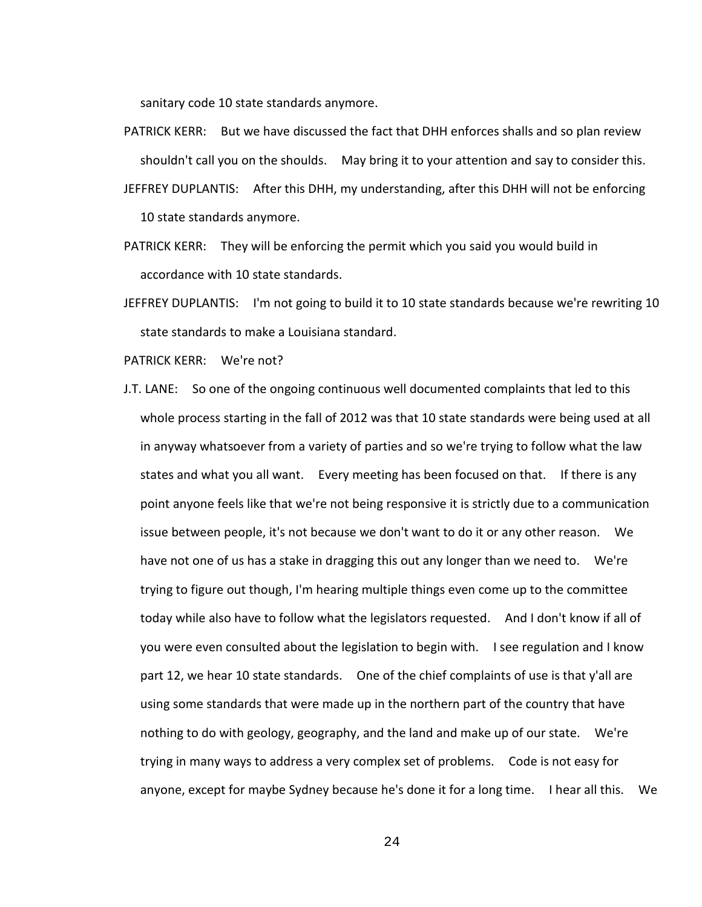sanitary code 10 state standards anymore.

PATRICK KERR: But we have discussed the fact that DHH enforces shalls and so plan review shouldn't call you on the shoulds. May bring it to your attention and say to consider this.

JEFFREY DUPLANTIS: After this DHH, my understanding, after this DHH will not be enforcing 10 state standards anymore.

PATRICK KERR: They will be enforcing the permit which you said you would build in accordance with 10 state standards.

JEFFREY DUPLANTIS: I'm not going to build it to 10 state standards because we're rewriting 10 state standards to make a Louisiana standard.

PATRICK KERR: We're not?

J.T. LANE: So one of the ongoing continuous well documented complaints that led to this whole process starting in the fall of 2012 was that 10 state standards were being used at all in anyway whatsoever from a variety of parties and so we're trying to follow what the law states and what you all want. Every meeting has been focused on that. If there is any point anyone feels like that we're not being responsive it is strictly due to a communication issue between people, it's not because we don't want to do it or any other reason. We have not one of us has a stake in dragging this out any longer than we need to. We're trying to figure out though, I'm hearing multiple things even come up to the committee today while also have to follow what the legislators requested. And I don't know if all of you were even consulted about the legislation to begin with. I see regulation and I know part 12, we hear 10 state standards. One of the chief complaints of use is that y'all are using some standards that were made up in the northern part of the country that have nothing to do with geology, geography, and the land and make up of our state. We're trying in many ways to address a very complex set of problems. Code is not easy for anyone, except for maybe Sydney because he's done it for a long time. I hear all this. We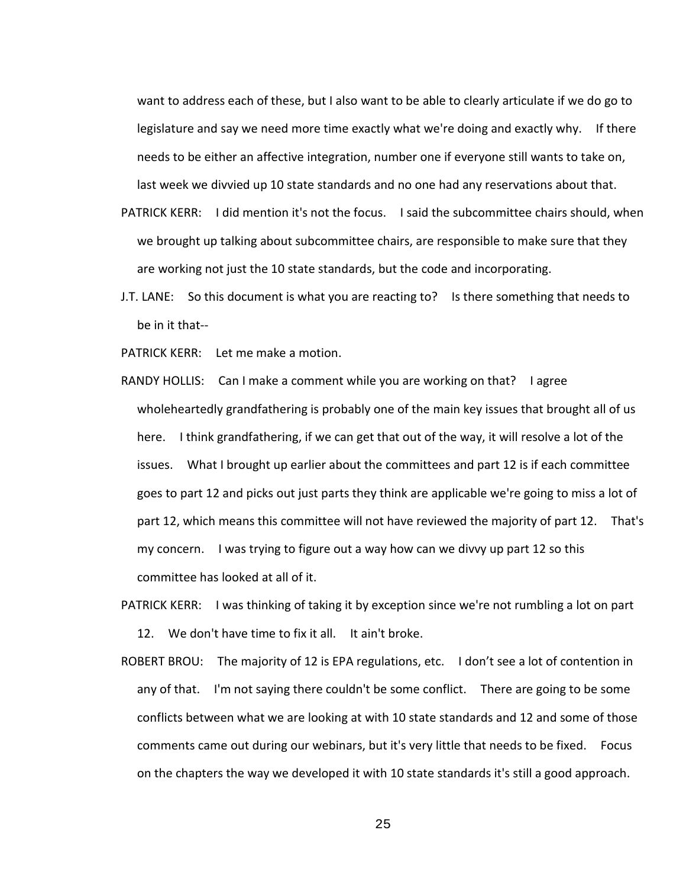want to address each of these, but I also want to be able to clearly articulate if we do go to legislature and say we need more time exactly what we're doing and exactly why. If there needs to be either an affective integration, number one if everyone still wants to take on, last week we divvied up 10 state standards and no one had any reservations about that.

PATRICK KERR: I did mention it's not the focus. I said the subcommittee chairs should, when we brought up talking about subcommittee chairs, are responsible to make sure that they are working not just the 10 state standards, but the code and incorporating.

J.T. LANE: So this document is what you are reacting to? Is there something that needs to be in it that--

PATRICK KERR: Let me make a motion.

RANDY HOLLIS: Can I make a comment while you are working on that? I agree wholeheartedly grandfathering is probably one of the main key issues that brought all of us here. I think grandfathering, if we can get that out of the way, it will resolve a lot of the issues. What I brought up earlier about the committees and part 12 is if each committee goes to part 12 and picks out just parts they think are applicable we're going to miss a lot of part 12, which means this committee will not have reviewed the majority of part 12. That's my concern. I was trying to figure out a way how can we divvy up part 12 so this committee has looked at all of it.

PATRICK KERR: I was thinking of taking it by exception since we're not rumbling a lot on part 12. We don't have time to fix it all. It ain't broke.

ROBERT BROU: The majority of 12 is EPA regulations, etc. I don't see a lot of contention in any of that. I'm not saying there couldn't be some conflict. There are going to be some conflicts between what we are looking at with 10 state standards and 12 and some of those comments came out during our webinars, but it's very little that needs to be fixed. Focus on the chapters the way we developed it with 10 state standards it's still a good approach.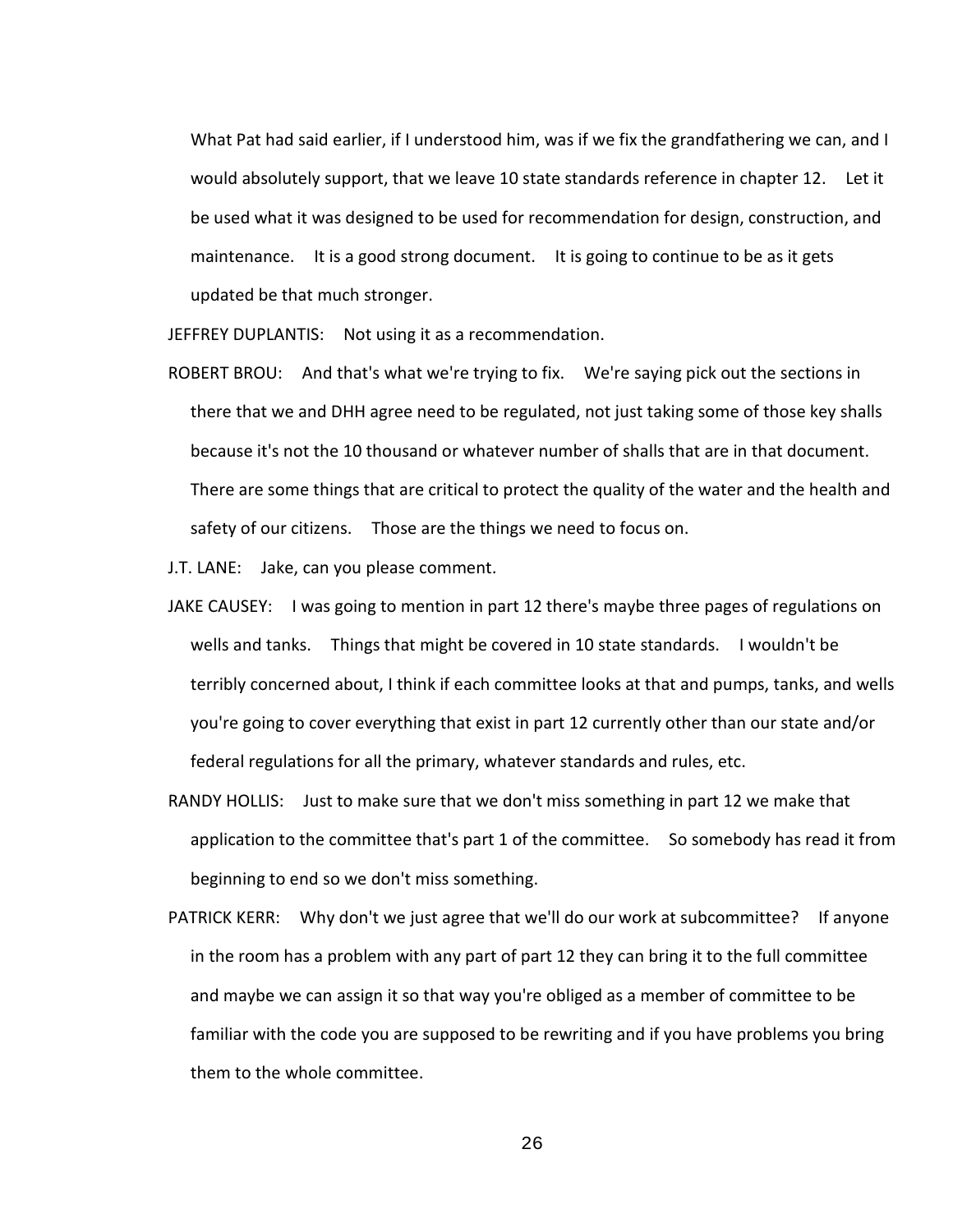What Pat had said earlier, if I understood him, was if we fix the grandfathering we can, and I would absolutely support, that we leave 10 state standards reference in chapter 12. Let it be used what it was designed to be used for recommendation for design, construction, and maintenance. It is a good strong document. It is going to continue to be as it gets updated be that much stronger.

JEFFREY DUPLANTIS: Not using it as a recommendation.

ROBERT BROU: And that's what we're trying to fix. We're saying pick out the sections in there that we and DHH agree need to be regulated, not just taking some of those key shalls because it's not the 10 thousand or whatever number of shalls that are in that document. There are some things that are critical to protect the quality of the water and the health and safety of our citizens. Those are the things we need to focus on.

J.T. LANE: Jake, can you please comment.

JAKE CAUSEY: I was going to mention in part 12 there's maybe three pages of regulations on wells and tanks. Things that might be covered in 10 state standards. I wouldn't be terribly concerned about, I think if each committee looks at that and pumps, tanks, and wells you're going to cover everything that exist in part 12 currently other than our state and/or federal regulations for all the primary, whatever standards and rules, etc.

RANDY HOLLIS: Just to make sure that we don't miss something in part 12 we make that application to the committee that's part 1 of the committee. So somebody has read it from beginning to end so we don't miss something.

PATRICK KERR: Why don't we just agree that we'll do our work at subcommittee? If anyone in the room has a problem with any part of part 12 they can bring it to the full committee and maybe we can assign it so that way you're obliged as a member of committee to be familiar with the code you are supposed to be rewriting and if you have problems you bring them to the whole committee.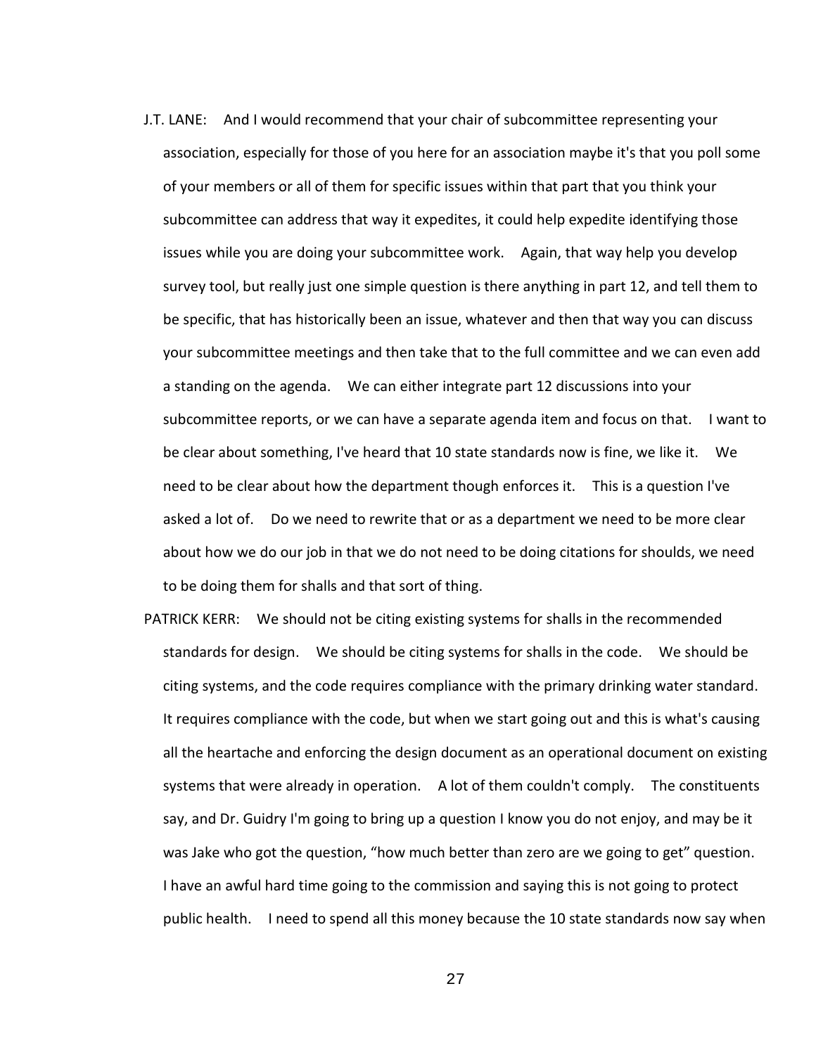J.T. LANE: And I would recommend that your chair of subcommittee representing your association, especially for those of you here for an association maybe it's that you poll some of your members or all of them for specific issues within that part that you think your subcommittee can address that way it expedites, it could help expedite identifying those issues while you are doing your subcommittee work. Again, that way help you develop survey tool, but really just one simple question is there anything in part 12, and tell them to be specific, that has historically been an issue, whatever and then that way you can discuss your subcommittee meetings and then take that to the full committee and we can even add a standing on the agenda. We can either integrate part 12 discussions into your subcommittee reports, or we can have a separate agenda item and focus on that. I want to be clear about something, I've heard that 10 state standards now is fine, we like it. We need to be clear about how the department though enforces it. This is a question I've asked a lot of. Do we need to rewrite that or as a department we need to be more clear about how we do our job in that we do not need to be doing citations for shoulds, we need to be doing them for shalls and that sort of thing.

PATRICK KERR: We should not be citing existing systems for shalls in the recommended standards for design. We should be citing systems for shalls in the code. We should be citing systems, and the code requires compliance with the primary drinking water standard. It requires compliance with the code, but when we start going out and this is what's causing all the heartache and enforcing the design document as an operational document on existing systems that were already in operation. A lot of them couldn't comply. The constituents say, and Dr. Guidry I'm going to bring up a question I know you do not enjoy, and may be it was Jake who got the question, "how much better than zero are we going to get" question. I have an awful hard time going to the commission and saying this is not going to protect public health. I need to spend all this money because the 10 state standards now say when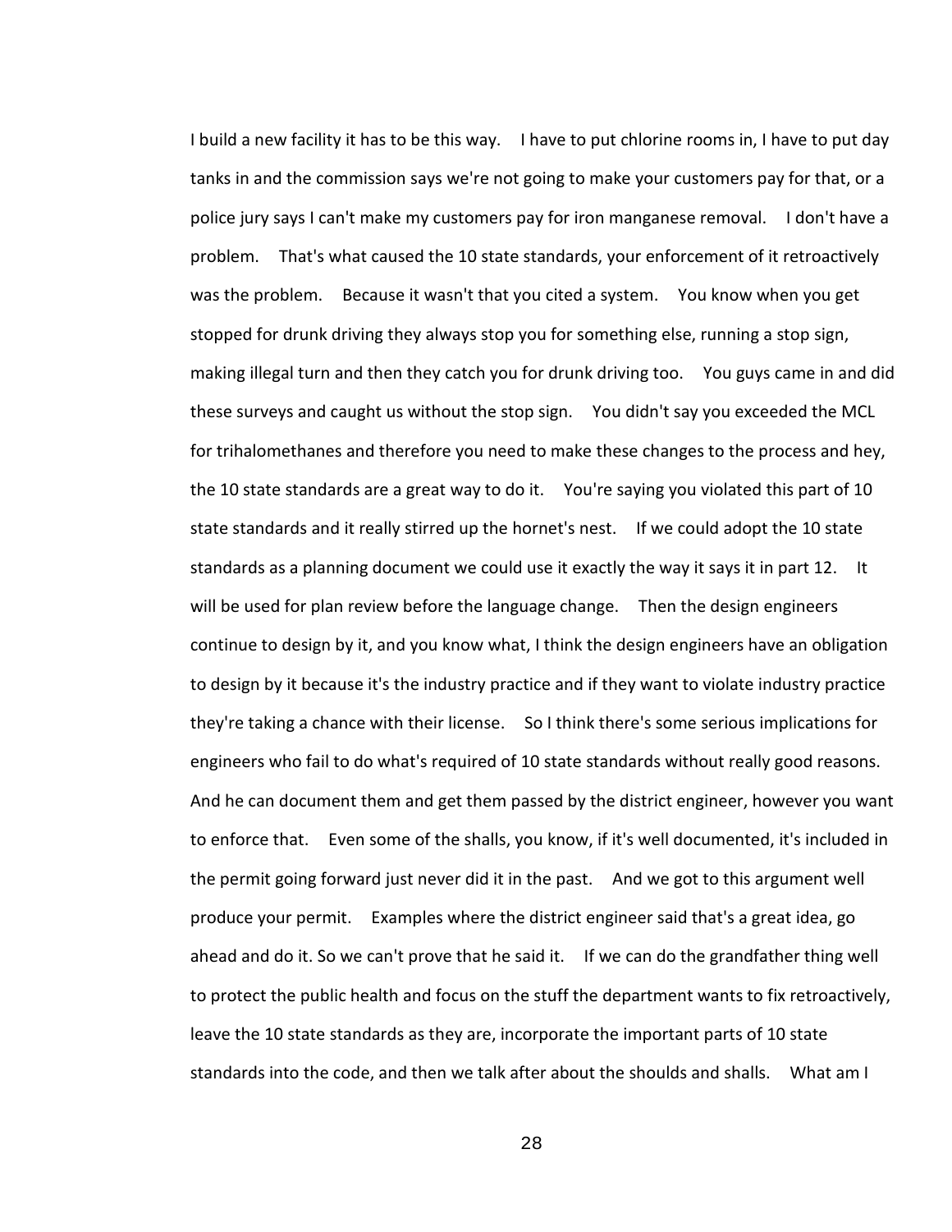I build a new facility it has to be this way. I have to put chlorine rooms in, I have to put day tanks in and the commission says we're not going to make your customers pay for that, or a police jury says I can't make my customers pay for iron manganese removal. I don't have a problem. That's what caused the 10 state standards, your enforcement of it retroactively was the problem. Because it wasn't that you cited a system. You know when you get stopped for drunk driving they always stop you for something else, running a stop sign, making illegal turn and then they catch you for drunk driving too. You guys came in and did these surveys and caught us without the stop sign. You didn't say you exceeded the MCL for trihalomethanes and therefore you need to make these changes to the process and hey, the 10 state standards are a great way to do it. You're saying you violated this part of 10 state standards and it really stirred up the hornet's nest. If we could adopt the 10 state standards as a planning document we could use it exactly the way it says it in part 12. It will be used for plan review before the language change. Then the design engineers continue to design by it, and you know what, I think the design engineers have an obligation to design by it because it's the industry practice and if they want to violate industry practice they're taking a chance with their license. So I think there's some serious implications for engineers who fail to do what's required of 10 state standards without really good reasons. And he can document them and get them passed by the district engineer, however you want to enforce that. Even some of the shalls, you know, if it's well documented, it's included in the permit going forward just never did it in the past. And we got to this argument well produce your permit. Examples where the district engineer said that's a great idea, go ahead and do it. So we can't prove that he said it. If we can do the grandfather thing well to protect the public health and focus on the stuff the department wants to fix retroactively, leave the 10 state standards as they are, incorporate the important parts of 10 state standards into the code, and then we talk after about the shoulds and shalls. What am I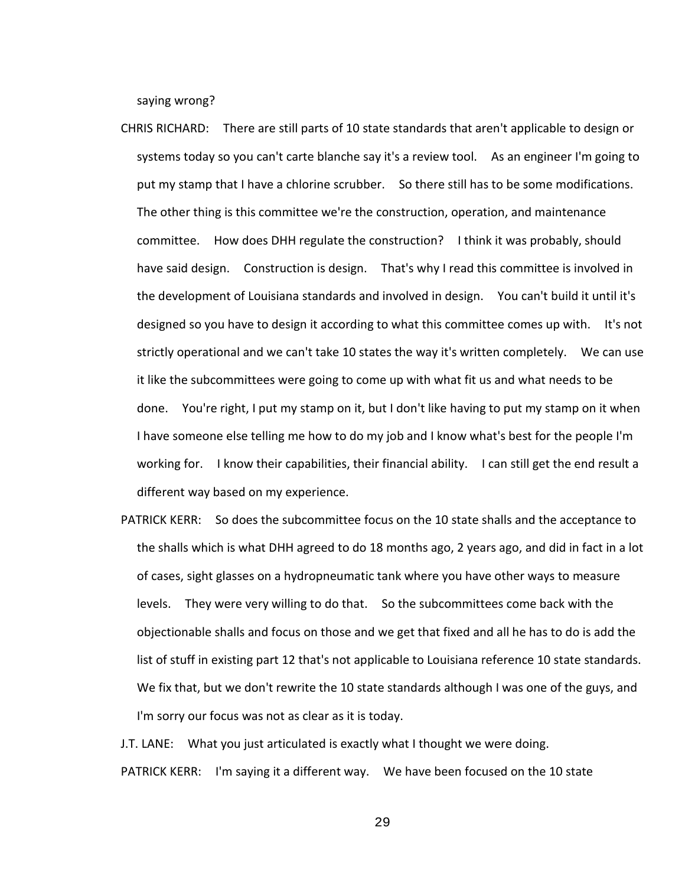saying wrong?

CHRIS RICHARD: There are still parts of 10 state standards that aren't applicable to design or systems today so you can't carte blanche say it's a review tool. As an engineer I'm going to put my stamp that I have a chlorine scrubber. So there still has to be some modifications. The other thing is this committee we're the construction, operation, and maintenance committee. How does DHH regulate the construction? I think it was probably, should have said design. Construction is design. That's why I read this committee is involved in the development of Louisiana standards and involved in design. You can't build it until it's designed so you have to design it according to what this committee comes up with. It's not strictly operational and we can't take 10 states the way it's written completely. We can use it like the subcommittees were going to come up with what fit us and what needs to be done. You're right, I put my stamp on it, but I don't like having to put my stamp on it when I have someone else telling me how to do my job and I know what's best for the people I'm working for. I know their capabilities, their financial ability. I can still get the end result a different way based on my experience.

PATRICK KERR: So does the subcommittee focus on the 10 state shalls and the acceptance to the shalls which is what DHH agreed to do 18 months ago, 2 years ago, and did in fact in a lot of cases, sight glasses on a hydropneumatic tank where you have other ways to measure levels. They were very willing to do that. So the subcommittees come back with the objectionable shalls and focus on those and we get that fixed and all he has to do is add the list of stuff in existing part 12 that's not applicable to Louisiana reference 10 state standards. We fix that, but we don't rewrite the 10 state standards although I was one of the guys, and I'm sorry our focus was not as clear as it is today.

J.T. LANE: What you just articulated is exactly what I thought we were doing.

PATRICK KERR: I'm saying it a different way. We have been focused on the 10 state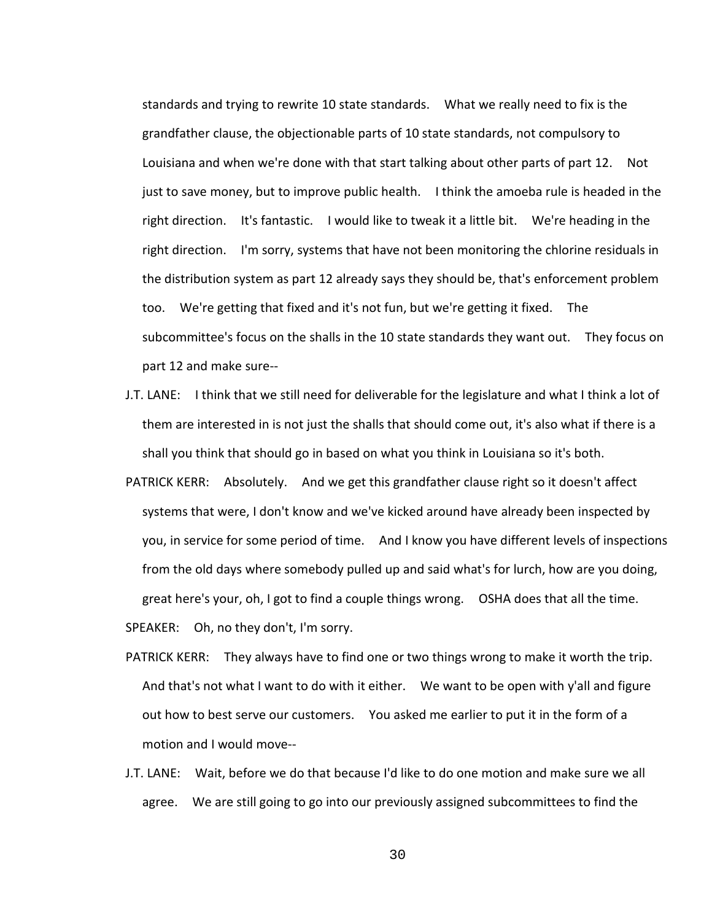standards and trying to rewrite 10 state standards. What we really need to fix is the grandfather clause, the objectionable parts of 10 state standards, not compulsory to Louisiana and when we're done with that start talking about other parts of part 12. Not just to save money, but to improve public health. I think the amoeba rule is headed in the right direction. It's fantastic. I would like to tweak it a little bit. We're heading in the right direction. I'm sorry, systems that have not been monitoring the chlorine residuals in the distribution system as part 12 already says they should be, that's enforcement problem too. We're getting that fixed and it's not fun, but we're getting it fixed. The subcommittee's focus on the shalls in the 10 state standards they want out. They focus on part 12 and make sure--

J.T. LANE: I think that we still need for deliverable for the legislature and what I think a lot of them are interested in is not just the shalls that should come out, it's also what if there is a shall you think that should go in based on what you think in Louisiana so it's both.

PATRICK KERR: Absolutely. And we get this grandfather clause right so it doesn't affect systems that were, I don't know and we've kicked around have already been inspected by you, in service for some period of time. And I know you have different levels of inspections from the old days where somebody pulled up and said what's for lurch, how are you doing, great here's your, oh, I got to find a couple things wrong. OSHA does that all the time.

SPEAKER: Oh, no they don't, I'm sorry.

PATRICK KERR: They always have to find one or two things wrong to make it worth the trip. And that's not what I want to do with it either. We want to be open with y'all and figure out how to best serve our customers. You asked me earlier to put it in the form of a motion and I would move--

J.T. LANE: Wait, before we do that because I'd like to do one motion and make sure we all agree. We are still going to go into our previously assigned subcommittees to find the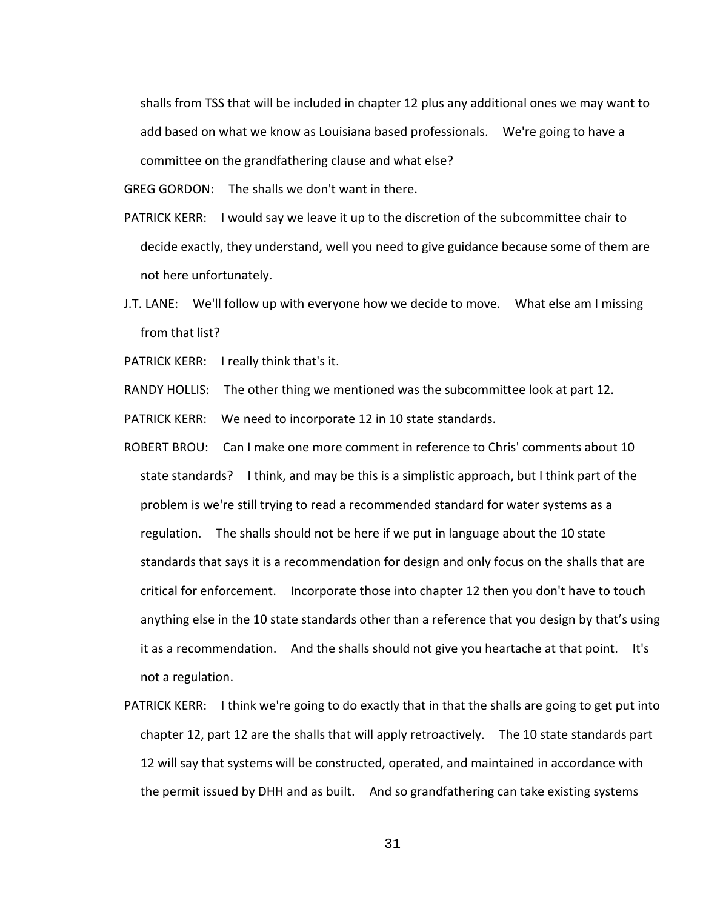shalls from TSS that will be included in chapter 12 plus any additional ones we may want to add based on what we know as Louisiana based professionals. We're going to have a committee on the grandfathering clause and what else?

GREG GORDON: The shalls we don't want in there.

PATRICK KERR: I would say we leave it up to the discretion of the subcommittee chair to decide exactly, they understand, well you need to give guidance because some of them are not here unfortunately.

J.T. LANE: We'll follow up with everyone how we decide to move. What else am I missing from that list?

PATRICK KERR: I really think that's it.

RANDY HOLLIS: The other thing we mentioned was the subcommittee look at part 12.

PATRICK KERR: We need to incorporate 12 in 10 state standards.

ROBERT BROU: Can I make one more comment in reference to Chris' comments about 10 state standards? I think, and may be this is a simplistic approach, but I think part of the problem is we're still trying to read a recommended standard for water systems as a regulation. The shalls should not be here if we put in language about the 10 state standards that says it is a recommendation for design and only focus on the shalls that are critical for enforcement. Incorporate those into chapter 12 then you don't have to touch anything else in the 10 state standards other than a reference that you design by that's using it as a recommendation. And the shalls should not give you heartache at that point. It's not a regulation.

PATRICK KERR: I think we're going to do exactly that in that the shalls are going to get put into chapter 12, part 12 are the shalls that will apply retroactively. The 10 state standards part 12 will say that systems will be constructed, operated, and maintained in accordance with the permit issued by DHH and as built. And so grandfathering can take existing systems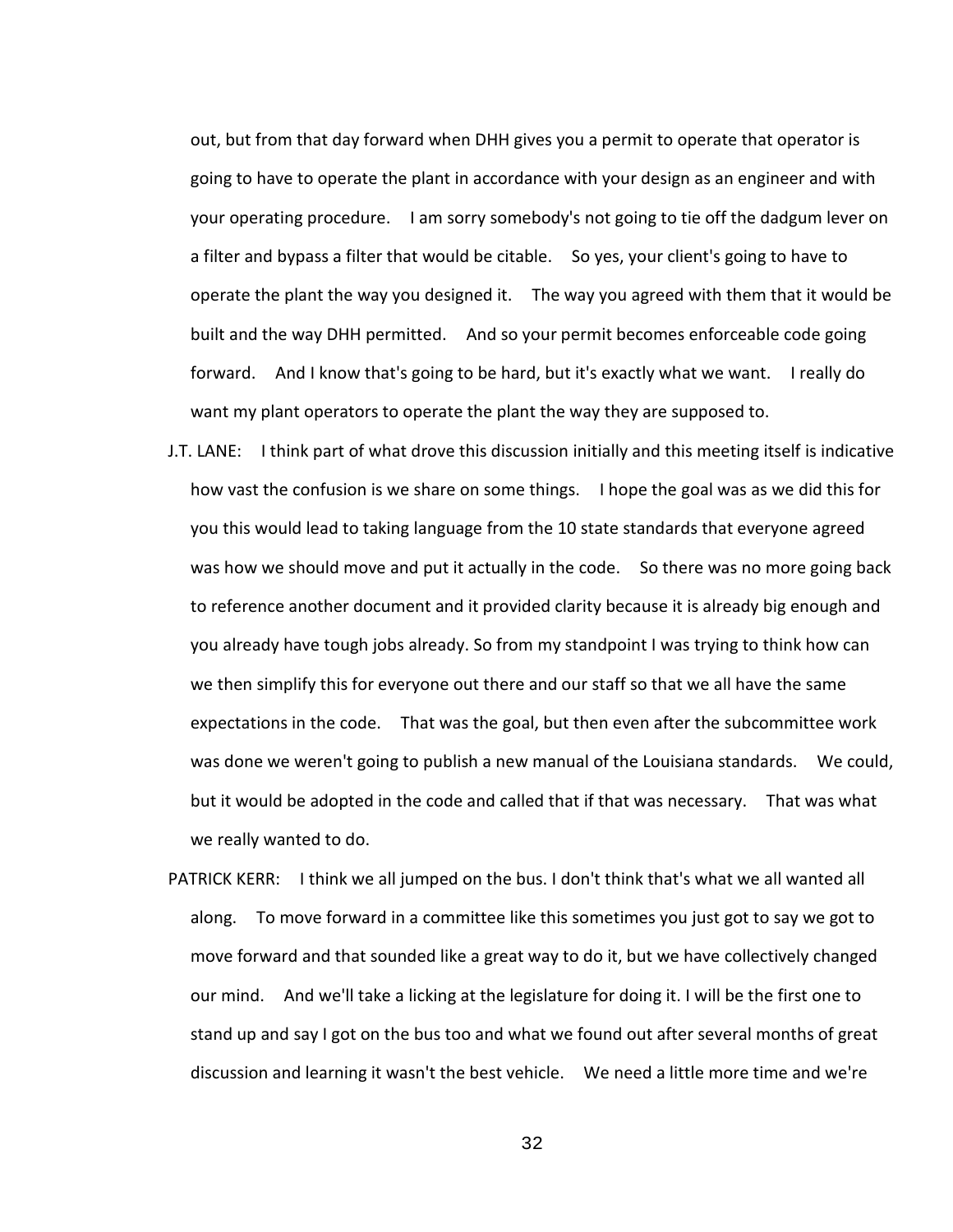out, but from that day forward when DHH gives you a permit to operate that operator is going to have to operate the plant in accordance with your design as an engineer and with your operating procedure. I am sorry somebody's not going to tie off the dadgum lever on a filter and bypass a filter that would be citable. So yes, your client's going to have to operate the plant the way you designed it. The way you agreed with them that it would be built and the way DHH permitted. And so your permit becomes enforceable code going forward. And I know that's going to be hard, but it's exactly what we want. I really do want my plant operators to operate the plant the way they are supposed to.

J.T. LANE: I think part of what drove this discussion initially and this meeting itself is indicative how vast the confusion is we share on some things. I hope the goal was as we did this for you this would lead to taking language from the 10 state standards that everyone agreed was how we should move and put it actually in the code. So there was no more going back to reference another document and it provided clarity because it is already big enough and you already have tough jobs already. So from my standpoint I was trying to think how can we then simplify this for everyone out there and our staff so that we all have the same expectations in the code. That was the goal, but then even after the subcommittee work was done we weren't going to publish a new manual of the Louisiana standards. We could, but it would be adopted in the code and called that if that was necessary. That was what we really wanted to do.

PATRICK KERR: I think we all jumped on the bus. I don't think that's what we all wanted all along. To move forward in a committee like this sometimes you just got to say we got to move forward and that sounded like a great way to do it, but we have collectively changed our mind. And we'll take a licking at the legislature for doing it. I will be the first one to stand up and say I got on the bus too and what we found out after several months of great discussion and learning it wasn't the best vehicle. We need a little more time and we're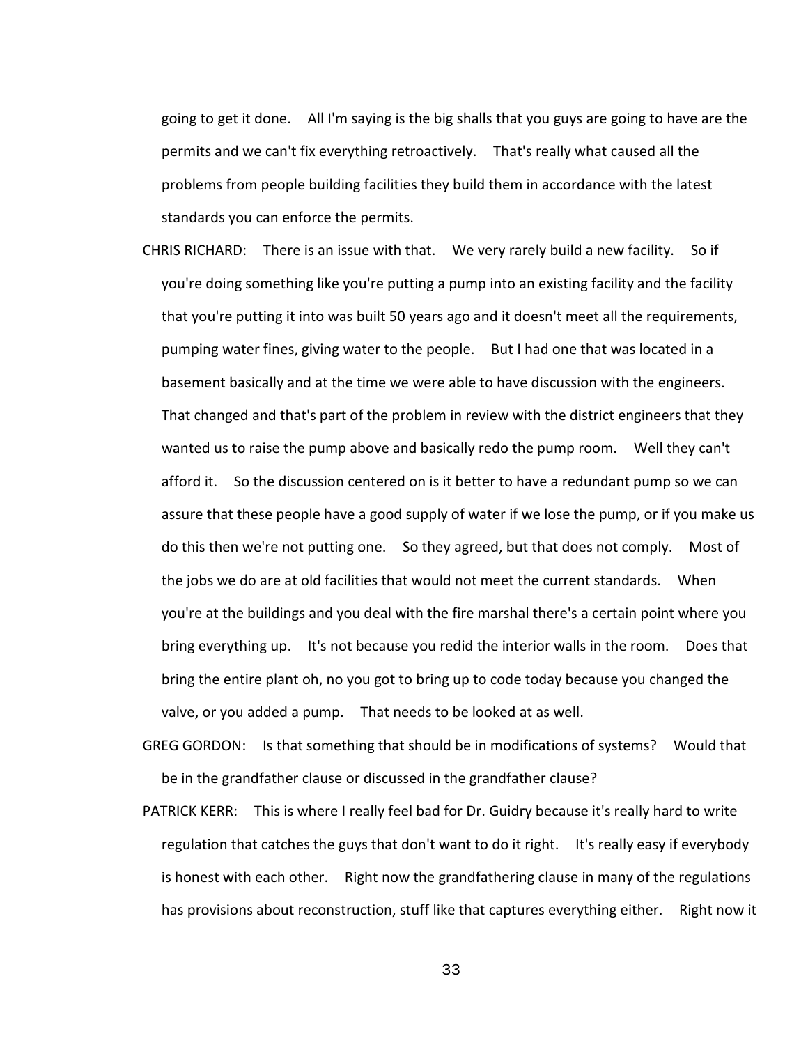going to get it done. All I'm saying is the big shalls that you guys are going to have are the permits and we can't fix everything retroactively. That's really what caused all the problems from people building facilities they build them in accordance with the latest standards you can enforce the permits.

CHRIS RICHARD: There is an issue with that. We very rarely build a new facility. So if you're doing something like you're putting a pump into an existing facility and the facility that you're putting it into was built 50 years ago and it doesn't meet all the requirements, pumping water fines, giving water to the people. But I had one that was located in a basement basically and at the time we were able to have discussion with the engineers. That changed and that's part of the problem in review with the district engineers that they wanted us to raise the pump above and basically redo the pump room. Well they can't afford it. So the discussion centered on is it better to have a redundant pump so we can assure that these people have a good supply of water if we lose the pump, or if you make us do this then we're not putting one. So they agreed, but that does not comply. Most of the jobs we do are at old facilities that would not meet the current standards. When you're at the buildings and you deal with the fire marshal there's a certain point where you bring everything up. It's not because you redid the interior walls in the room. Does that bring the entire plant oh, no you got to bring up to code today because you changed the valve, or you added a pump. That needs to be looked at as well.

GREG GORDON: Is that something that should be in modifications of systems? Would that be in the grandfather clause or discussed in the grandfather clause?

PATRICK KERR: This is where I really feel bad for Dr. Guidry because it's really hard to write regulation that catches the guys that don't want to do it right. It's really easy if everybody is honest with each other. Right now the grandfathering clause in many of the regulations has provisions about reconstruction, stuff like that captures everything either. Right now it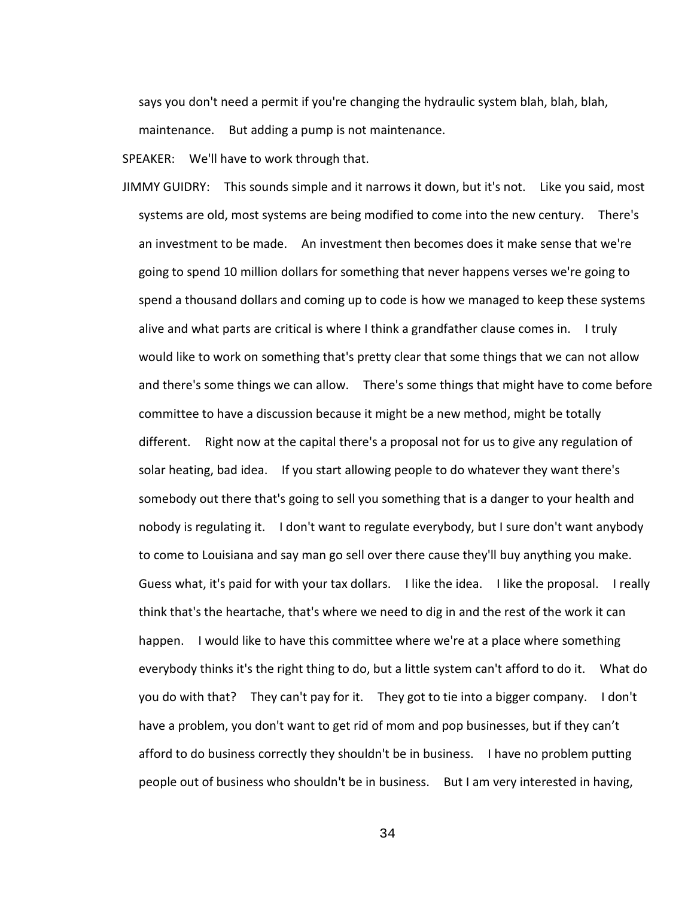says you don't need a permit if you're changing the hydraulic system blah, blah, blah, maintenance. But adding a pump is not maintenance.

SPEAKER: We'll have to work through that.

JIMMY GUIDRY: This sounds simple and it narrows it down, but it's not. Like you said, most systems are old, most systems are being modified to come into the new century. There's an investment to be made. An investment then becomes does it make sense that we're going to spend 10 million dollars for something that never happens verses we're going to spend a thousand dollars and coming up to code is how we managed to keep these systems alive and what parts are critical is where I think a grandfather clause comes in. I truly would like to work on something that's pretty clear that some things that we can not allow and there's some things we can allow. There's some things that might have to come before committee to have a discussion because it might be a new method, might be totally different. Right now at the capital there's a proposal not for us to give any regulation of solar heating, bad idea. If you start allowing people to do whatever they want there's somebody out there that's going to sell you something that is a danger to your health and nobody is regulating it. I don't want to regulate everybody, but I sure don't want anybody to come to Louisiana and say man go sell over there cause they'll buy anything you make. Guess what, it's paid for with your tax dollars. I like the idea. I like the proposal. I really think that's the heartache, that's where we need to dig in and the rest of the work it can happen. I would like to have this committee where we're at a place where something everybody thinks it's the right thing to do, but a little system can't afford to do it. What do you do with that? They can't pay for it. They got to tie into a bigger company. I don't have a problem, you don't want to get rid of mom and pop businesses, but if they can't afford to do business correctly they shouldn't be in business. I have no problem putting people out of business who shouldn't be in business. But I am very interested in having,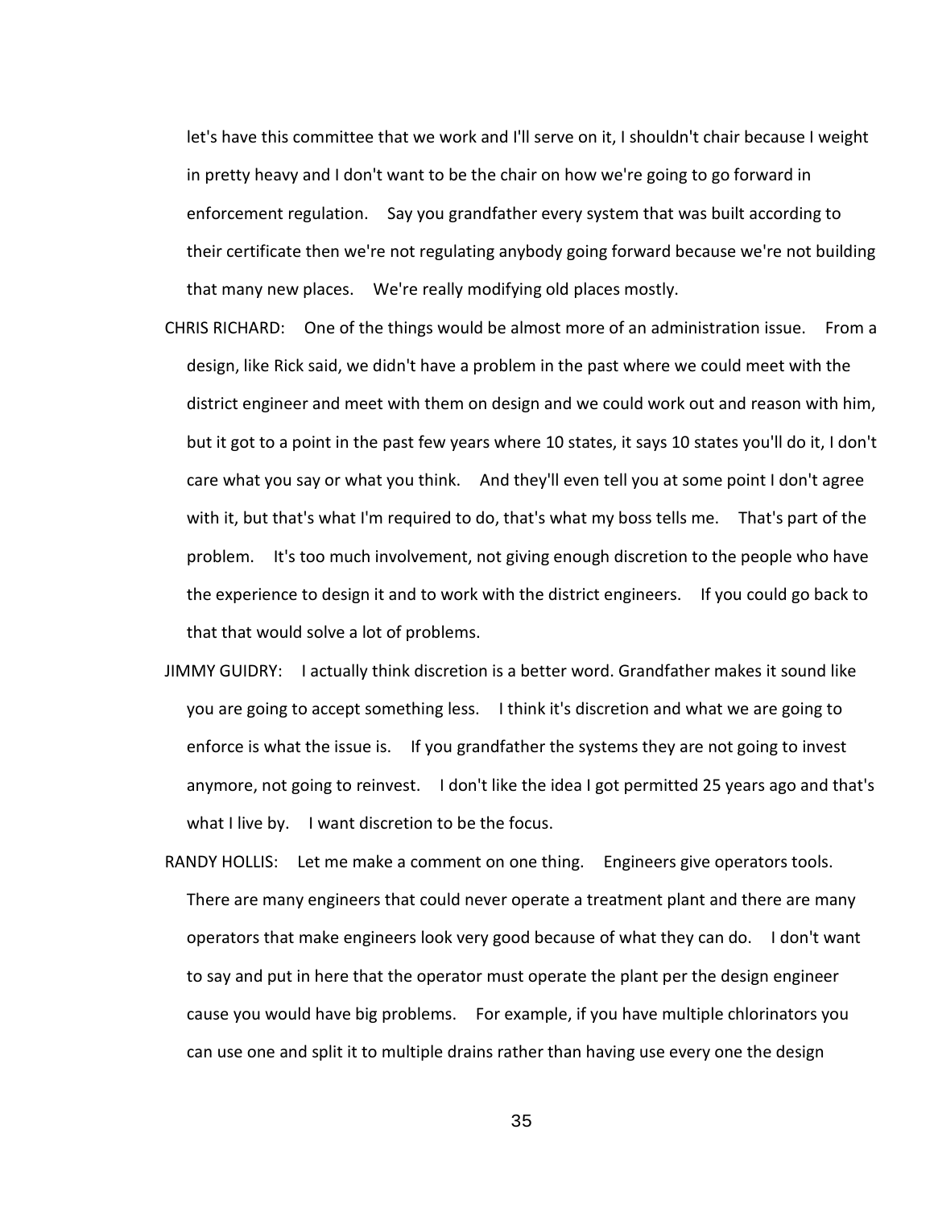let's have this committee that we work and I'll serve on it, I shouldn't chair because I weight in pretty heavy and I don't want to be the chair on how we're going to go forward in enforcement regulation. Say you grandfather every system that was built according to their certificate then we're not regulating anybody going forward because we're not building that many new places. We're really modifying old places mostly.

CHRIS RICHARD: One of the things would be almost more of an administration issue. From a design, like Rick said, we didn't have a problem in the past where we could meet with the district engineer and meet with them on design and we could work out and reason with him, but it got to a point in the past few years where 10 states, it says 10 states you'll do it, I don't care what you say or what you think. And they'll even tell you at some point I don't agree with it, but that's what I'm required to do, that's what my boss tells me. That's part of the problem. It's too much involvement, not giving enough discretion to the people who have the experience to design it and to work with the district engineers. If you could go back to that that would solve a lot of problems.

JIMMY GUIDRY: I actually think discretion is a better word. Grandfather makes it sound like you are going to accept something less. I think it's discretion and what we are going to enforce is what the issue is. If you grandfather the systems they are not going to invest anymore, not going to reinvest. I don't like the idea I got permitted 25 years ago and that's what I live by. I want discretion to be the focus.

RANDY HOLLIS: Let me make a comment on one thing. Engineers give operators tools. There are many engineers that could never operate a treatment plant and there are many operators that make engineers look very good because of what they can do. I don't want to say and put in here that the operator must operate the plant per the design engineer cause you would have big problems. For example, if you have multiple chlorinators you can use one and split it to multiple drains rather than having use every one the design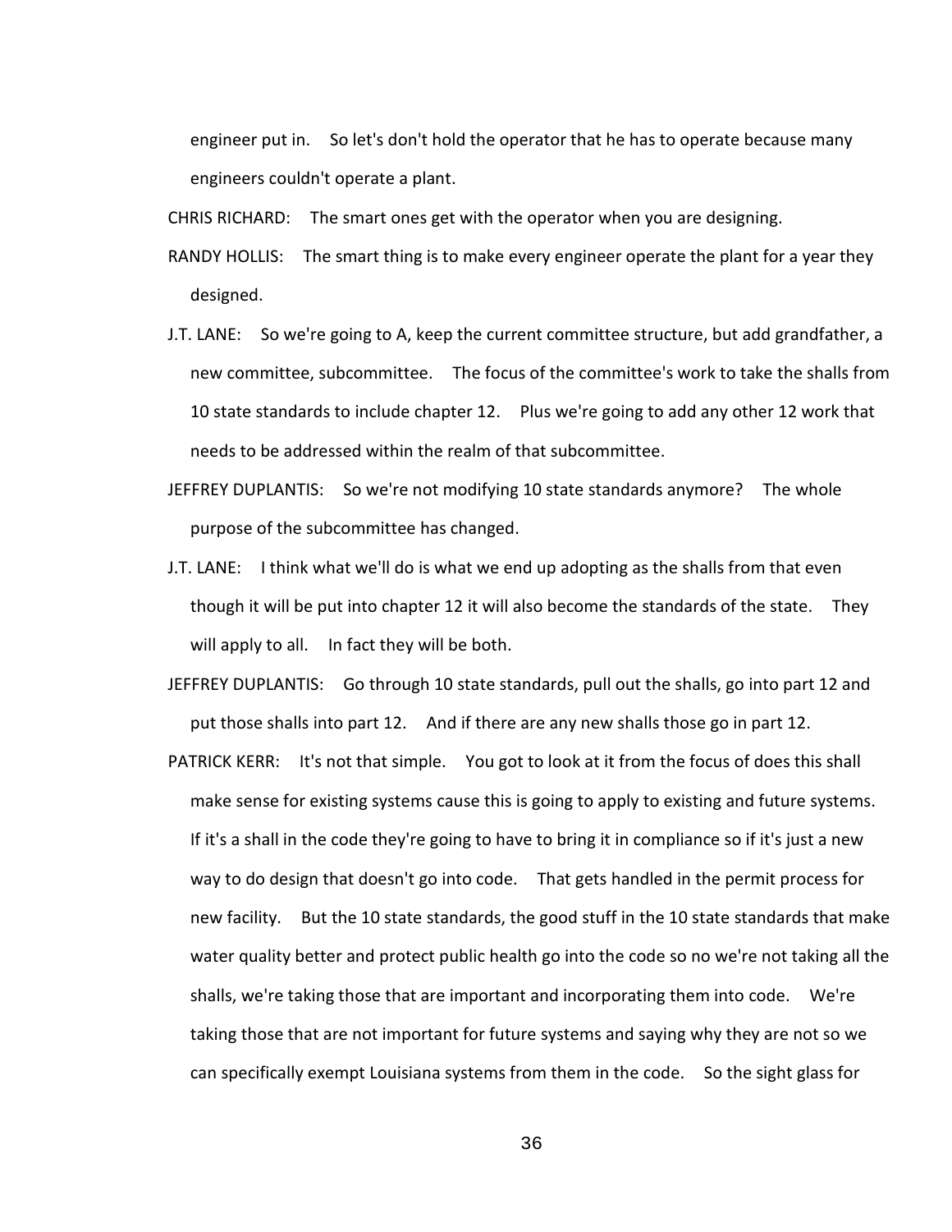engineer put in. So let's don't hold the operator that he has to operate because many engineers couldn't operate a plant.

CHRIS RICHARD: The smart ones get with the operator when you are designing.

RANDY HOLLIS: The smart thing is to make every engineer operate the plant for a year they designed.

J.T. LANE: So we're going to A, keep the current committee structure, but add grandfather, a new committee, subcommittee. The focus of the committee's work to take the shalls from 10 state standards to include chapter 12. Plus we're going to add any other 12 work that needs to be addressed within the realm of that subcommittee.

JEFFREY DUPLANTIS: So we're not modifying 10 state standards anymore? The whole purpose of the subcommittee has changed.

J.T. LANE: I think what we'll do is what we end up adopting as the shalls from that even though it will be put into chapter 12 it will also become the standards of the state. They will apply to all. In fact they will be both.

JEFFREY DUPLANTIS: Go through 10 state standards, pull out the shalls, go into part 12 and put those shalls into part 12. And if there are any new shalls those go in part 12.

PATRICK KERR: It's not that simple. You got to look at it from the focus of does this shall make sense for existing systems cause this is going to apply to existing and future systems. If it's a shall in the code they're going to have to bring it in compliance so if it's just a new way to do design that doesn't go into code. That gets handled in the permit process for new facility. But the 10 state standards, the good stuff in the 10 state standards that make water quality better and protect public health go into the code so no we're not taking all the shalls, we're taking those that are important and incorporating them into code. We're taking those that are not important for future systems and saying why they are not so we can specifically exempt Louisiana systems from them in the code. So the sight glass for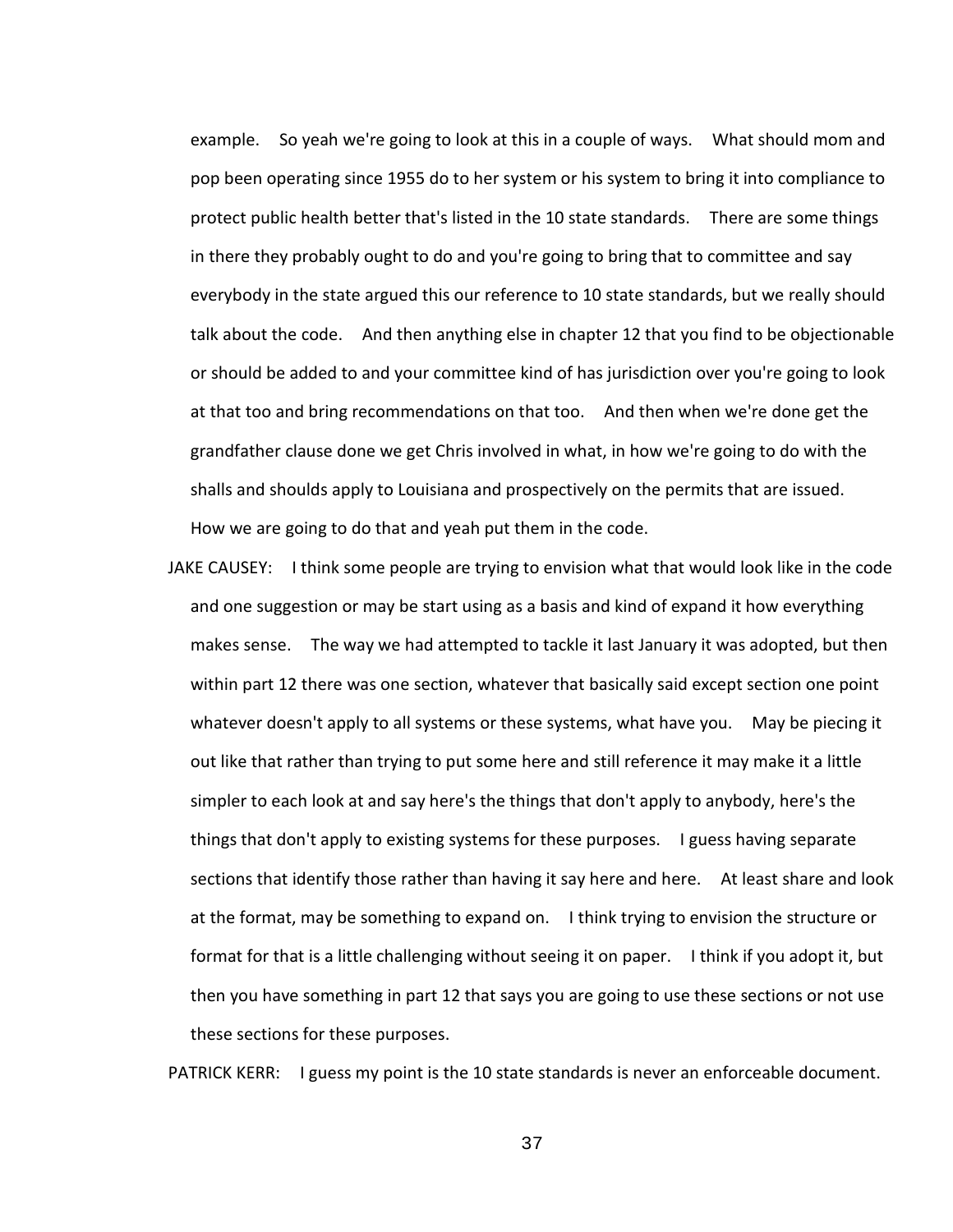example. So yeah we're going to look at this in a couple of ways. What should mom and pop been operating since 1955 do to her system or his system to bring it into compliance to protect public health better that's listed in the 10 state standards. There are some things in there they probably ought to do and you're going to bring that to committee and say everybody in the state argued this our reference to 10 state standards, but we really should talk about the code. And then anything else in chapter 12 that you find to be objectionable or should be added to and your committee kind of has jurisdiction over you're going to look at that too and bring recommendations on that too. And then when we're done get the grandfather clause done we get Chris involved in what, in how we're going to do with the shalls and shoulds apply to Louisiana and prospectively on the permits that are issued. How we are going to do that and yeah put them in the code.

JAKE CAUSEY: I think some people are trying to envision what that would look like in the code and one suggestion or may be start using as a basis and kind of expand it how everything makes sense. The way we had attempted to tackle it last January it was adopted, but then within part 12 there was one section, whatever that basically said except section one point whatever doesn't apply to all systems or these systems, what have you. May be piecing it out like that rather than trying to put some here and still reference it may make it a little simpler to each look at and say here's the things that don't apply to anybody, here's the things that don't apply to existing systems for these purposes. I guess having separate sections that identify those rather than having it say here and here. At least share and look at the format, may be something to expand on. I think trying to envision the structure or format for that is a little challenging without seeing it on paper. I think if you adopt it, but then you have something in part 12 that says you are going to use these sections or not use these sections for these purposes.

PATRICK KERR: I guess my point is the 10 state standards is never an enforceable document.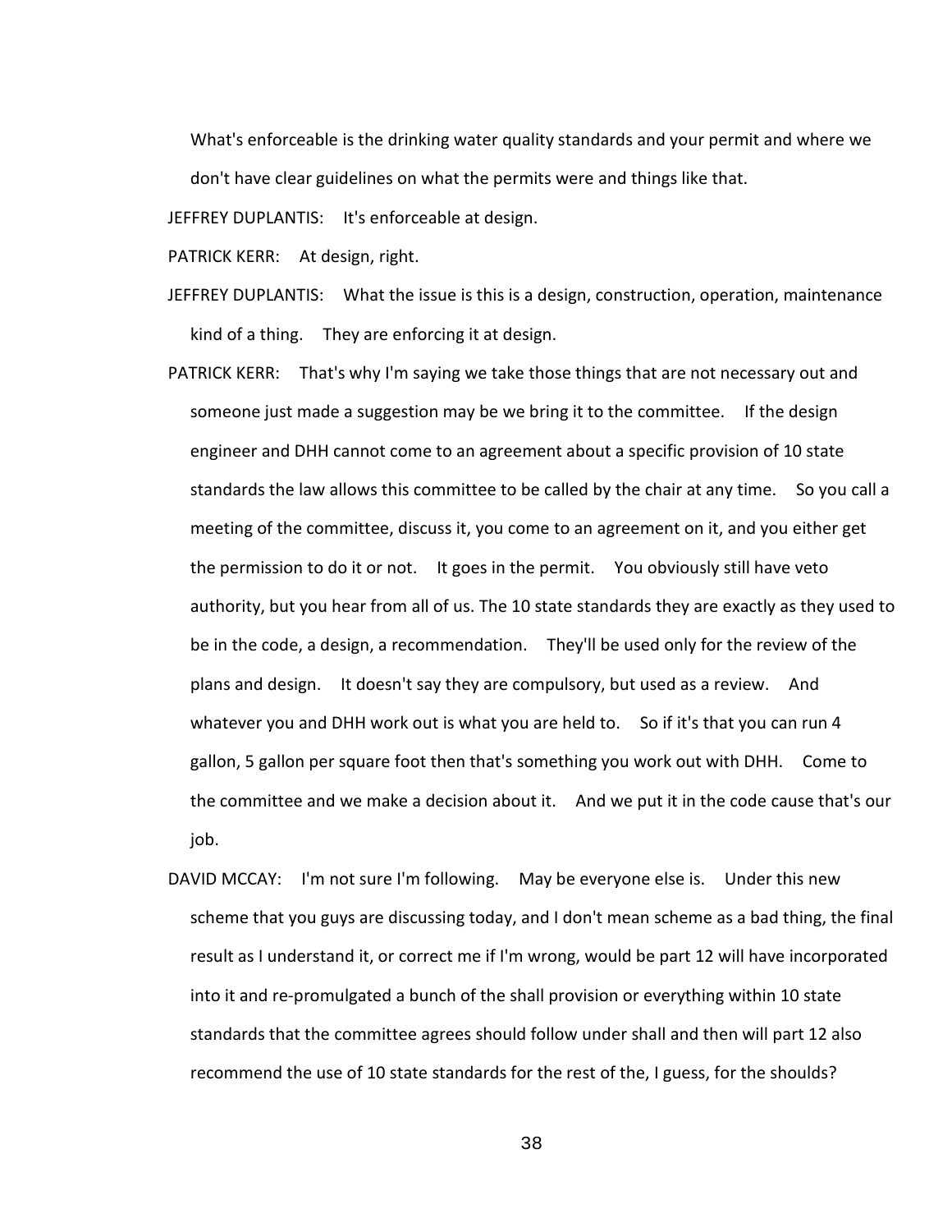What's enforceable is the drinking water quality standards and your permit and where we don't have clear guidelines on what the permits were and things like that.

JEFFREY DUPLANTIS: It's enforceable at design.

PATRICK KERR: At design, right.

JEFFREY DUPLANTIS: What the issue is this is a design, construction, operation, maintenance kind of a thing. They are enforcing it at design.

PATRICK KERR: That's why I'm saying we take those things that are not necessary out and someone just made a suggestion may be we bring it to the committee. If the design engineer and DHH cannot come to an agreement about a specific provision of 10 state standards the law allows this committee to be called by the chair at any time. So you call a meeting of the committee, discuss it, you come to an agreement on it, and you either get the permission to do it or not. It goes in the permit. You obviously still have veto authority, but you hear from all of us. The 10 state standards they are exactly as they used to be in the code, a design, a recommendation. They'll be used only for the review of the plans and design. It doesn't say they are compulsory, but used as a review. And whatever you and DHH work out is what you are held to. So if it's that you can run 4 gallon, 5 gallon per square foot then that's something you work out with DHH. Come to the committee and we make a decision about it. And we put it in the code cause that's our job.

DAVID MCCAY: I'm not sure I'm following. May be everyone else is. Under this new scheme that you guys are discussing today, and I don't mean scheme as a bad thing, the final result as I understand it, or correct me if I'm wrong, would be part 12 will have incorporated into it and re-promulgated a bunch of the shall provision or everything within 10 state standards that the committee agrees should follow under shall and then will part 12 also recommend the use of 10 state standards for the rest of the, I guess, for the shoulds?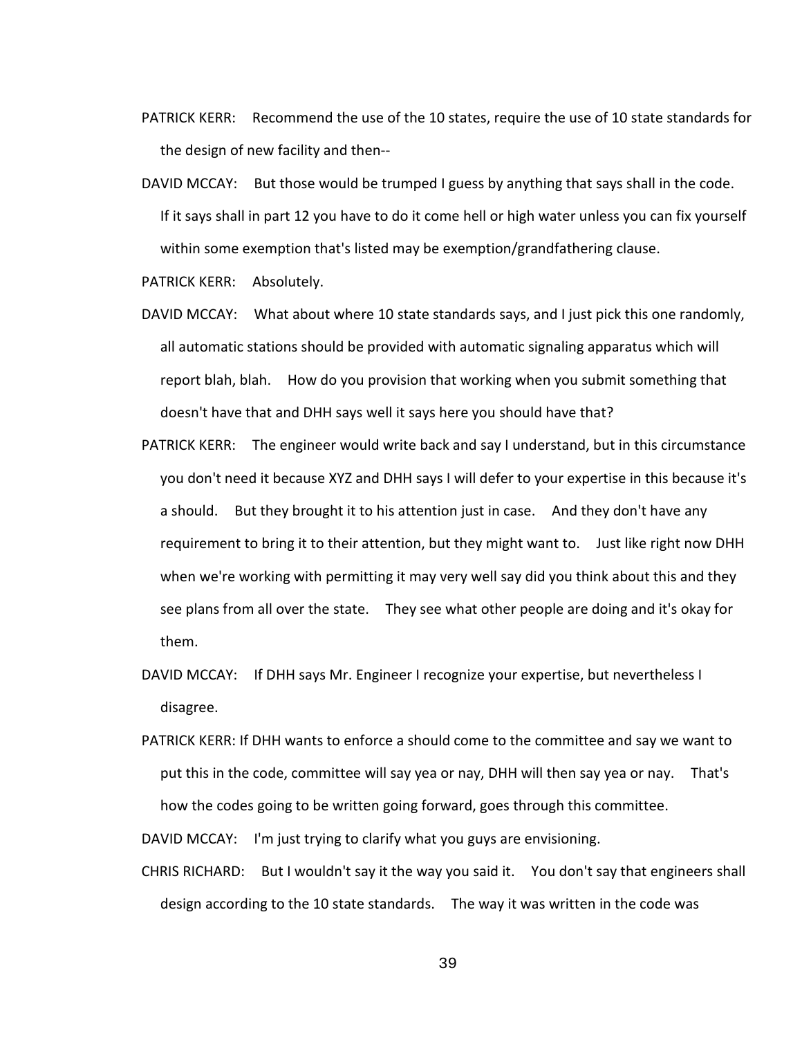PATRICK KERR: Recommend the use of the 10 states, require the use of 10 state standards for the design of new facility and then--

DAVID MCCAY: But those would be trumped I guess by anything that says shall in the code. If it says shall in part 12 you have to do it come hell or high water unless you can fix yourself within some exemption that's listed may be exemption/grandfathering clause.

PATRICK KERR: Absolutely.

DAVID MCCAY: What about where 10 state standards says, and I just pick this one randomly, all automatic stations should be provided with automatic signaling apparatus which will report blah, blah. How do you provision that working when you submit something that doesn't have that and DHH says well it says here you should have that?

PATRICK KERR: The engineer would write back and say I understand, but in this circumstance you don't need it because XYZ and DHH says I will defer to your expertise in this because it's a should. But they brought it to his attention just in case. And they don't have any requirement to bring it to their attention, but they might want to. Just like right now DHH when we're working with permitting it may very well say did you think about this and they see plans from all over the state. They see what other people are doing and it's okay for them.

DAVID MCCAY: If DHH says Mr. Engineer I recognize your expertise, but nevertheless I disagree.

PATRICK KERR: If DHH wants to enforce a should come to the committee and say we want to put this in the code, committee will say yea or nay, DHH will then say yea or nay. That's how the codes going to be written going forward, goes through this committee.

DAVID MCCAY: I'm just trying to clarify what you guys are envisioning.

CHRIS RICHARD: But I wouldn't say it the way you said it. You don't say that engineers shall design according to the 10 state standards. The way it was written in the code was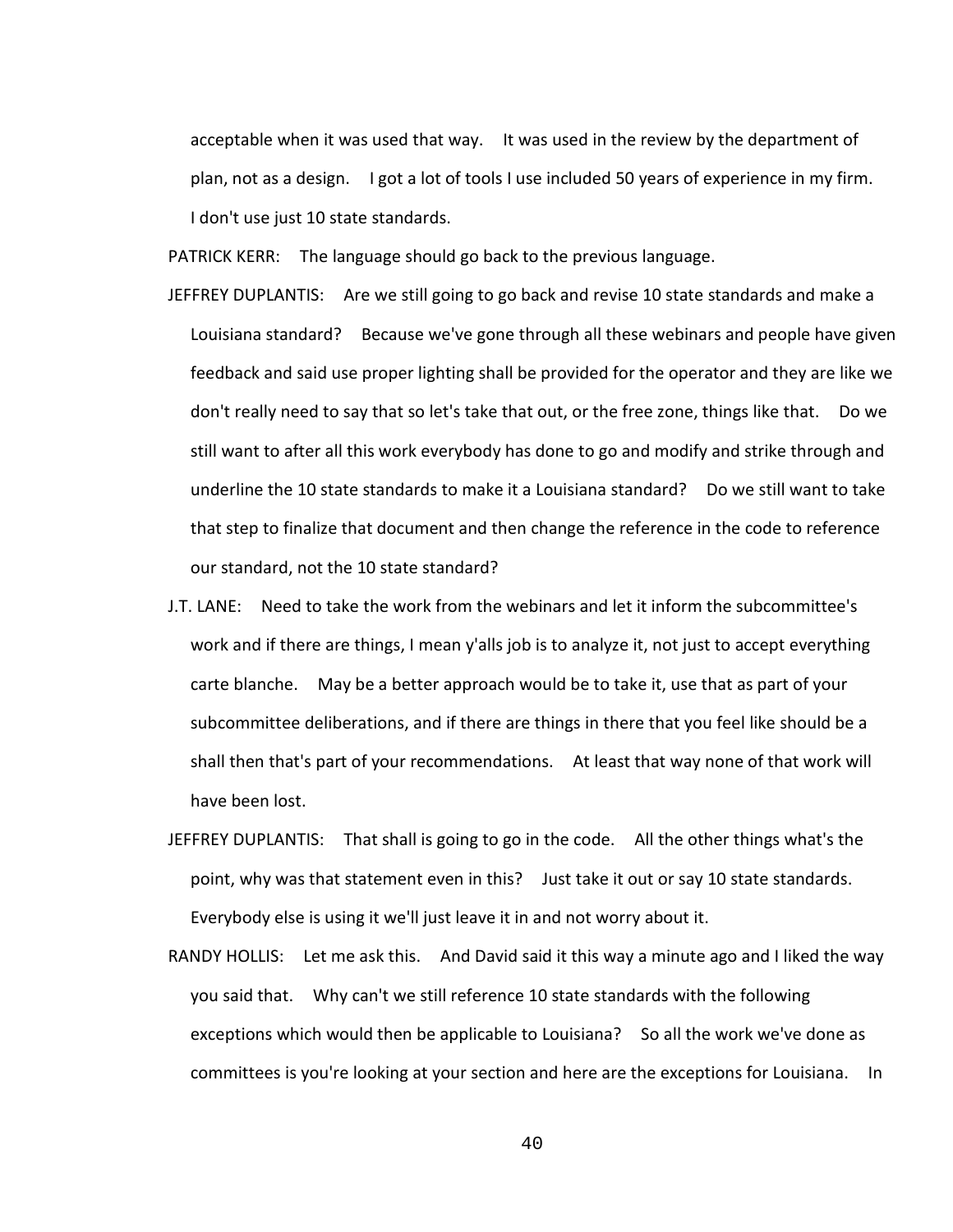acceptable when it was used that way. It was used in the review by the department of plan, not as a design. I got a lot of tools I use included 50 years of experience in my firm. I don't use just 10 state standards.

PATRICK KERR: The language should go back to the previous language.

JEFFREY DUPLANTIS: Are we still going to go back and revise 10 state standards and make a Louisiana standard? Because we've gone through all these webinars and people have given feedback and said use proper lighting shall be provided for the operator and they are like we don't really need to say that so let's take that out, or the free zone, things like that. Do we still want to after all this work everybody has done to go and modify and strike through and underline the 10 state standards to make it a Louisiana standard? Do we still want to take that step to finalize that document and then change the reference in the code to reference our standard, not the 10 state standard?

J.T. LANE: Need to take the work from the webinars and let it inform the subcommittee's work and if there are things, I mean y'alls job is to analyze it, not just to accept everything carte blanche. May be a better approach would be to take it, use that as part of your subcommittee deliberations, and if there are things in there that you feel like should be a shall then that's part of your recommendations. At least that way none of that work will have been lost.

JEFFREY DUPLANTIS: That shall is going to go in the code. All the other things what's the point, why was that statement even in this? Just take it out or say 10 state standards. Everybody else is using it we'll just leave it in and not worry about it.

RANDY HOLLIS: Let me ask this. And David said it this way a minute ago and I liked the way you said that. Why can't we still reference 10 state standards with the following exceptions which would then be applicable to Louisiana? So all the work we've done as committees is you're looking at your section and here are the exceptions for Louisiana. In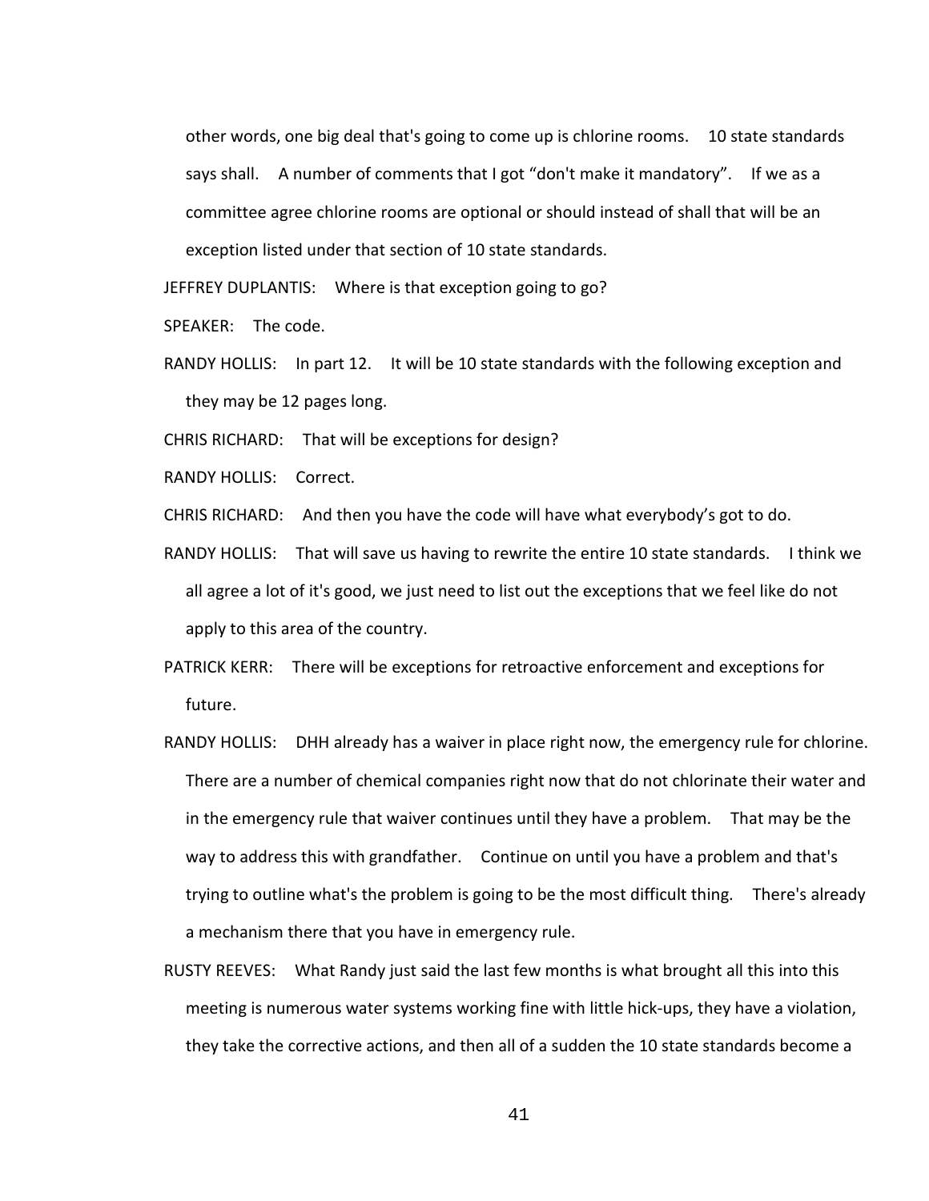other words, one big deal that's going to come up is chlorine rooms. 10 state standards says shall. A number of comments that I got “don't make it mandatory”. If we as a committee agree chlorine rooms are optional or should instead of shall that will be an exception listed under that section of 10 state standards.

JEFFREY DUPLANTIS: Where is that exception going to go?

SPEAKER: The code.

RANDY HOLLIS: In part 12. It will be 10 state standards with the following exception and they may be 12 pages long.

CHRIS RICHARD: That will be exceptions for design?

RANDY HOLLIS: Correct.

CHRIS RICHARD: And then you have the code will have what everybody’s got to do.

RANDY HOLLIS: That will save us having to rewrite the entire 10 state standards. I think we all agree a lot of it's good, we just need to list out the exceptions that we feel like do not apply to this area of the country.

PATRICK KERR: There will be exceptions for retroactive enforcement and exceptions for future.

RANDY HOLLIS: DHH already has a waiver in place right now, the emergency rule for chlorine. There are a number of chemical companies right now that do not chlorinate their water and in the emergency rule that waiver continues until they have a problem. That may be the way to address this with grandfather. Continue on until you have a problem and that's trying to outline what's the problem is going to be the most difficult thing. There's already a mechanism there that you have in emergency rule.

RUSTY REEVES: What Randy just said the last few months is what brought all this into this meeting is numerous water systems working fine with little hick-ups, they have a violation, they take the corrective actions, and then all of a sudden the 10 state standards become a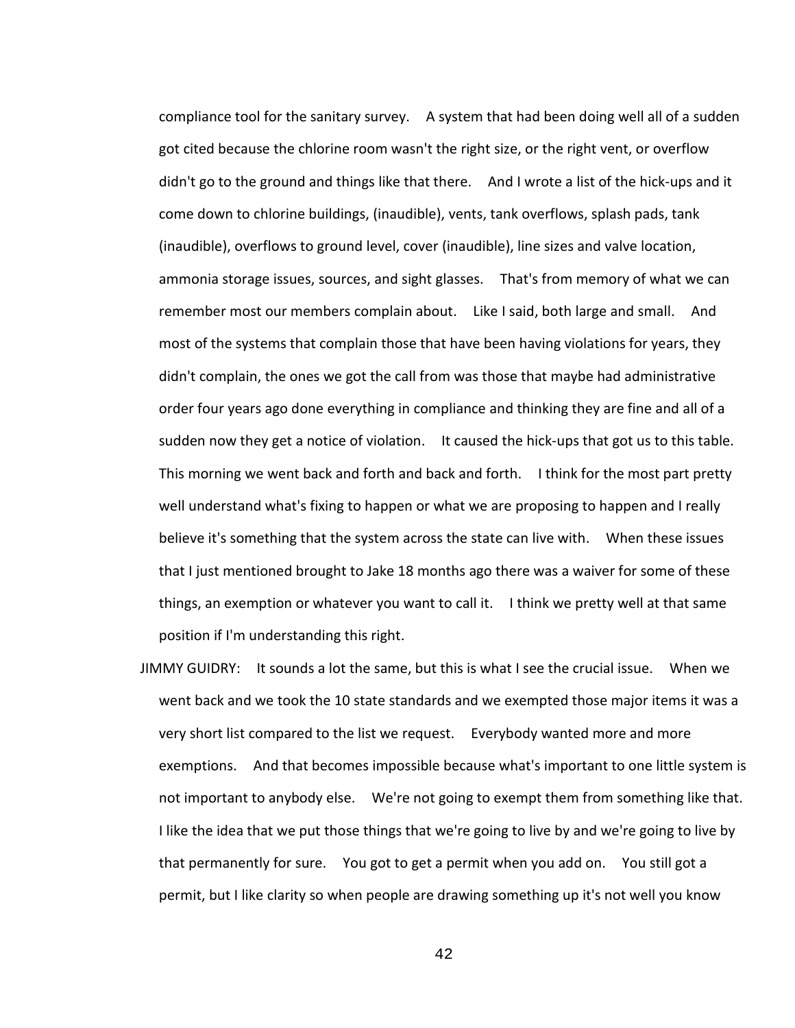compliance tool for the sanitary survey. A system that had been doing well all of a sudden got cited because the chlorine room wasn't the right size, or the right vent, or overflow didn't go to the ground and things like that there. And I wrote a list of the hick-ups and it come down to chlorine buildings, (inaudible), vents, tank overflows, splash pads, tank (inaudible), overflows to ground level, cover (inaudible), line sizes and valve location, ammonia storage issues, sources, and sight glasses. That's from memory of what we can remember most our members complain about. Like I said, both large and small. And most of the systems that complain those that have been having violations for years, they didn't complain, the ones we got the call from was those that maybe had administrative order four years ago done everything in compliance and thinking they are fine and all of a sudden now they get a notice of violation. It caused the hick-ups that got us to this table. This morning we went back and forth and back and forth. I think for the most part pretty well understand what's fixing to happen or what we are proposing to happen and I really believe it's something that the system across the state can live with. When these issues that I just mentioned brought to Jake 18 months ago there was a waiver for some of these things, an exemption or whatever you want to call it. I think we pretty well at that same position if I'm understanding this right.

JIMMY GUIDRY: It sounds a lot the same, but this is what I see the crucial issue. When we went back and we took the 10 state standards and we exempted those major items it was a very short list compared to the list we request. Everybody wanted more and more exemptions. And that becomes impossible because what's important to one little system is not important to anybody else. We're not going to exempt them from something like that. I like the idea that we put those things that we're going to live by and we're going to live by that permanently for sure. You got to get a permit when you add on. You still got a permit, but I like clarity so when people are drawing something up it's not well you know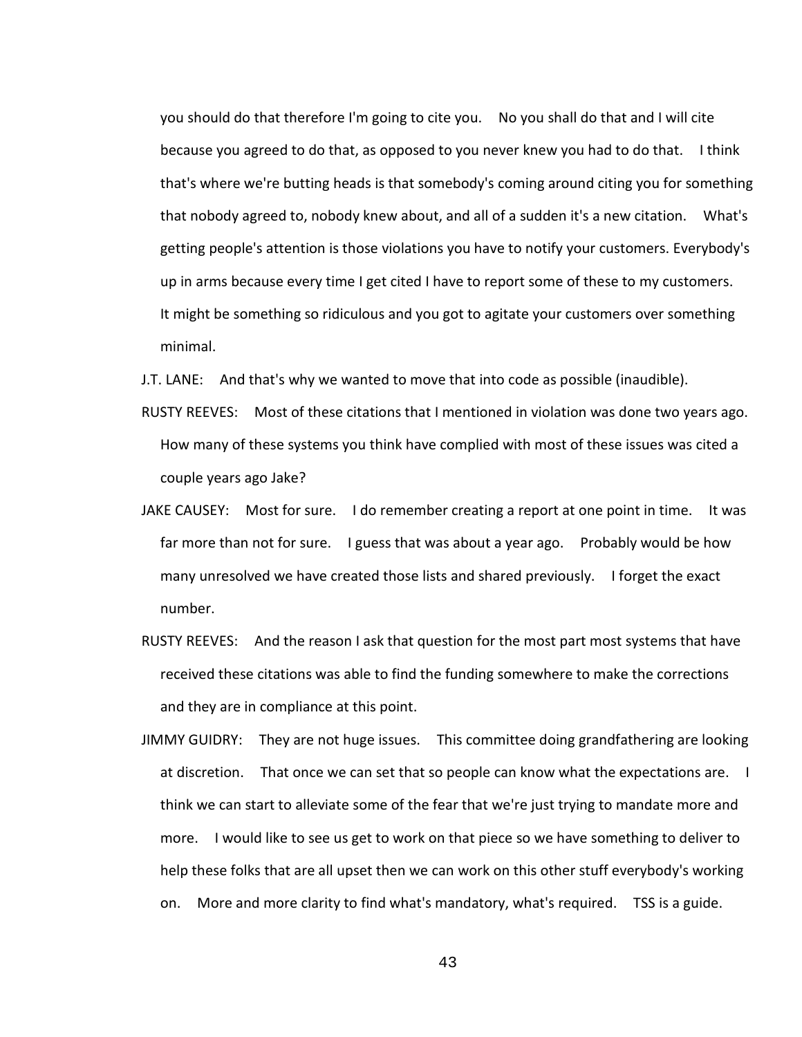you should do that therefore I'm going to cite you. No you shall do that and I will cite because you agreed to do that, as opposed to you never knew you had to do that. I think that's where we're butting heads is that somebody's coming around citing you for something that nobody agreed to, nobody knew about, and all of a sudden it's a new citation. What's getting people's attention is those violations you have to notify your customers. Everybody's up in arms because every time I get cited I have to report some of these to my customers. It might be something so ridiculous and you got to agitate your customers over something minimal.

J.T. LANE: And that's why we wanted to move that into code as possible (inaudible).

RUSTY REEVES: Most of these citations that I mentioned in violation was done two years ago. How many of these systems you think have complied with most of these issues was cited a couple years ago Jake?

JAKE CAUSEY: Most for sure. I do remember creating a report at one point in time. It was far more than not for sure. I guess that was about a year ago. Probably would be how many unresolved we have created those lists and shared previously. I forget the exact number.

RUSTY REEVES: And the reason I ask that question for the most part most systems that have received these citations was able to find the funding somewhere to make the corrections and they are in compliance at this point.

JIMMY GUIDRY: They are not huge issues. This committee doing grandfathering are looking at discretion. That once we can set that so people can know what the expectations are. I think we can start to alleviate some of the fear that we're just trying to mandate more and more. I would like to see us get to work on that piece so we have something to deliver to help these folks that are all upset then we can work on this other stuff everybody's working on. More and more clarity to find what's mandatory, what's required. TSS is a guide.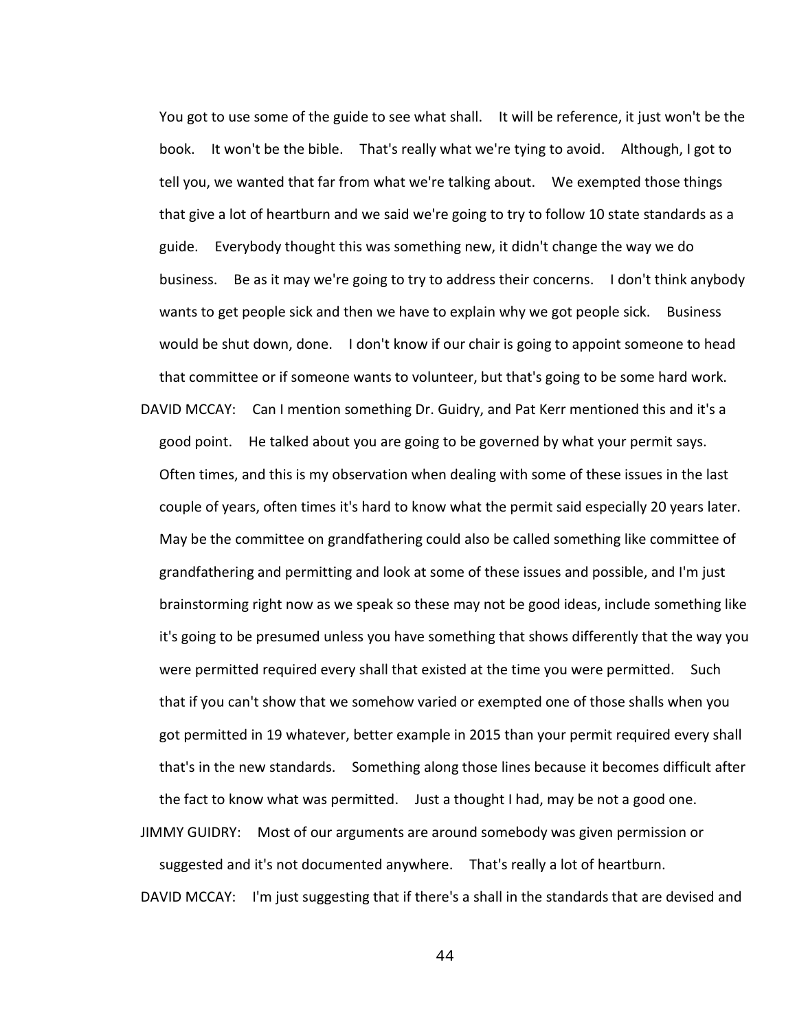You got to use some of the guide to see what shall. It will be reference, it just won't be the book. It won't be the bible. That's really what we're tying to avoid. Although, I got to tell you, we wanted that far from what we're talking about. We exempted those things that give a lot of heartburn and we said we're going to try to follow 10 state standards as a guide. Everybody thought this was something new, it didn't change the way we do business. Be as it may we're going to try to address their concerns. I don't think anybody wants to get people sick and then we have to explain why we got people sick. Business would be shut down, done. I don't know if our chair is going to appoint someone to head that committee or if someone wants to volunteer, but that's going to be some hard work.

DAVID MCCAY: Can I mention something Dr. Guidry, and Pat Kerr mentioned this and it's a good point. He talked about you are going to be governed by what your permit says. Often times, and this is my observation when dealing with some of these issues in the last couple of years, often times it's hard to know what the permit said especially 20 years later. May be the committee on grandfathering could also be called something like committee of grandfathering and permitting and look at some of these issues and possible, and I'm just brainstorming right now as we speak so these may not be good ideas, include something like it's going to be presumed unless you have something that shows differently that the way you were permitted required every shall that existed at the time you were permitted. Such that if you can't show that we somehow varied or exempted one of those shalls when you got permitted in 19 whatever, better example in 2015 than your permit required every shall that's in the new standards. Something along those lines because it becomes difficult after the fact to know what was permitted. Just a thought I had, may be not a good one.

JIMMY GUIDRY: Most of our arguments are around somebody was given permission or suggested and it's not documented anywhere. That's really a lot of heartburn.

DAVID MCCAY: I'm just suggesting that if there's a shall in the standards that are devised and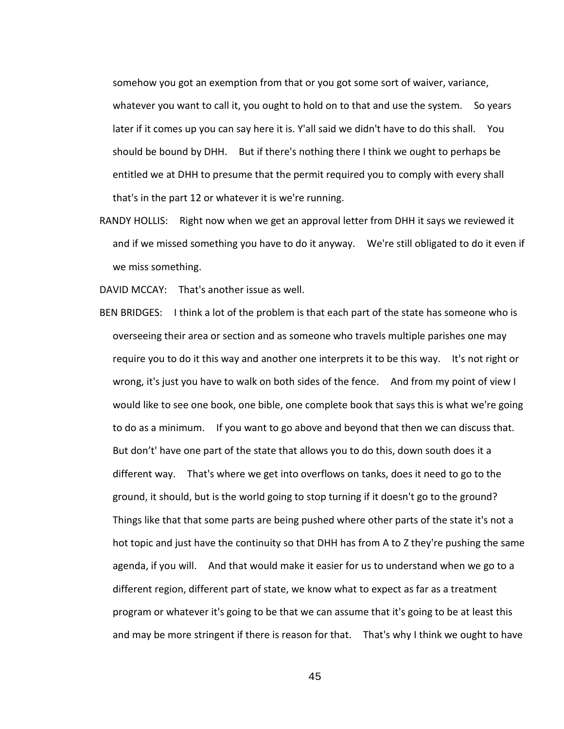somehow you got an exemption from that or you got some sort of waiver, variance, whatever you want to call it, you ought to hold on to that and use the system. So years later if it comes up you can say here it is. Y'all said we didn't have to do this shall. You should be bound by DHH. But if there's nothing there I think we ought to perhaps be entitled we at DHH to presume that the permit required you to comply with every shall that's in the part 12 or whatever it is we're running.

RANDY HOLLIS: Right now when we get an approval letter from DHH it says we reviewed it and if we missed something you have to do it anyway. We're still obligated to do it even if we miss something.

DAVID MCCAY: That's another issue as well.

BEN BRIDGES: I think a lot of the problem is that each part of the state has someone who is overseeing their area or section and as someone who travels multiple parishes one may require you to do it this way and another one interprets it to be this way. It's not right or wrong, it's just you have to walk on both sides of the fence. And from my point of view I would like to see one book, one bible, one complete book that says this is what we're going to do as a minimum. If you want to go above and beyond that then we can discuss that. But don't' have one part of the state that allows you to do this, down south does it a different way. That's where we get into overflows on tanks, does it need to go to the ground, it should, but is the world going to stop turning if it doesn't go to the ground? Things like that that some parts are being pushed where other parts of the state it's not a hot topic and just have the continuity so that DHH has from A to Z they're pushing the same agenda, if you will. And that would make it easier for us to understand when we go to a different region, different part of state, we know what to expect as far as a treatment program or whatever it's going to be that we can assume that it's going to be at least this and may be more stringent if there is reason for that. That's why I think we ought to have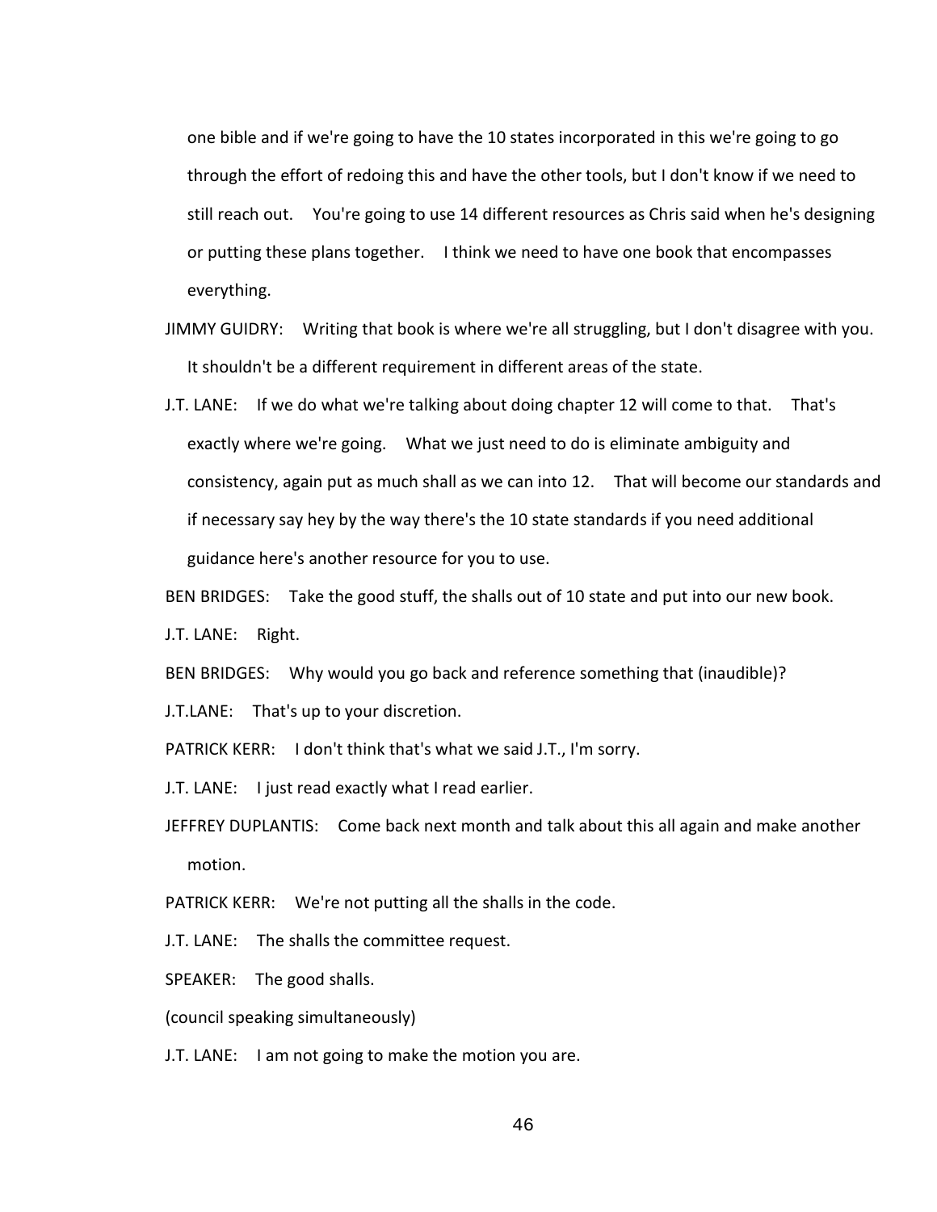one bible and if we're going to have the 10 states incorporated in this we're going to go through the effort of redoing this and have the other tools, but I don't know if we need to still reach out. You're going to use 14 different resources as Chris said when he's designing or putting these plans together. I think we need to have one book that encompasses everything.

JIMMY GUIDRY: Writing that book is where we're all struggling, but I don't disagree with you. It shouldn't be a different requirement in different areas of the state.

J.T. LANE: If we do what we're talking about doing chapter 12 will come to that. That's exactly where we're going. What we just need to do is eliminate ambiguity and consistency, again put as much shall as we can into 12. That will become our standards and if necessary say hey by the way there's the 10 state standards if you need additional guidance here's another resource for you to use.

BEN BRIDGES: Take the good stuff, the shalls out of 10 state and put into our new book.

J.T. LANE: Right.

BEN BRIDGES: Why would you go back and reference something that (inaudible)?

J.T.LANE: That's up to your discretion.

PATRICK KERR: I don't think that's what we said J.T., I'm sorry.

J.T. LANE: I just read exactly what I read earlier.

JEFFREY DUPLANTIS: Come back next month and talk about this all again and make another motion.

PATRICK KERR: We're not putting all the shalls in the code.

J.T. LANE: The shalls the committee request.

SPEAKER: The good shalls.

(council speaking simultaneously)

J.T. LANE: I am not going to make the motion you are.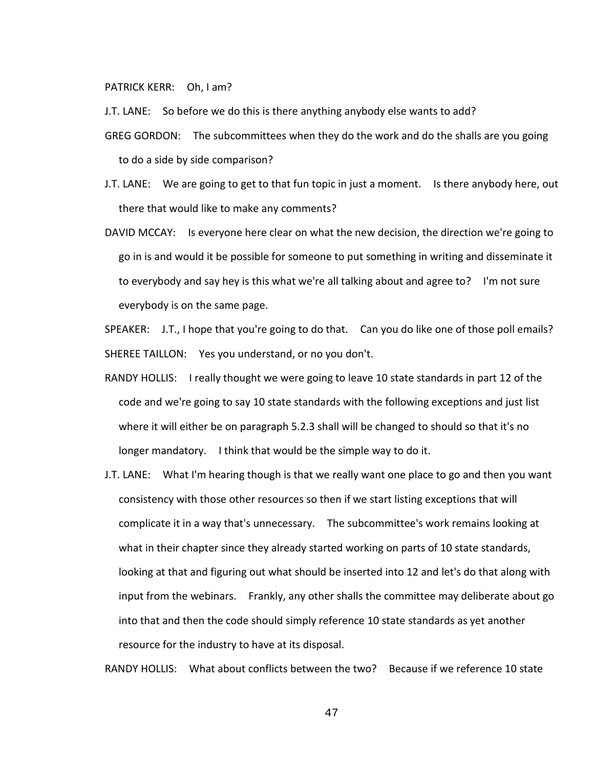PATRICK KERR: Oh, I am?

J.T. LANE: So before we do this is there anything anybody else wants to add?

GREG GORDON: The subcommittees when they do the work and do the shalls are you going to do a side by side comparison?

J.T. LANE: We are going to get to that fun topic in just a moment. Is there anybody here, out there that would like to make any comments?

DAVID MCCAY: Is everyone here clear on what the new decision, the direction we're going to go in is and would it be possible for someone to put something in writing and disseminate it to everybody and say hey is this what we're all talking about and agree to? I'm not sure everybody is on the same page.

SPEAKER: J.T., I hope that you're going to do that. Can you do like one of those poll emails?

SHEREE TAILLON: Yes you understand, or no you don't.

RANDY HOLLIS: I really thought we were going to leave 10 state standards in part 12 of the code and we're going to say 10 state standards with the following exceptions and just list where it will either be on paragraph 5.2.3 shall will be changed to should so that it's no longer mandatory. I think that would be the simple way to do it.

J.T. LANE: What I'm hearing though is that we really want one place to go and then you want consistency with those other resources so then if we start listing exceptions that will complicate it in a way that's unnecessary. The subcommittee's work remains looking at what in their chapter since they already started working on parts of 10 state standards, looking at that and figuring out what should be inserted into 12 and let's do that along with input from the webinars. Frankly, any other shalls the committee may deliberate about go into that and then the code should simply reference 10 state standards as yet another resource for the industry to have at its disposal.

RANDY HOLLIS: What about conflicts between the two? Because if we reference 10 state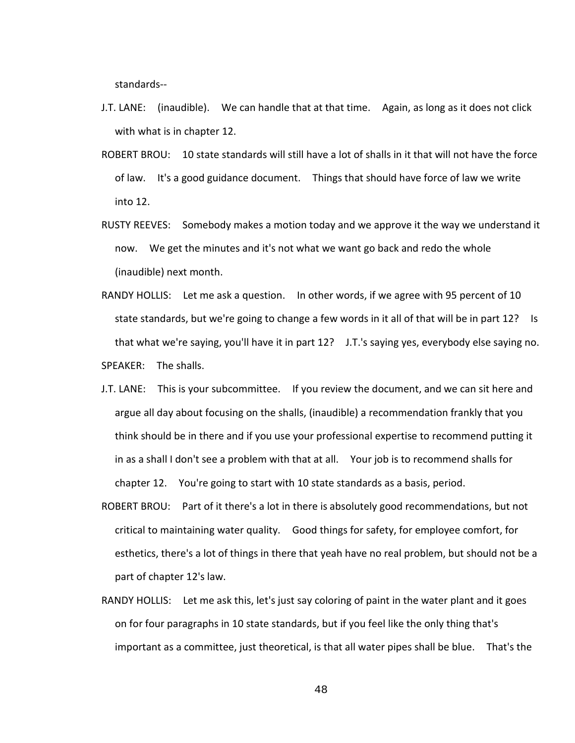standards--

J.T. LANE: (inaudible). We can handle that at that time. Again, as long as it does not click with what is in chapter 12.

ROBERT BROU: 10 state standards will still have a lot of shalls in it that will not have the force of law. It's a good guidance document. Things that should have force of law we write into 12.

RUSTY REEVES: Somebody makes a motion today and we approve it the way we understand it now. We get the minutes and it's not what we want go back and redo the whole (inaudible) next month.

RANDY HOLLIS: Let me ask a question. In other words, if we agree with 95 percent of 10 state standards, but we're going to change a few words in it all of that will be in part 12? Is that what we're saying, you'll have it in part 12? J.T.'s saying yes, everybody else saying no.

SPEAKER: The shalls.

J.T. LANE: This is your subcommittee. If you review the document, and we can sit here and argue all day about focusing on the shalls, (inaudible) a recommendation frankly that you think should be in there and if you use your professional expertise to recommend putting it in as a shall I don't see a problem with that at all. Your job is to recommend shalls for chapter 12. You're going to start with 10 state standards as a basis, period.

ROBERT BROU: Part of it there's a lot in there is absolutely good recommendations, but not critical to maintaining water quality. Good things for safety, for employee comfort, for esthetics, there's a lot of things in there that yeah have no real problem, but should not be a part of chapter 12's law.

RANDY HOLLIS: Let me ask this, let's just say coloring of paint in the water plant and it goes on for four paragraphs in 10 state standards, but if you feel like the only thing that's important as a committee, just theoretical, is that all water pipes shall be blue. That's the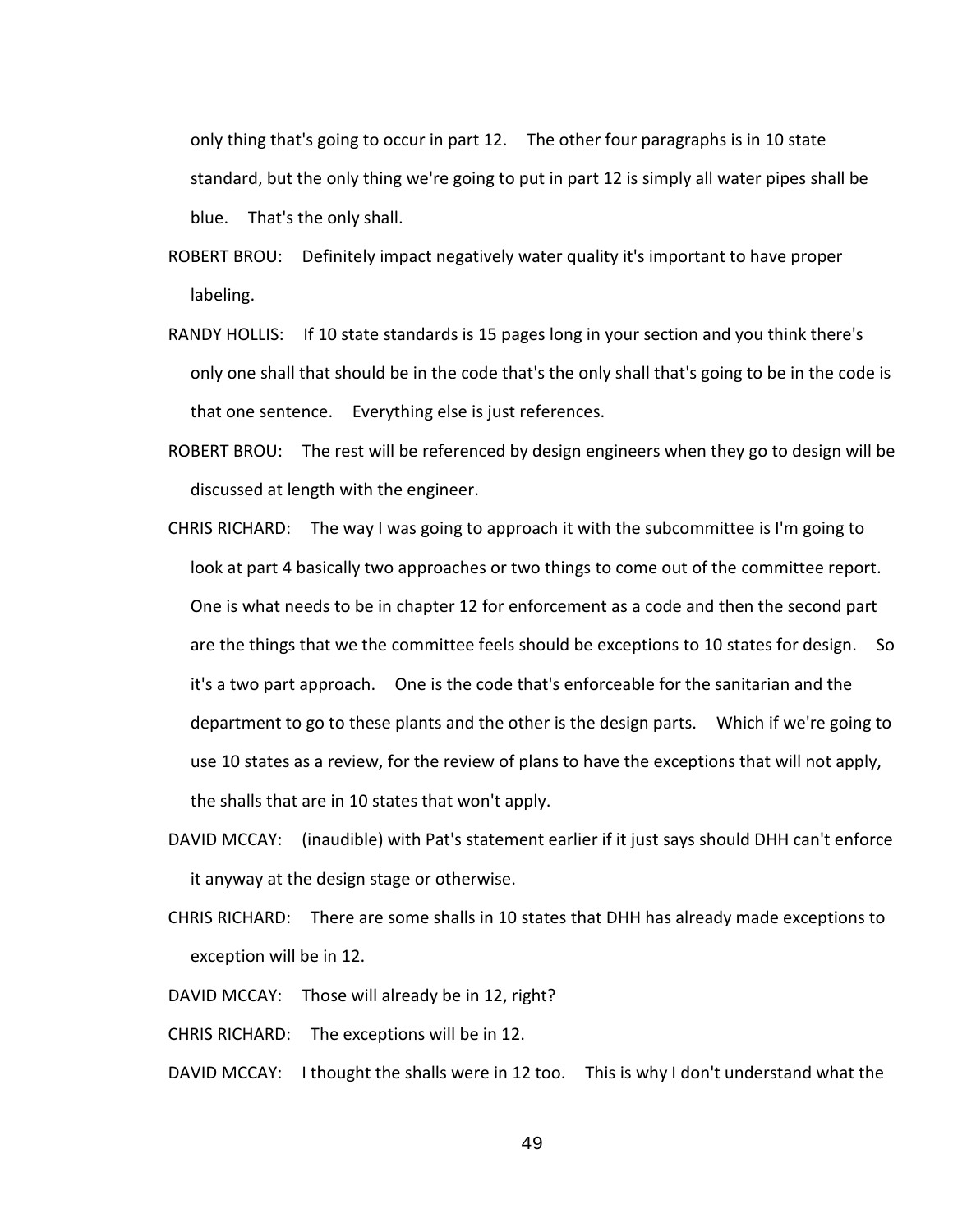only thing that's going to occur in part 12. The other four paragraphs is in 10 state standard, but the only thing we're going to put in part 12 is simply all water pipes shall be blue. That's the only shall.

ROBERT BROU: Definitely impact negatively water quality it's important to have proper labeling.

RANDY HOLLIS: If 10 state standards is 15 pages long in your section and you think there's only one shall that should be in the code that's the only shall that's going to be in the code is that one sentence. Everything else is just references.

ROBERT BROU: The rest will be referenced by design engineers when they go to design will be discussed at length with the engineer.

CHRIS RICHARD: The way I was going to approach it with the subcommittee is I'm going to look at part 4 basically two approaches or two things to come out of the committee report. One is what needs to be in chapter 12 for enforcement as a code and then the second part are the things that we the committee feels should be exceptions to 10 states for design. So it's a two part approach. One is the code that's enforceable for the sanitarian and the department to go to these plants and the other is the design parts. Which if we're going to use 10 states as a review, for the review of plans to have the exceptions that will not apply, the shalls that are in 10 states that won't apply.

DAVID MCCAY: (inaudible) with Pat's statement earlier if it just says should DHH can't enforce it anyway at the design stage or otherwise.

CHRIS RICHARD: There are some shalls in 10 states that DHH has already made exceptions to exception will be in 12.

DAVID MCCAY: Those will already be in 12, right?

CHRIS RICHARD: The exceptions will be in 12.

DAVID MCCAY: I thought the shalls were in 12 too. This is why I don't understand what the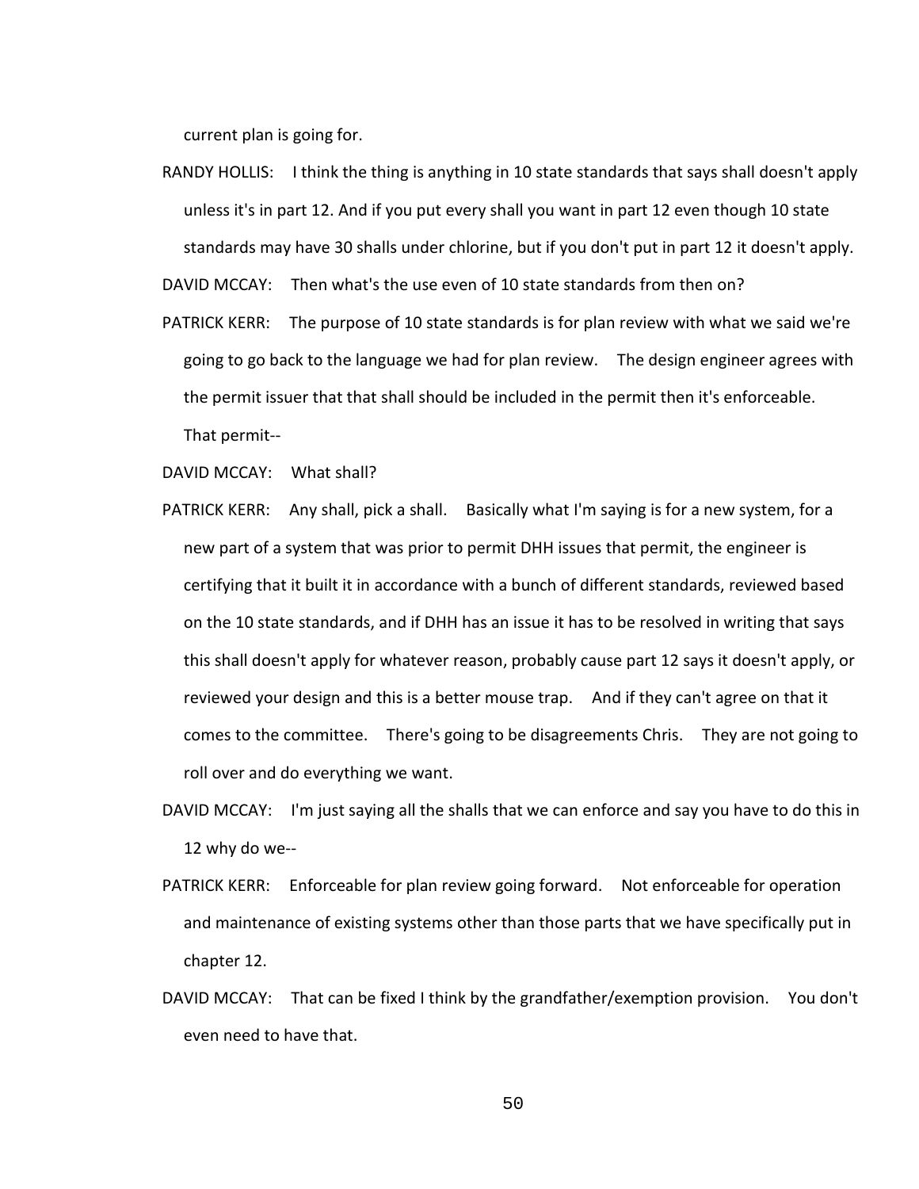current plan is going for.

RANDY HOLLIS: I think the thing is anything in 10 state standards that says shall doesn't apply unless it's in part 12. And if you put every shall you want in part 12 even though 10 state standards may have 30 shalls under chlorine, but if you don't put in part 12 it doesn't apply.

DAVID MCCAY: Then what's the use even of 10 state standards from then on?

PATRICK KERR: The purpose of 10 state standards is for plan review with what we said we're going to go back to the language we had for plan review. The design engineer agrees with the permit issuer that that shall should be included in the permit then it's enforceable. That permit--

DAVID MCCAY: What shall?

PATRICK KERR: Any shall, pick a shall. Basically what I'm saying is for a new system, for a new part of a system that was prior to permit DHH issues that permit, the engineer is certifying that it built it in accordance with a bunch of different standards, reviewed based on the 10 state standards, and if DHH has an issue it has to be resolved in writing that says this shall doesn't apply for whatever reason, probably cause part 12 says it doesn't apply, or reviewed your design and this is a better mouse trap. And if they can't agree on that it comes to the committee. There's going to be disagreements Chris. They are not going to roll over and do everything we want.

DAVID MCCAY: I'm just saying all the shalls that we can enforce and say you have to do this in 12 why do we--

PATRICK KERR: Enforceable for plan review going forward. Not enforceable for operation and maintenance of existing systems other than those parts that we have specifically put in chapter 12.

DAVID MCCAY: That can be fixed I think by the grandfather/exemption provision. You don't even need to have that.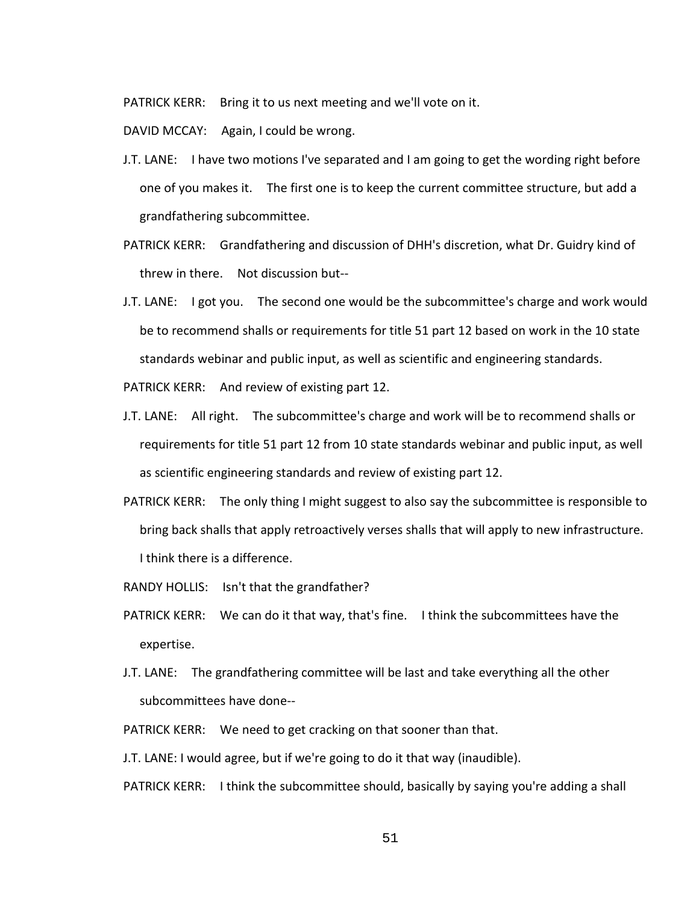PATRICK KERR: Bring it to us next meeting and we'll vote on it.

DAVID MCCAY: Again, I could be wrong.

J.T. LANE: I have two motions I've separated and I am going to get the wording right before one of you makes it. The first one is to keep the current committee structure, but add a grandfathering subcommittee.

PATRICK KERR: Grandfathering and discussion of DHH's discretion, what Dr. Guidry kind of threw in there. Not discussion but--

J.T. LANE: I got you. The second one would be the subcommittee's charge and work would be to recommend shalls or requirements for title 51 part 12 based on work in the 10 state standards webinar and public input, as well as scientific and engineering standards.

PATRICK KERR: And review of existing part 12.

J.T. LANE: All right. The subcommittee's charge and work will be to recommend shalls or requirements for title 51 part 12 from 10 state standards webinar and public input, as well as scientific engineering standards and review of existing part 12.

PATRICK KERR: The only thing I might suggest to also say the subcommittee is responsible to bring back shalls that apply retroactively verses shalls that will apply to new infrastructure. I think there is a difference.

RANDY HOLLIS: Isn't that the grandfather?

PATRICK KERR: We can do it that way, that's fine. I think the subcommittees have the expertise.

J.T. LANE: The grandfathering committee will be last and take everything all the other subcommittees have done--

PATRICK KERR: We need to get cracking on that sooner than that.

J.T. LANE: I would agree, but if we're going to do it that way (inaudible).

PATRICK KERR: I think the subcommittee should, basically by saying you're adding a shall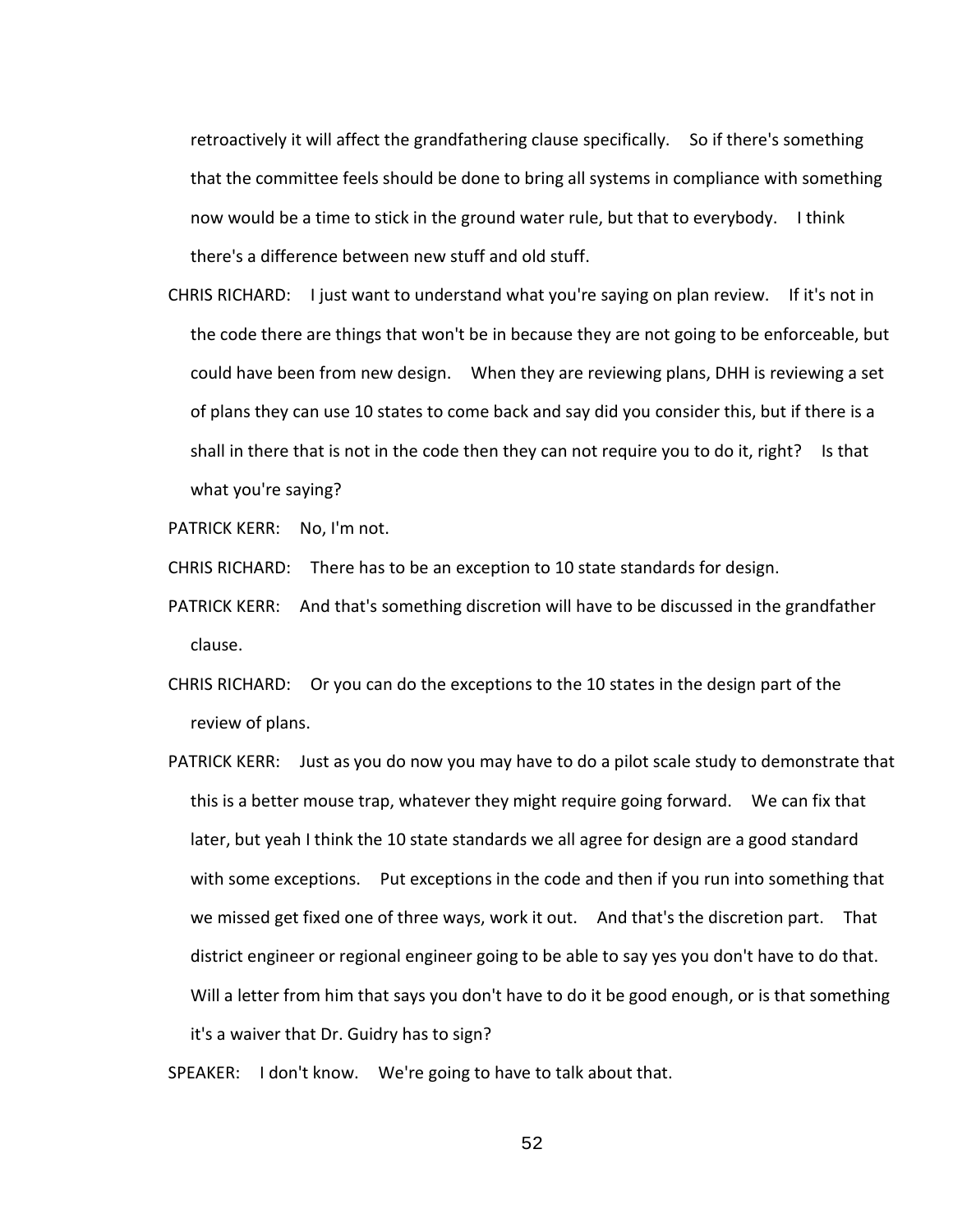retroactively it will affect the grandfathering clause specifically. So if there's something that the committee feels should be done to bring all systems in compliance with something now would be a time to stick in the ground water rule, but that to everybody. I think there's a difference between new stuff and old stuff.

CHRIS RICHARD: I just want to understand what you're saying on plan review. If it's not in the code there are things that won't be in because they are not going to be enforceable, but could have been from new design. When they are reviewing plans, DHH is reviewing a set of plans they can use 10 states to come back and say did you consider this, but if there is a shall in there that is not in the code then they can not require you to do it, right? Is that what you're saying?

PATRICK KERR: No, I'm not.

CHRIS RICHARD: There has to be an exception to 10 state standards for design.

PATRICK KERR: And that's something discretion will have to be discussed in the grandfather clause.

CHRIS RICHARD: Or you can do the exceptions to the 10 states in the design part of the review of plans.

PATRICK KERR: Just as you do now you may have to do a pilot scale study to demonstrate that this is a better mouse trap, whatever they might require going forward. We can fix that later, but yeah I think the 10 state standards we all agree for design are a good standard with some exceptions. Put exceptions in the code and then if you run into something that we missed get fixed one of three ways, work it out. And that's the discretion part. That district engineer or regional engineer going to be able to say yes you don't have to do that. Will a letter from him that says you don't have to do it be good enough, or is that something it's a waiver that Dr. Guidry has to sign?

SPEAKER: I don't know. We're going to have to talk about that.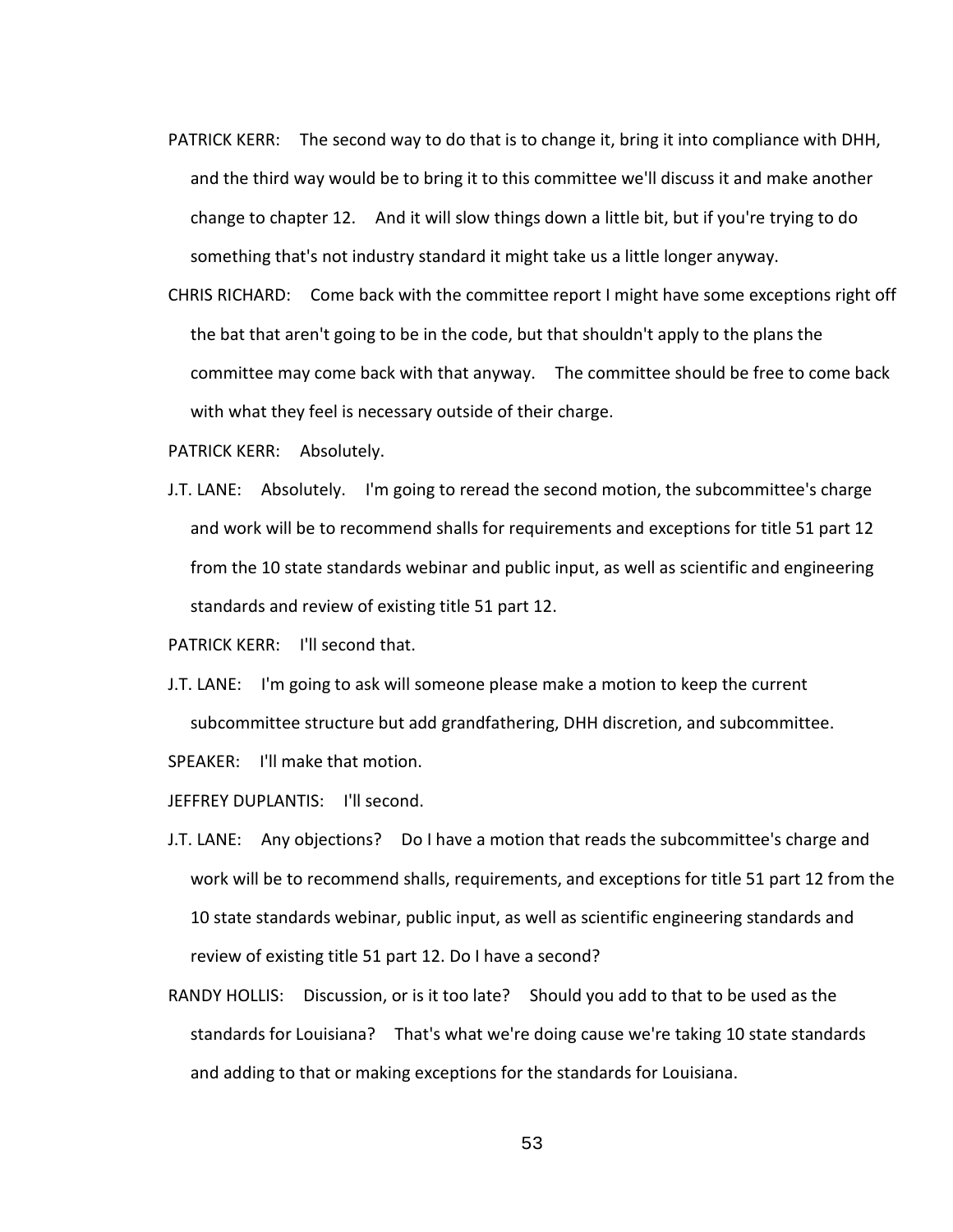PATRICK KERR: The second way to do that is to change it, bring it into compliance with DHH, and the third way would be to bring it to this committee we'll discuss it and make another change to chapter 12. And it will slow things down a little bit, but if you're trying to do something that's not industry standard it might take us a little longer anyway.

CHRIS RICHARD: Come back with the committee report I might have some exceptions right off the bat that aren't going to be in the code, but that shouldn't apply to the plans the committee may come back with that anyway. The committee should be free to come back with what they feel is necessary outside of their charge.

PATRICK KERR: Absolutely.

J.T. LANE: Absolutely. I'm going to reread the second motion, the subcommittee's charge and work will be to recommend shalls for requirements and exceptions for title 51 part 12 from the 10 state standards webinar and public input, as well as scientific and engineering standards and review of existing title 51 part 12.

PATRICK KERR: I'll second that.

J.T. LANE: I'm going to ask will someone please make a motion to keep the current subcommittee structure but add grandfathering, DHH discretion, and subcommittee.

SPEAKER: I'll make that motion.

JEFFREY DUPLANTIS: I'll second.

J.T. LANE: Any objections? Do I have a motion that reads the subcommittee's charge and work will be to recommend shalls, requirements, and exceptions for title 51 part 12 from the 10 state standards webinar, public input, as well as scientific engineering standards and review of existing title 51 part 12. Do I have a second?

RANDY HOLLIS: Discussion, or is it too late? Should you add to that to be used as the standards for Louisiana? That's what we're doing cause we're taking 10 state standards and adding to that or making exceptions for the standards for Louisiana.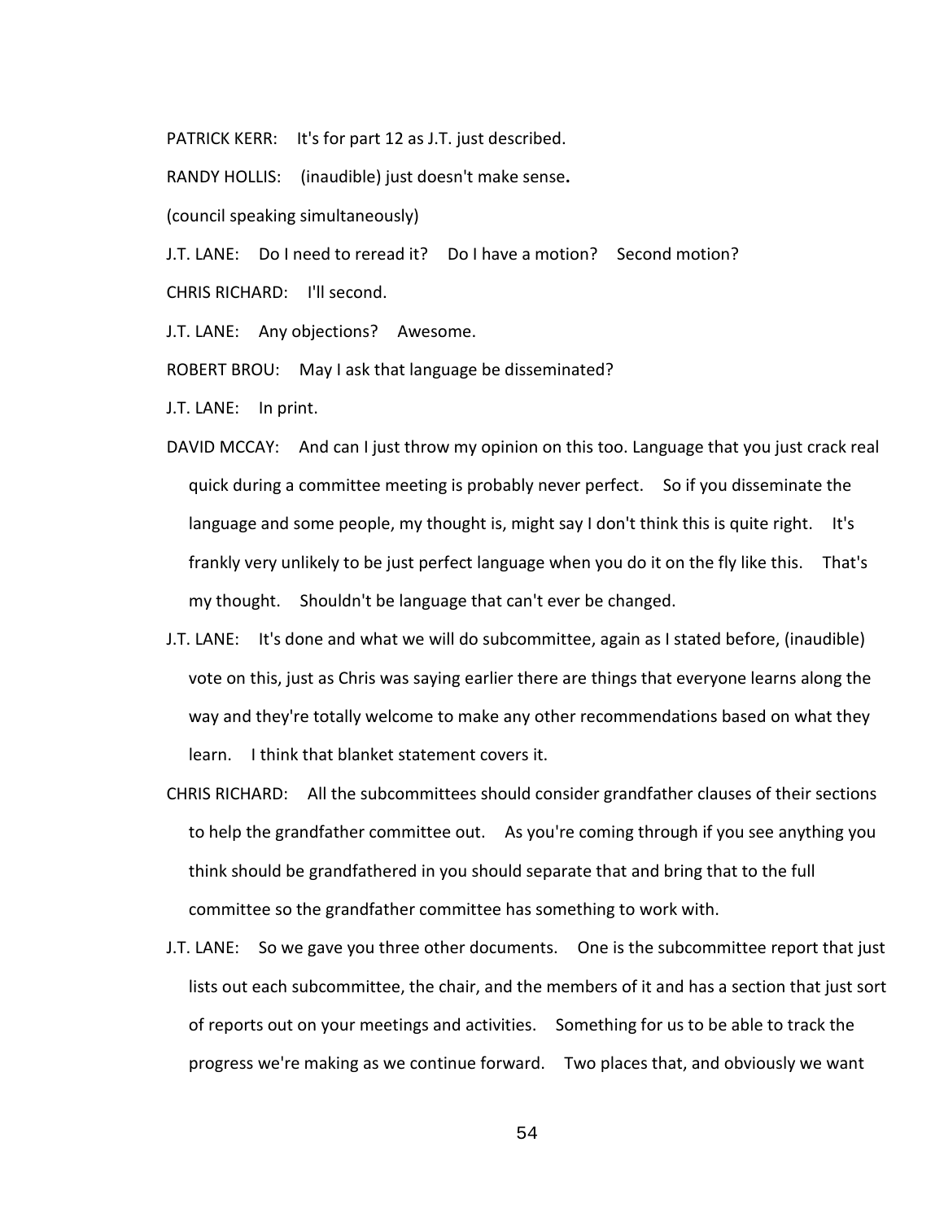PATRICK KERR: It's for part 12 as J.T. just described.

RANDY HOLLIS: (inaudible) just doesn't make sense**.**

(council speaking simultaneously)

J.T. LANE: Do I need to reread it? Do I have a motion? Second motion?

CHRIS RICHARD: I'll second.

J.T. LANE: Any objections? Awesome.

ROBERT BROU: May I ask that language be disseminated?

J.T. LANE: In print.

DAVID MCCAY: And can I just throw my opinion on this too. Language that you just crack real quick during a committee meeting is probably never perfect. So if you disseminate the language and some people, my thought is, might say I don't think this is quite right. It's frankly very unlikely to be just perfect language when you do it on the fly like this. That's my thought. Shouldn't be language that can't ever be changed.

J.T. LANE: It's done and what we will do subcommittee, again as I stated before, (inaudible) vote on this, just as Chris was saying earlier there are things that everyone learns along the way and they're totally welcome to make any other recommendations based on what they learn. I think that blanket statement covers it.

CHRIS RICHARD: All the subcommittees should consider grandfather clauses of their sections to help the grandfather committee out. As you're coming through if you see anything you think should be grandfathered in you should separate that and bring that to the full committee so the grandfather committee has something to work with.

J.T. LANE: So we gave you three other documents. One is the subcommittee report that just lists out each subcommittee, the chair, and the members of it and has a section that just sort of reports out on your meetings and activities. Something for us to be able to track the progress we're making as we continue forward. Two places that, and obviously we want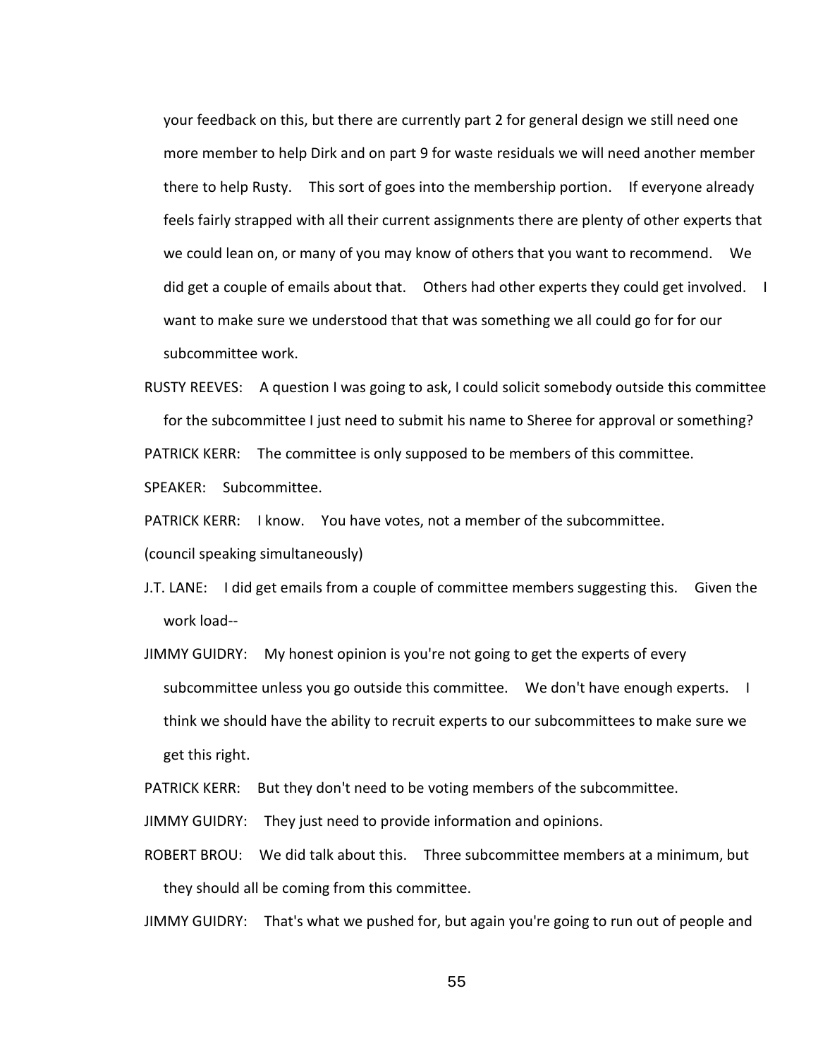your feedback on this, but there are currently part 2 for general design we still need one more member to help Dirk and on part 9 for waste residuals we will need another member there to help Rusty. This sort of goes into the membership portion. If everyone already feels fairly strapped with all their current assignments there are plenty of other experts that we could lean on, or many of you may know of others that you want to recommend. We did get a couple of emails about that. Others had other experts they could get involved. I want to make sure we understood that that was something we all could go for for our subcommittee work.

RUSTY REEVES: A question I was going to ask, I could solicit somebody outside this committee for the subcommittee I just need to submit his name to Sheree for approval or something?

PATRICK KERR: The committee is only supposed to be members of this committee.

SPEAKER: Subcommittee.

PATRICK KERR: I know. You have votes, not a member of the subcommittee.

(council speaking simultaneously)

J.T. LANE: I did get emails from a couple of committee members suggesting this. Given the work load--

JIMMY GUIDRY: My honest opinion is you're not going to get the experts of every subcommittee unless you go outside this committee. We don't have enough experts. I think we should have the ability to recruit experts to our subcommittees to make sure we get this right.

PATRICK KERR: But they don't need to be voting members of the subcommittee.

JIMMY GUIDRY: They just need to provide information and opinions.

ROBERT BROU: We did talk about this. Three subcommittee members at a minimum, but they should all be coming from this committee.

JIMMY GUIDRY: That's what we pushed for, but again you're going to run out of people and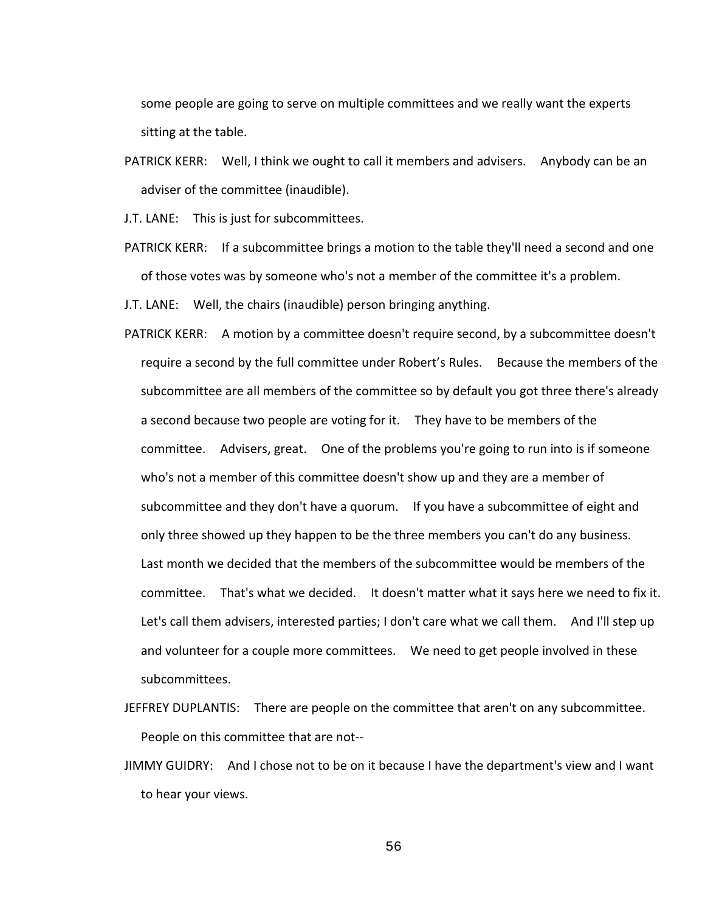some people are going to serve on multiple committees and we really want the experts sitting at the table.

PATRICK KERR: Well, I think we ought to call it members and advisers. Anybody can be an adviser of the committee (inaudible).

J.T. LANE: This is just for subcommittees.

PATRICK KERR: If a subcommittee brings a motion to the table they'll need a second and one of those votes was by someone who's not a member of the committee it's a problem.

J.T. LANE: Well, the chairs (inaudible) person bringing anything.

PATRICK KERR: A motion by a committee doesn't require second, by a subcommittee doesn't require a second by the full committee under Robert's Rules. Because the members of the subcommittee are all members of the committee so by default you got three there's already a second because two people are voting for it. They have to be members of the committee. Advisers, great. One of the problems you're going to run into is if someone who's not a member of this committee doesn't show up and they are a member of subcommittee and they don't have a quorum. If you have a subcommittee of eight and only three showed up they happen to be the three members you can't do any business. Last month we decided that the members of the subcommittee would be members of the committee. That's what we decided. It doesn't matter what it says here we need to fix it. Let's call them advisers, interested parties; I don't care what we call them. And I'll step up and volunteer for a couple more committees. We need to get people involved in these subcommittees.

JEFFREY DUPLANTIS: There are people on the committee that aren't on any subcommittee. People on this committee that are not--

JIMMY GUIDRY: And I chose not to be on it because I have the department's view and I want to hear your views.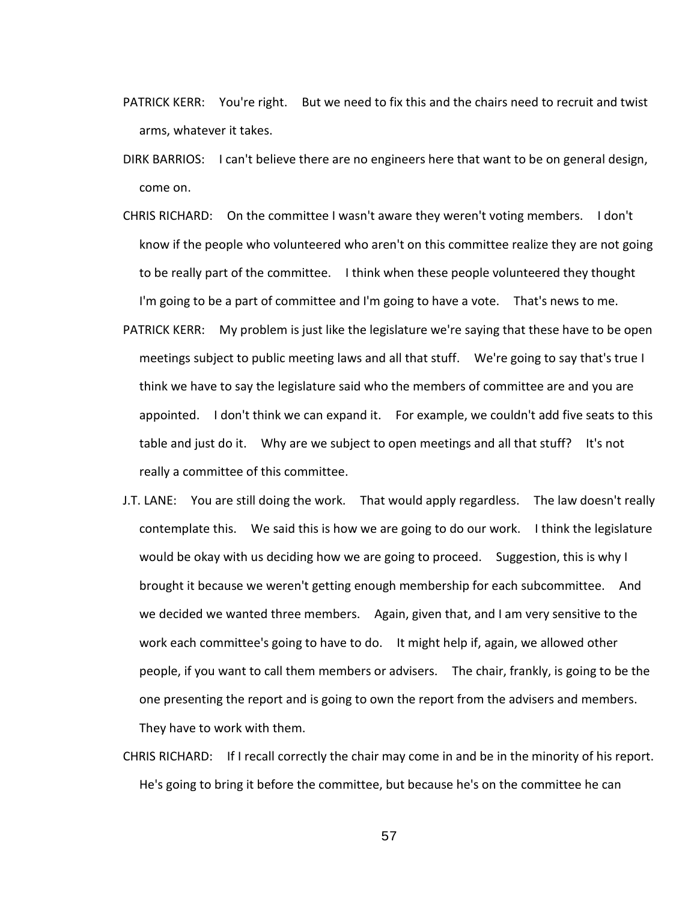PATRICK KERR: You're right. But we need to fix this and the chairs need to recruit and twist arms, whatever it takes.

DIRK BARRIOS: I can't believe there are no engineers here that want to be on general design, come on.

CHRIS RICHARD: On the committee I wasn't aware they weren't voting members. I don't know if the people who volunteered who aren't on this committee realize they are not going to be really part of the committee. I think when these people volunteered they thought I'm going to be a part of committee and I'm going to have a vote. That's news to me.

PATRICK KERR: My problem is just like the legislature we're saying that these have to be open meetings subject to public meeting laws and all that stuff. We're going to say that's true I think we have to say the legislature said who the members of committee are and you are appointed. I don't think we can expand it. For example, we couldn't add five seats to this table and just do it. Why are we subject to open meetings and all that stuff? It's not really a committee of this committee.

J.T. LANE: You are still doing the work. That would apply regardless. The law doesn't really contemplate this. We said this is how we are going to do our work. I think the legislature would be okay with us deciding how we are going to proceed. Suggestion, this is why I brought it because we weren't getting enough membership for each subcommittee. And we decided we wanted three members. Again, given that, and I am very sensitive to the work each committee's going to have to do. It might help if, again, we allowed other people, if you want to call them members or advisers. The chair, frankly, is going to be the one presenting the report and is going to own the report from the advisers and members. They have to work with them.

CHRIS RICHARD: If I recall correctly the chair may come in and be in the minority of his report. He's going to bring it before the committee, but because he's on the committee he can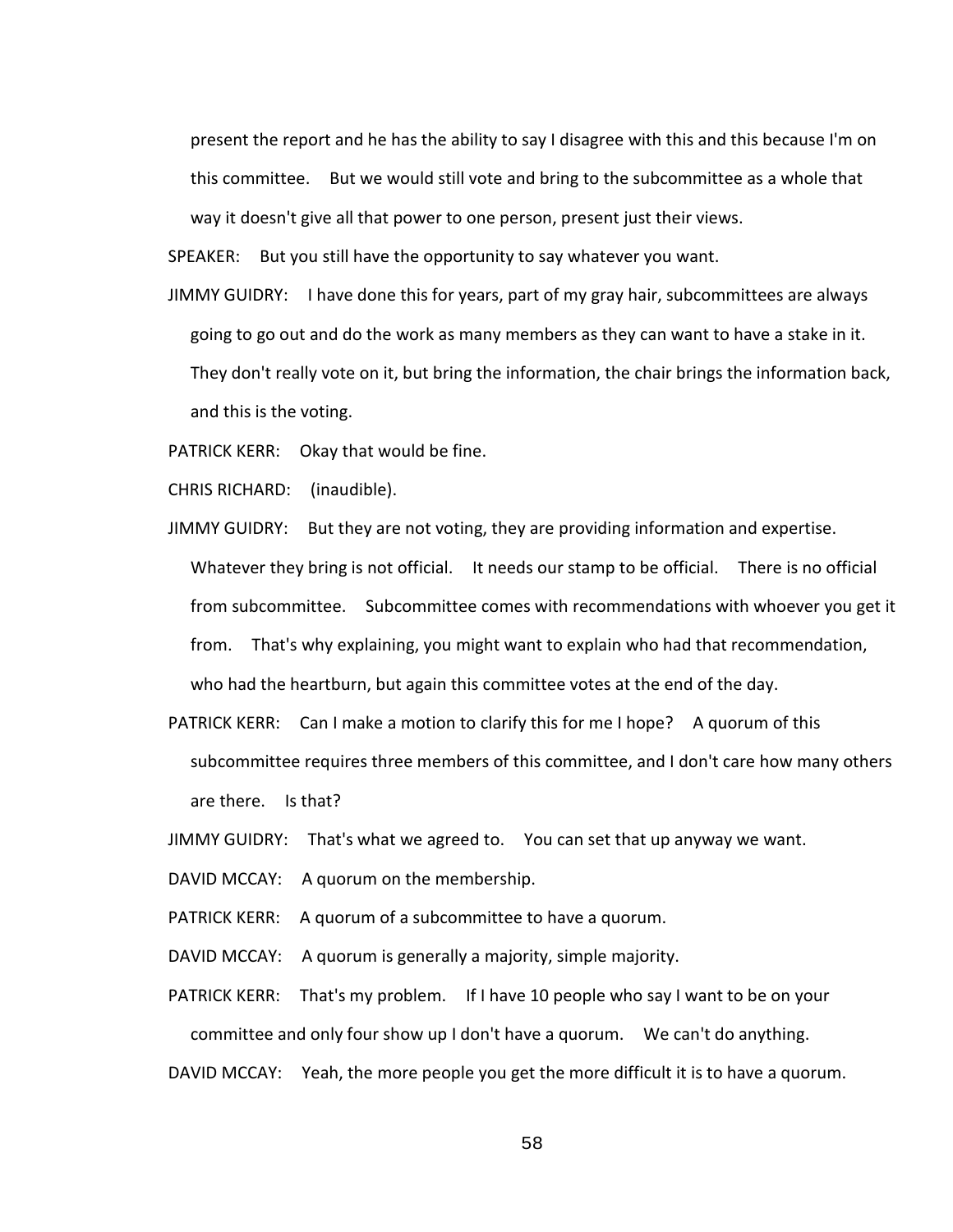present the report and he has the ability to say I disagree with this and this because I'm on this committee. But we would still vote and bring to the subcommittee as a whole that way it doesn't give all that power to one person, present just their views.

SPEAKER: But you still have the opportunity to say whatever you want.

JIMMY GUIDRY: I have done this for years, part of my gray hair, subcommittees are always going to go out and do the work as many members as they can want to have a stake in it. They don't really vote on it, but bring the information, the chair brings the information back, and this is the voting.

PATRICK KERR: Okay that would be fine.

CHRIS RICHARD: (inaudible).

JIMMY GUIDRY: But they are not voting, they are providing information and expertise. Whatever they bring is not official. It needs our stamp to be official. There is no official from subcommittee. Subcommittee comes with recommendations with whoever you get it from. That's why explaining, you might want to explain who had that recommendation, who had the heartburn, but again this committee votes at the end of the day.

PATRICK KERR: Can I make a motion to clarify this for me I hope? A quorum of this subcommittee requires three members of this committee, and I don't care how many others are there. Is that?

JIMMY GUIDRY: That's what we agreed to. You can set that up anyway we want.

DAVID MCCAY: A quorum on the membership.

PATRICK KERR: A quorum of a subcommittee to have a quorum.

DAVID MCCAY: A quorum is generally a majority, simple majority.

PATRICK KERR: That's my problem. If I have 10 people who say I want to be on your committee and only four show up I don't have a quorum. We can't do anything.

DAVID MCCAY: Yeah, the more people you get the more difficult it is to have a quorum.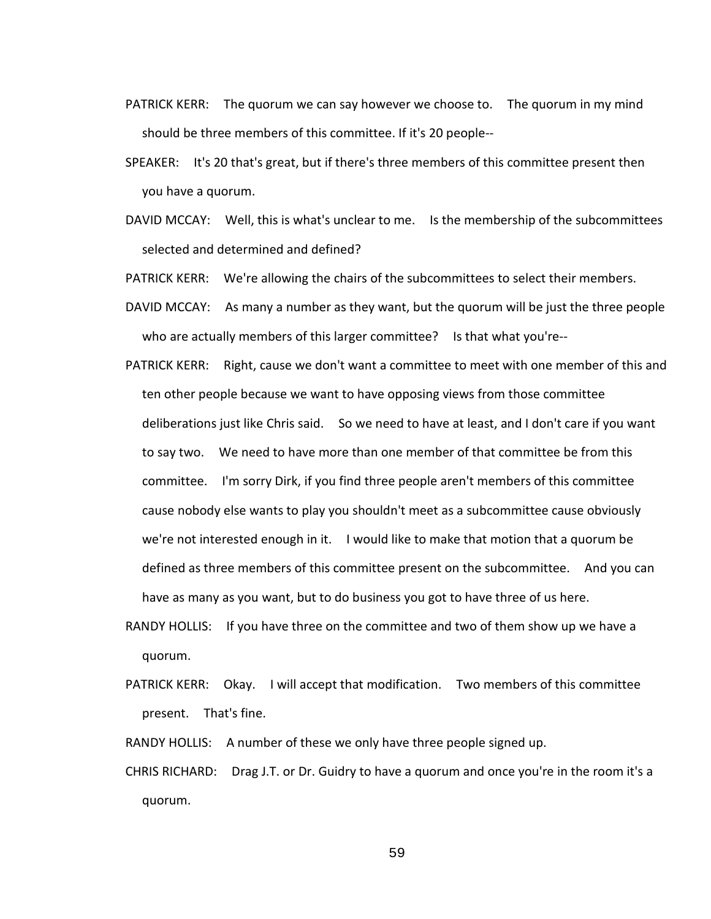PATRICK KERR: The quorum we can say however we choose to. The quorum in my mind should be three members of this committee. If it's 20 people--

SPEAKER: It's 20 that's great, but if there's three members of this committee present then you have a quorum.

DAVID MCCAY: Well, this is what's unclear to me. Is the membership of the subcommittees selected and determined and defined?

PATRICK KERR: We're allowing the chairs of the subcommittees to select their members.

DAVID MCCAY: As many a number as they want, but the quorum will be just the three people who are actually members of this larger committee? Is that what you're--

PATRICK KERR: Right, cause we don't want a committee to meet with one member of this and ten other people because we want to have opposing views from those committee deliberations just like Chris said. So we need to have at least, and I don't care if you want to say two. We need to have more than one member of that committee be from this committee. I'm sorry Dirk, if you find three people aren't members of this committee cause nobody else wants to play you shouldn't meet as a subcommittee cause obviously we're not interested enough in it. I would like to make that motion that a quorum be defined as three members of this committee present on the subcommittee. And you can have as many as you want, but to do business you got to have three of us here.

RANDY HOLLIS: If you have three on the committee and two of them show up we have a quorum.

PATRICK KERR: Okay. I will accept that modification. Two members of this committee present. That's fine.

RANDY HOLLIS: A number of these we only have three people signed up.

CHRIS RICHARD: Drag J.T. or Dr. Guidry to have a quorum and once you're in the room it's a quorum.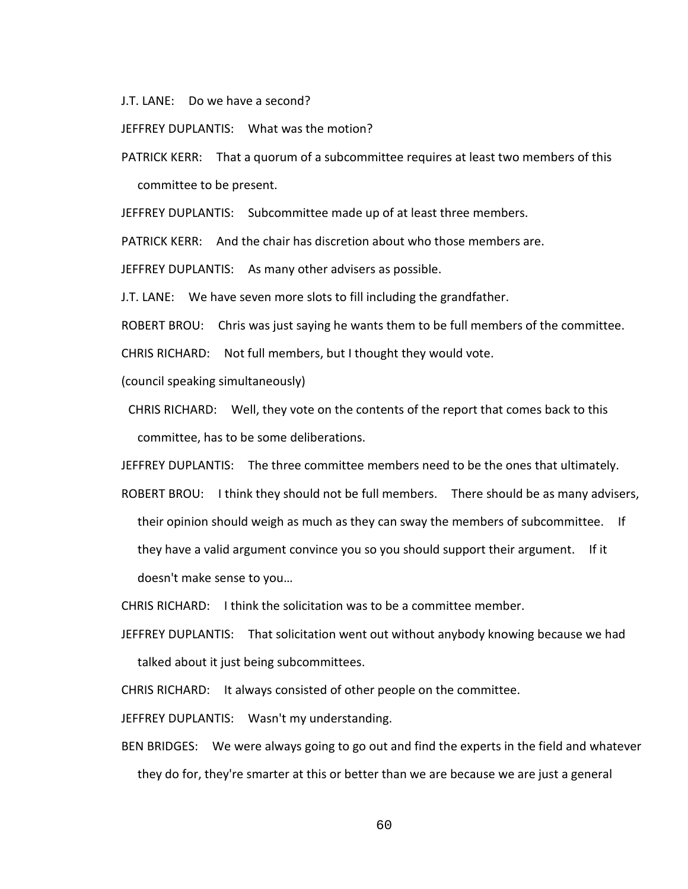J.T. LANE: Do we have a second?

JEFFREY DUPLANTIS: What was the motion?

PATRICK KERR: That a quorum of a subcommittee requires at least two members of this committee to be present.

JEFFREY DUPLANTIS: Subcommittee made up of at least three members.

PATRICK KERR: And the chair has discretion about who those members are.

JEFFREY DUPLANTIS: As many other advisers as possible.

J.T. LANE: We have seven more slots to fill including the grandfather.

ROBERT BROU: Chris was just saying he wants them to be full members of the committee.

CHRIS RICHARD: Not full members, but I thought they would vote.

(council speaking simultaneously)

CHRIS RICHARD: Well, they vote on the contents of the report that comes back to this committee, has to be some deliberations.

JEFFREY DUPLANTIS: The three committee members need to be the ones that ultimately.

ROBERT BROU: I think they should not be full members. There should be as many advisers, their opinion should weigh as much as they can sway the members of subcommittee. If they have a valid argument convince you so you should support their argument. If it doesn't make sense to you…

CHRIS RICHARD: I think the solicitation was to be a committee member.

JEFFREY DUPLANTIS: That solicitation went out without anybody knowing because we had talked about it just being subcommittees.

CHRIS RICHARD: It always consisted of other people on the committee.

JEFFREY DUPLANTIS: Wasn't my understanding.

BEN BRIDGES: We were always going to go out and find the experts in the field and whatever they do for, they're smarter at this or better than we are because we are just a general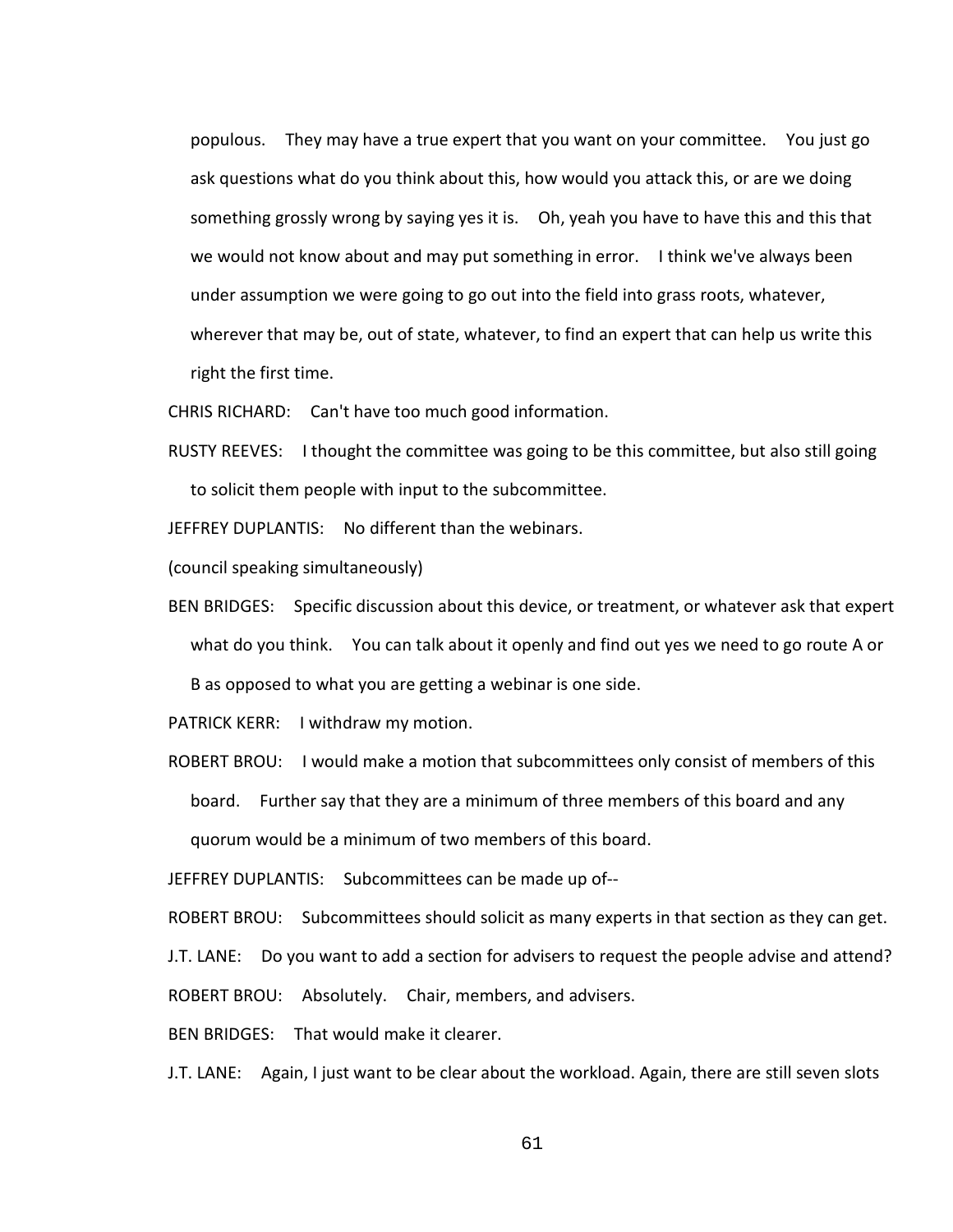populous. They may have a true expert that you want on your committee. You just go ask questions what do you think about this, how would you attack this, or are we doing something grossly wrong by saying yes it is. Oh, yeah you have to have this and this that we would not know about and may put something in error. I think we've always been under assumption we were going to go out into the field into grass roots, whatever, wherever that may be, out of state, whatever, to find an expert that can help us write this right the first time.

CHRIS RICHARD: Can't have too much good information.

RUSTY REEVES: I thought the committee was going to be this committee, but also still going to solicit them people with input to the subcommittee.

JEFFREY DUPLANTIS: No different than the webinars.

(council speaking simultaneously)

BEN BRIDGES: Specific discussion about this device, or treatment, or whatever ask that expert what do you think. You can talk about it openly and find out yes we need to go route A or B as opposed to what you are getting a webinar is one side.

PATRICK KERR: I withdraw my motion.

ROBERT BROU: I would make a motion that subcommittees only consist of members of this board. Further say that they are a minimum of three members of this board and any quorum would be a minimum of two members of this board.

JEFFREY DUPLANTIS: Subcommittees can be made up of--

ROBERT BROU: Subcommittees should solicit as many experts in that section as they can get.

J.T. LANE: Do you want to add a section for advisers to request the people advise and attend?

ROBERT BROU: Absolutely. Chair, members, and advisers.

BEN BRIDGES: That would make it clearer.

J.T. LANE: Again, I just want to be clear about the workload. Again, there are still seven slots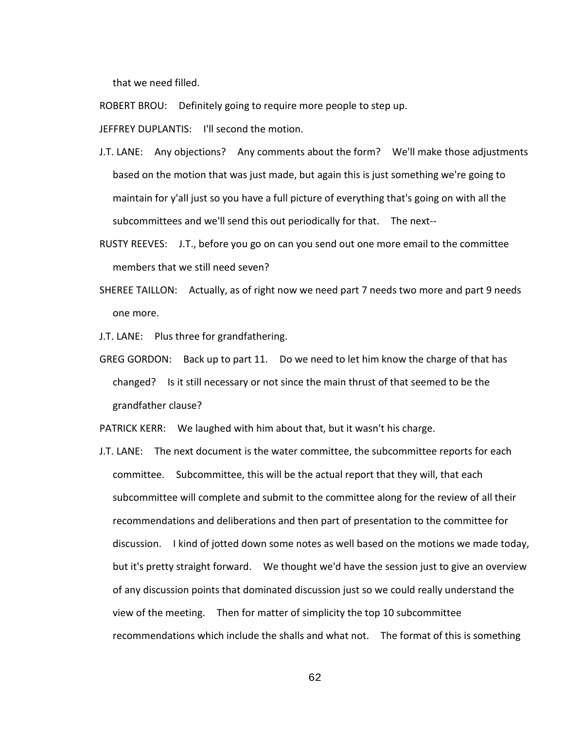that we need filled.

ROBERT BROU: Definitely going to require more people to step up.

JEFFREY DUPLANTIS: I'll second the motion.

J.T. LANE: Any objections? Any comments about the form? We'll make those adjustments based on the motion that was just made, but again this is just something we're going to maintain for y'all just so you have a full picture of everything that's going on with all the subcommittees and we'll send this out periodically for that. The next--

RUSTY REEVES: J.T., before you go on can you send out one more email to the committee members that we still need seven?

SHEREE TAILLON: Actually, as of right now we need part 7 needs two more and part 9 needs one more.

J.T. LANE: Plus three for grandfathering.

GREG GORDON: Back up to part 11. Do we need to let him know the charge of that has changed? Is it still necessary or not since the main thrust of that seemed to be the grandfather clause?

PATRICK KERR: We laughed with him about that, but it wasn't his charge.

J.T. LANE: The next document is the water committee, the subcommittee reports for each committee. Subcommittee, this will be the actual report that they will, that each subcommittee will complete and submit to the committee along for the review of all their recommendations and deliberations and then part of presentation to the committee for discussion. I kind of jotted down some notes as well based on the motions we made today, but it's pretty straight forward. We thought we'd have the session just to give an overview of any discussion points that dominated discussion just so we could really understand the view of the meeting. Then for matter of simplicity the top 10 subcommittee recommendations which include the shalls and what not. The format of this is something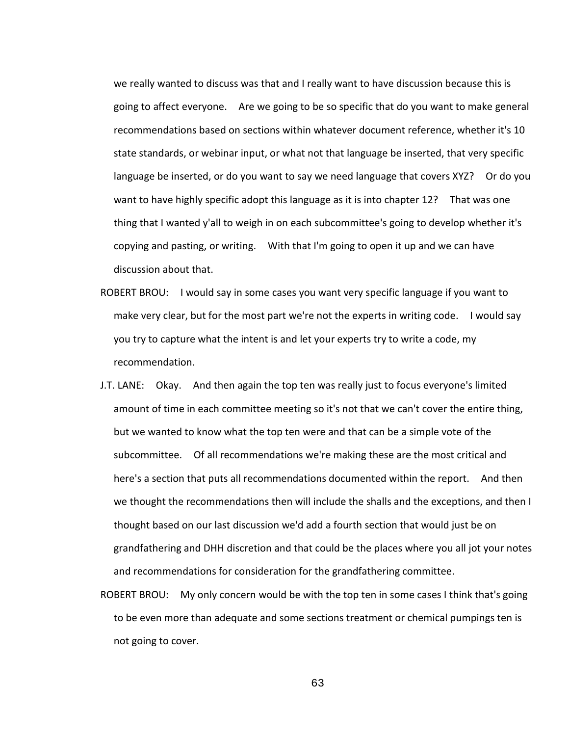we really wanted to discuss was that and I really want to have discussion because this is going to affect everyone. Are we going to be so specific that do you want to make general recommendations based on sections within whatever document reference, whether it's 10 state standards, or webinar input, or what not that language be inserted, that very specific language be inserted, or do you want to say we need language that covers XYZ? Or do you want to have highly specific adopt this language as it is into chapter 12? That was one thing that I wanted y'all to weigh in on each subcommittee's going to develop whether it's copying and pasting, or writing. With that I'm going to open it up and we can have discussion about that.

ROBERT BROU: I would say in some cases you want very specific language if you want to make very clear, but for the most part we're not the experts in writing code. I would say you try to capture what the intent is and let your experts try to write a code, my recommendation.

J.T. LANE: Okay. And then again the top ten was really just to focus everyone's limited amount of time in each committee meeting so it's not that we can't cover the entire thing, but we wanted to know what the top ten were and that can be a simple vote of the subcommittee. Of all recommendations we're making these are the most critical and here's a section that puts all recommendations documented within the report. And then we thought the recommendations then will include the shalls and the exceptions, and then I thought based on our last discussion we'd add a fourth section that would just be on grandfathering and DHH discretion and that could be the places where you all jot your notes and recommendations for consideration for the grandfathering committee.

ROBERT BROU: My only concern would be with the top ten in some cases I think that's going to be even more than adequate and some sections treatment or chemical pumpings ten is not going to cover.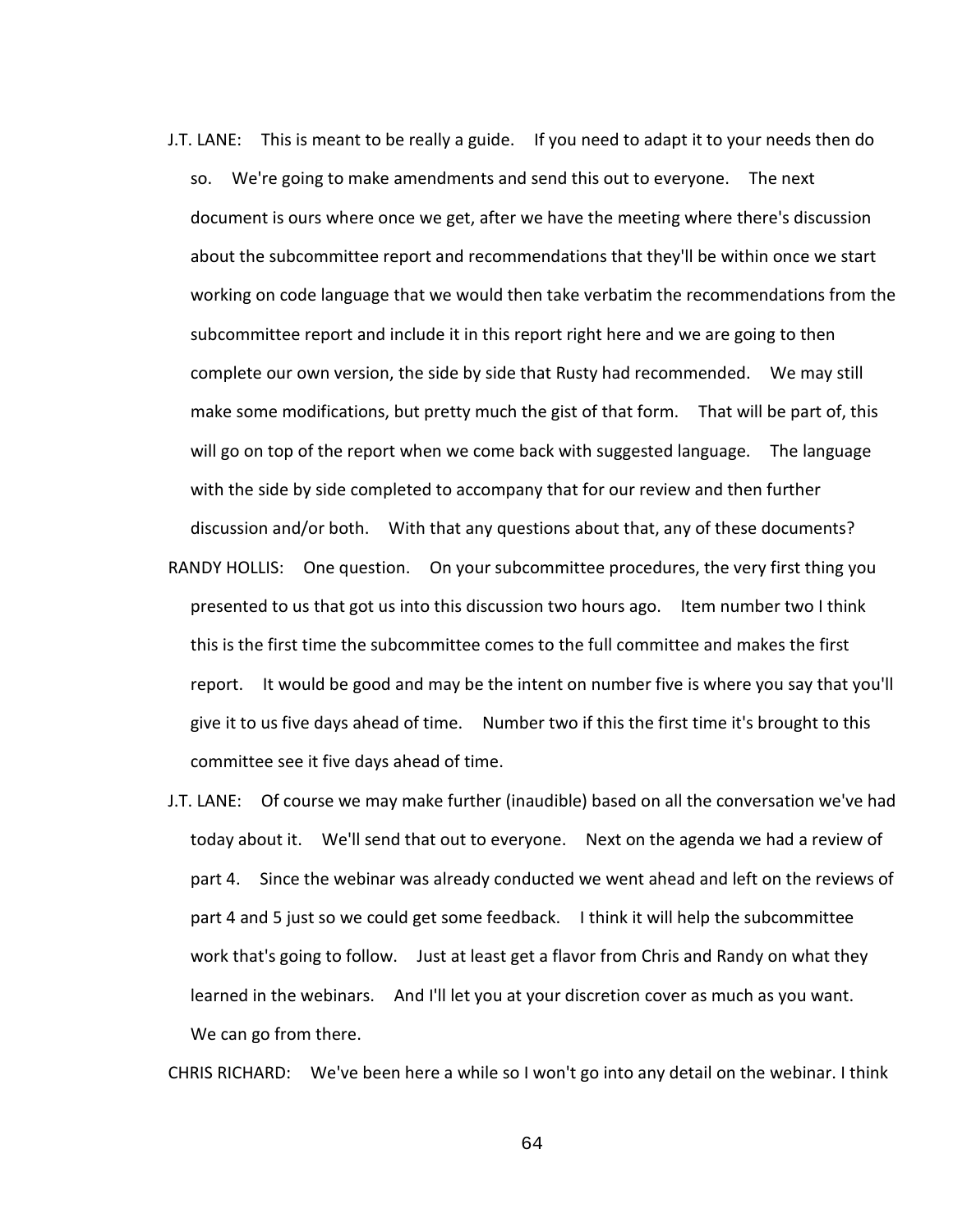J.T. LANE: This is meant to be really a guide. If you need to adapt it to your needs then do so. We're going to make amendments and send this out to everyone. The next document is ours where once we get, after we have the meeting where there's discussion about the subcommittee report and recommendations that they'll be within once we start working on code language that we would then take verbatim the recommendations from the subcommittee report and include it in this report right here and we are going to then complete our own version, the side by side that Rusty had recommended. We may still make some modifications, but pretty much the gist of that form. That will be part of, this will go on top of the report when we come back with suggested language. The language with the side by side completed to accompany that for our review and then further discussion and/or both. With that any questions about that, any of these documents?

RANDY HOLLIS: One question. On your subcommittee procedures, the very first thing you presented to us that got us into this discussion two hours ago. Item number two I think this is the first time the subcommittee comes to the full committee and makes the first report. It would be good and may be the intent on number five is where you say that you'll give it to us five days ahead of time. Number two if this the first time it's brought to this committee see it five days ahead of time.

J.T. LANE: Of course we may make further (inaudible) based on all the conversation we've had today about it. We'll send that out to everyone. Next on the agenda we had a review of part 4. Since the webinar was already conducted we went ahead and left on the reviews of part 4 and 5 just so we could get some feedback. I think it will help the subcommittee work that's going to follow. Just at least get a flavor from Chris and Randy on what they learned in the webinars. And I'll let you at your discretion cover as much as you want. We can go from there.

CHRIS RICHARD: We've been here a while so I won't go into any detail on the webinar. I think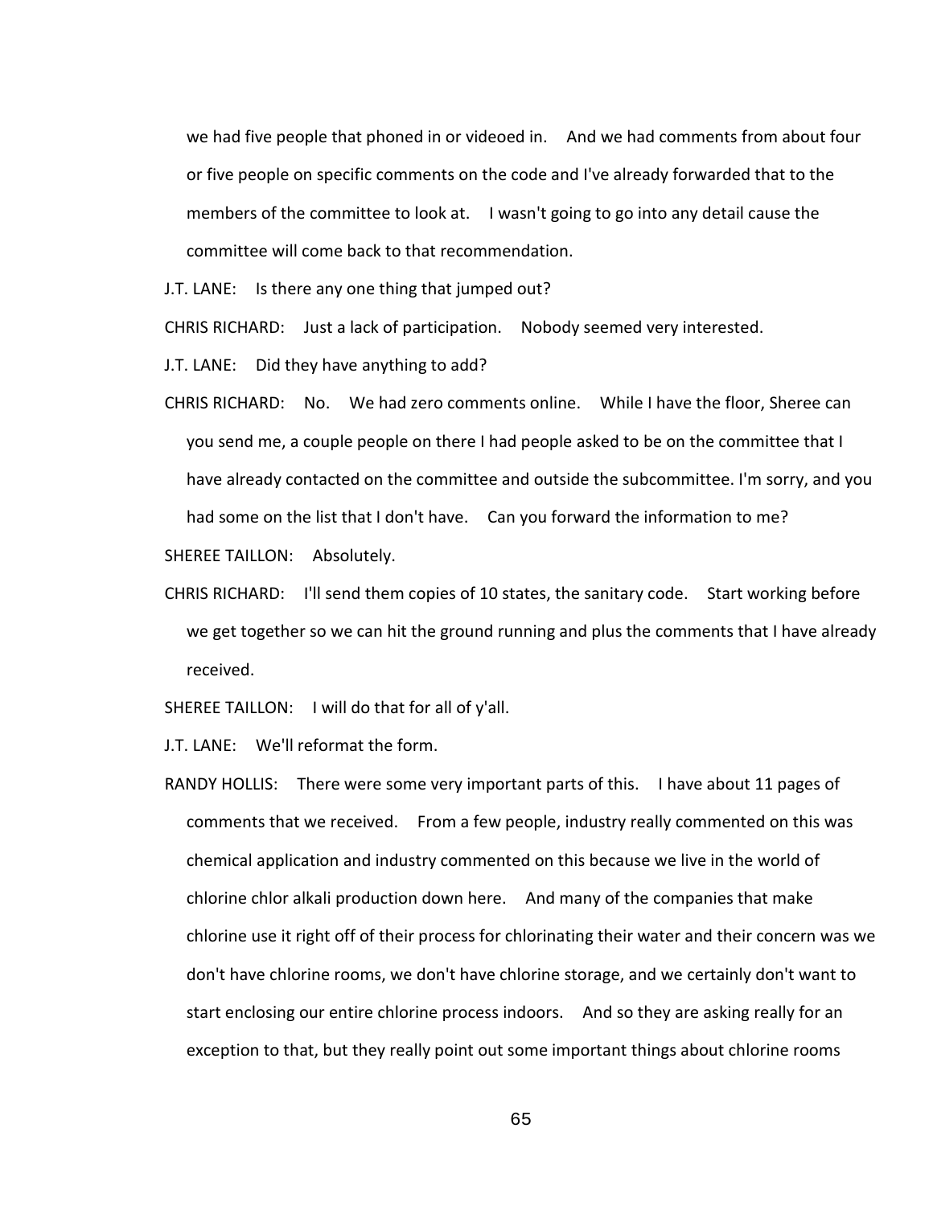we had five people that phoned in or videoed in. And we had comments from about four or five people on specific comments on the code and I've already forwarded that to the members of the committee to look at. I wasn't going to go into any detail cause the committee will come back to that recommendation.

J.T. LANE: Is there any one thing that jumped out?

CHRIS RICHARD: Just a lack of participation. Nobody seemed very interested.

J.T. LANE: Did they have anything to add?

CHRIS RICHARD: No. We had zero comments online. While I have the floor, Sheree can you send me, a couple people on there I had people asked to be on the committee that I have already contacted on the committee and outside the subcommittee. I'm sorry, and you had some on the list that I don't have. Can you forward the information to me?

SHEREE TAILLON: Absolutely.

CHRIS RICHARD: I'll send them copies of 10 states, the sanitary code. Start working before we get together so we can hit the ground running and plus the comments that I have already received.

SHEREE TAILLON: I will do that for all of y'all.

J.T. LANE: We'll reformat the form.

RANDY HOLLIS: There were some very important parts of this. I have about 11 pages of comments that we received. From a few people, industry really commented on this was chemical application and industry commented on this because we live in the world of chlorine chlor alkali production down here. And many of the companies that make chlorine use it right off of their process for chlorinating their water and their concern was we don't have chlorine rooms, we don't have chlorine storage, and we certainly don't want to start enclosing our entire chlorine process indoors. And so they are asking really for an exception to that, but they really point out some important things about chlorine rooms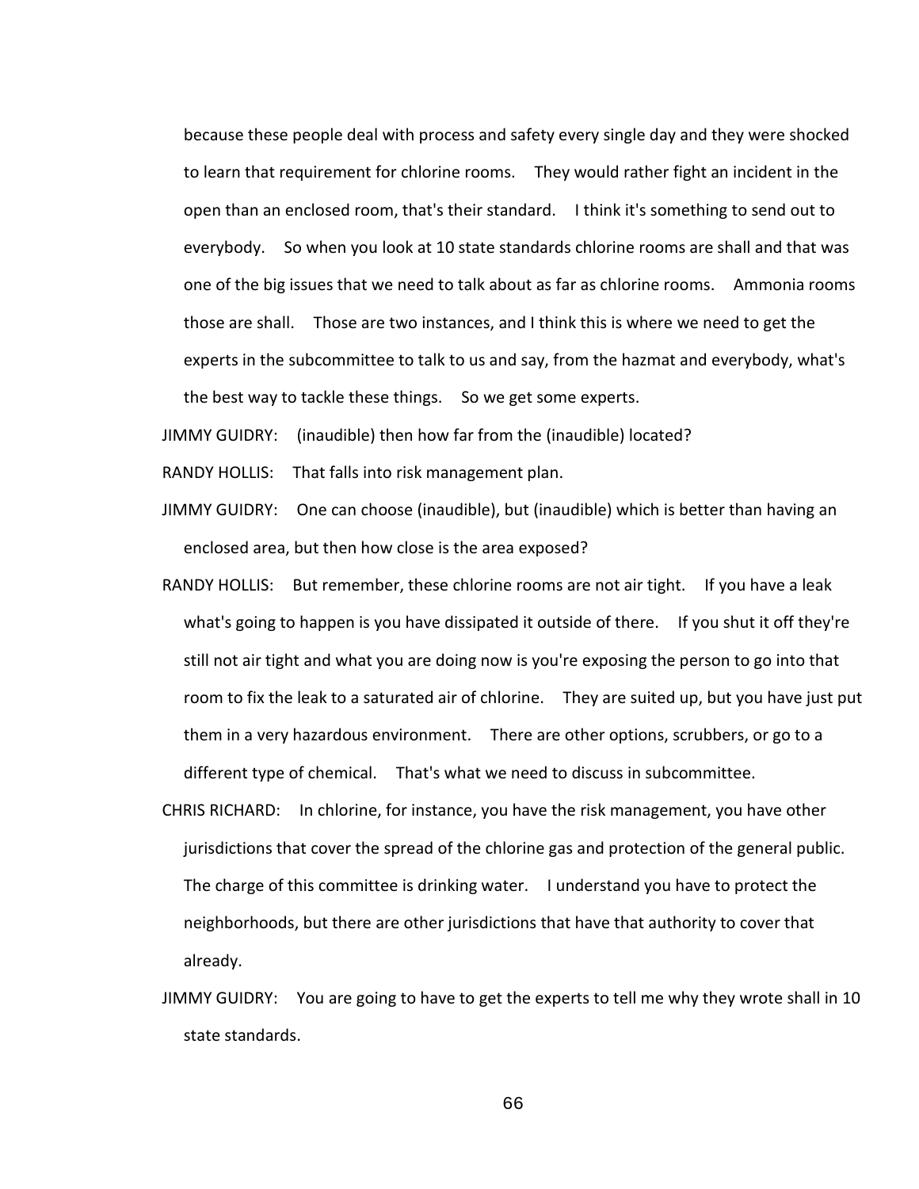because these people deal with process and safety every single day and they were shocked to learn that requirement for chlorine rooms. They would rather fight an incident in the open than an enclosed room, that's their standard. I think it's something to send out to everybody. So when you look at 10 state standards chlorine rooms are shall and that was one of the big issues that we need to talk about as far as chlorine rooms. Ammonia rooms those are shall. Those are two instances, and I think this is where we need to get the experts in the subcommittee to talk to us and say, from the hazmat and everybody, what's the best way to tackle these things. So we get some experts.

JIMMY GUIDRY: (inaudible) then how far from the (inaudible) located?

RANDY HOLLIS: That falls into risk management plan.

JIMMY GUIDRY: One can choose (inaudible), but (inaudible) which is better than having an enclosed area, but then how close is the area exposed?

RANDY HOLLIS: But remember, these chlorine rooms are not air tight. If you have a leak what's going to happen is you have dissipated it outside of there. If you shut it off they're still not air tight and what you are doing now is you're exposing the person to go into that room to fix the leak to a saturated air of chlorine. They are suited up, but you have just put them in a very hazardous environment. There are other options, scrubbers, or go to a different type of chemical. That's what we need to discuss in subcommittee.

CHRIS RICHARD: In chlorine, for instance, you have the risk management, you have other jurisdictions that cover the spread of the chlorine gas and protection of the general public. The charge of this committee is drinking water. I understand you have to protect the neighborhoods, but there are other jurisdictions that have that authority to cover that already.

JIMMY GUIDRY: You are going to have to get the experts to tell me why they wrote shall in 10 state standards.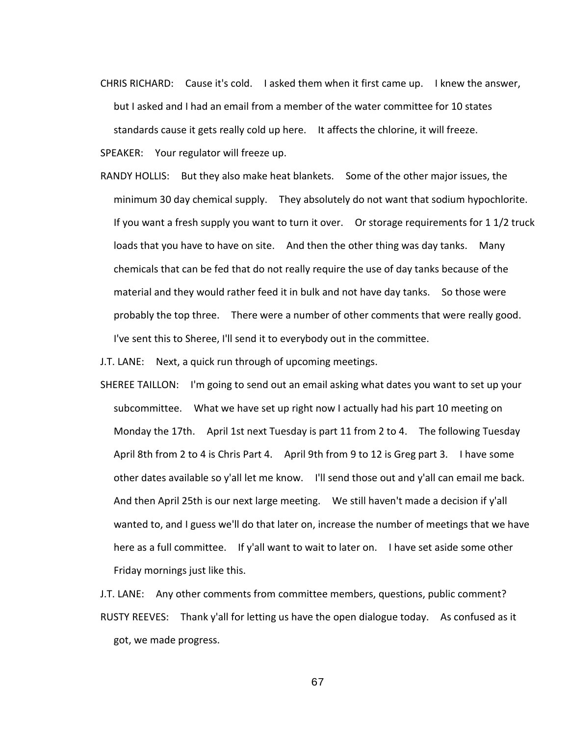CHRIS RICHARD: Cause it's cold. I asked them when it first came up. I knew the answer, but I asked and I had an email from a member of the water committee for 10 states standards cause it gets really cold up here. It affects the chlorine, it will freeze.

SPEAKER: Your regulator will freeze up.

RANDY HOLLIS: But they also make heat blankets. Some of the other major issues, the minimum 30 day chemical supply. They absolutely do not want that sodium hypochlorite. If you want a fresh supply you want to turn it over. Or storage requirements for 1 1/2 truck loads that you have to have on site. And then the other thing was day tanks. Many chemicals that can be fed that do not really require the use of day tanks because of the material and they would rather feed it in bulk and not have day tanks. So those were probably the top three. There were a number of other comments that were really good. I've sent this to Sheree, I'll send it to everybody out in the committee.

J.T. LANE: Next, a quick run through of upcoming meetings.

SHEREE TAILLON: I'm going to send out an email asking what dates you want to set up your subcommittee. What we have set up right now I actually had his part 10 meeting on Monday the 17th. April 1st next Tuesday is part 11 from 2 to 4. The following Tuesday April 8th from 2 to 4 is Chris Part 4. April 9th from 9 to 12 is Greg part 3. I have some other dates available so y'all let me know. I'll send those out and y'all can email me back. And then April 25th is our next large meeting. We still haven't made a decision if y'all wanted to, and I guess we'll do that later on, increase the number of meetings that we have here as a full committee. If y'all want to wait to later on. I have set aside some other Friday mornings just like this.

J.T. LANE: Any other comments from committee members, questions, public comment?

RUSTY REEVES: Thank y'all for letting us have the open dialogue today. As confused as it got, we made progress.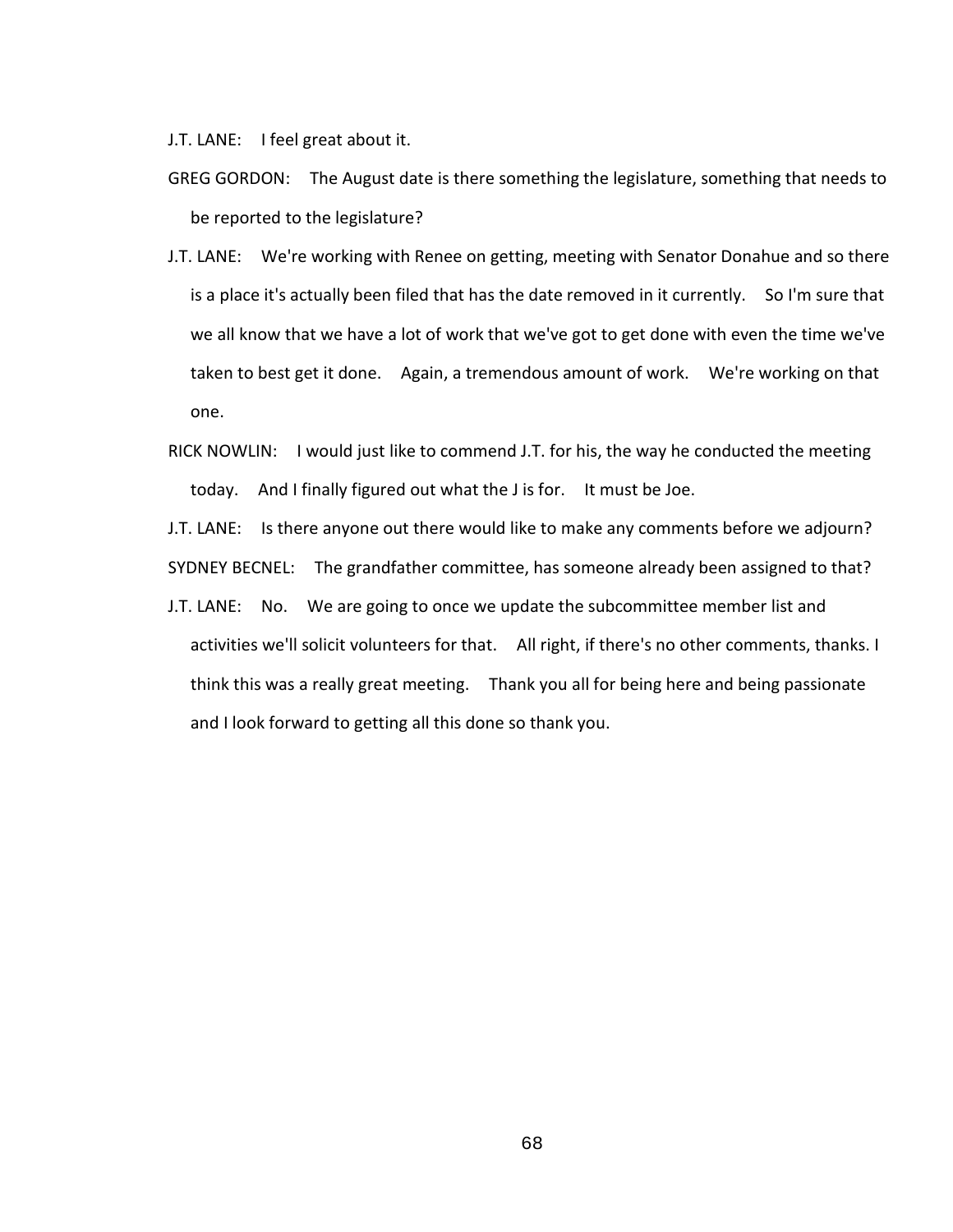J.T. LANE: I feel great about it.

GREG GORDON: The August date is there something the legislature, something that needs to be reported to the legislature?

J.T. LANE: We're working with Renee on getting, meeting with Senator Donahue and so there is a place it's actually been filed that has the date removed in it currently. So I'm sure that we all know that we have a lot of work that we've got to get done with even the time we've taken to best get it done. Again, a tremendous amount of work. We're working on that one.

RICK NOWLIN: I would just like to commend J.T. for his, the way he conducted the meeting today. And I finally figured out what the J is for. It must be Joe.

J.T. LANE: Is there anyone out there would like to make any comments before we adjourn?

SYDNEY BECNEL: The grandfather committee, has someone already been assigned to that?

J.T. LANE: No. We are going to once we update the subcommittee member list and activities we'll solicit volunteers for that. All right, if there's no other comments, thanks. I think this was a really great meeting. Thank you all for being here and being passionate and I look forward to getting all this done so thank you.